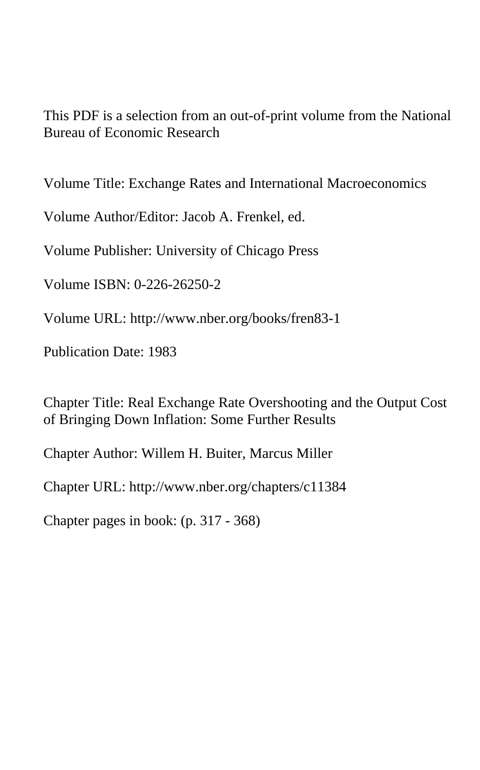This PDF is a selection from an out-of-print volume from the National Bureau of Economic Research

Volume Title: Exchange Rates and International Macroeconomics

Volume Author/Editor: Jacob A. Frenkel, ed.

Volume Publisher: University of Chicago Press

Volume ISBN: 0-226-26250-2

Volume URL: http://www.nber.org/books/fren83-1

Publication Date: 1983

Chapter Title: Real Exchange Rate Overshooting and the Output Cost of Bringing Down Inflation: Some Further Results

Chapter Author: Willem H. Buiter, Marcus Miller

Chapter URL: http://www.nber.org/chapters/c11384

Chapter pages in book: (p. 317 - 368)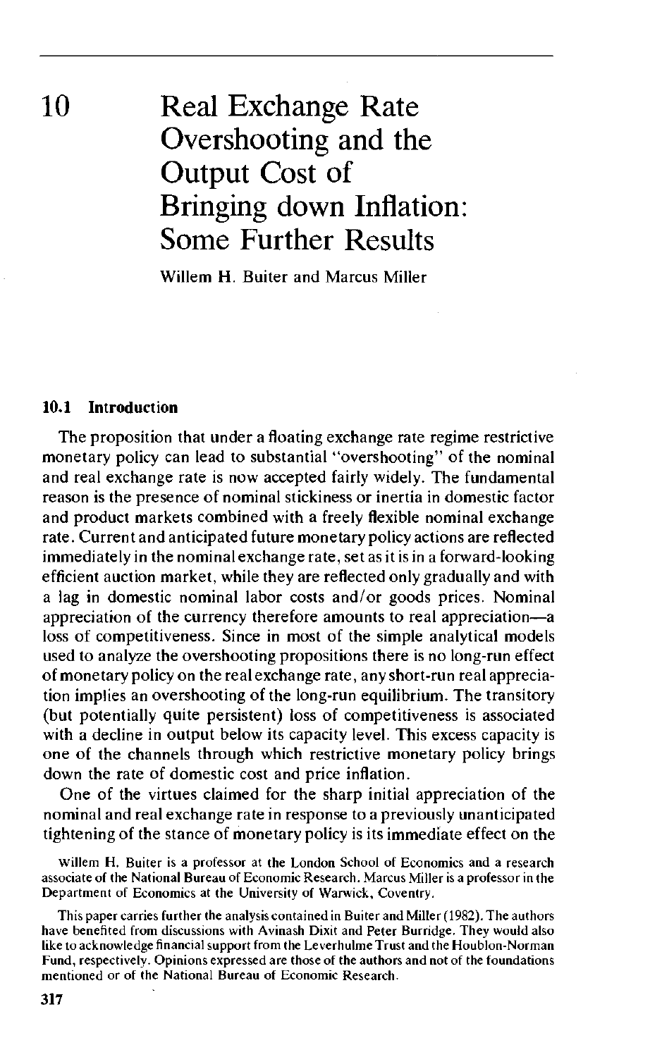# 10 Real Exchange Rate Overshooting and the Output Cost of Bringing down Inflation: Some Further Results

Willem H. Buiter and Marcus Miller

## 10.1 Introduction

The proposition that under a floating exchange rate regime restrictive monetary policy can lead to substantial "overshooting" of the nominal and real exchange rate is now accepted fairly widely. The fundamental reason is the presence of nominal stickiness or inertia in domestic factor and product markets combined with a freely flexible nominal exchange rate. Current and anticipated future monetary policy actions are reflected immediately in the nominal exchange rate, set as it is in a forward-looking efficient auction market, while they are reflected only gradually and with a lag in domestic nominal labor costs and/or goods prices. Nominal appreciation of the currency therefore amounts to real appreciation—a loss of competitiveness. Since in most of the simple analytical models used to analyze the overshooting propositions there is no long-run effect of monetary policy on the real exchange rate, any short-run real appreciation implies an overshooting of the long-run equilibrium. The transitory (but potentially quite persistent) loss of competitiveness is associated with a decline in output below its capacity level. This excess capacity is one of the channels through which restrictive monetary policy brings down the rate of domestic cost and price inflation.

One of the virtues claimed for the sharp initial appreciation of the nominal and real exchange rate in response to a previously unanticipated tightening of the stance of monetary policy is its immediate effect on the

Willem H. Buiter is a professor at the London School of Economics and a research associate of the National Bureau of Economic Research. Marcus Miller is a professor in the Department of Economics at the University of Warwick, Coventry.

This paper carries further the analysis contained in Buiter and Miller (1982). The authors have benefited from discussions with Avinash Dixit and Peter Burridge. They would also like to acknowledge financial support from the Leverhulme Trust and the Houblon-Norman Fund, respectively. Opinions expressed are those of the authors and not of the foundations mentioned or of the National Bureau of Economic Research.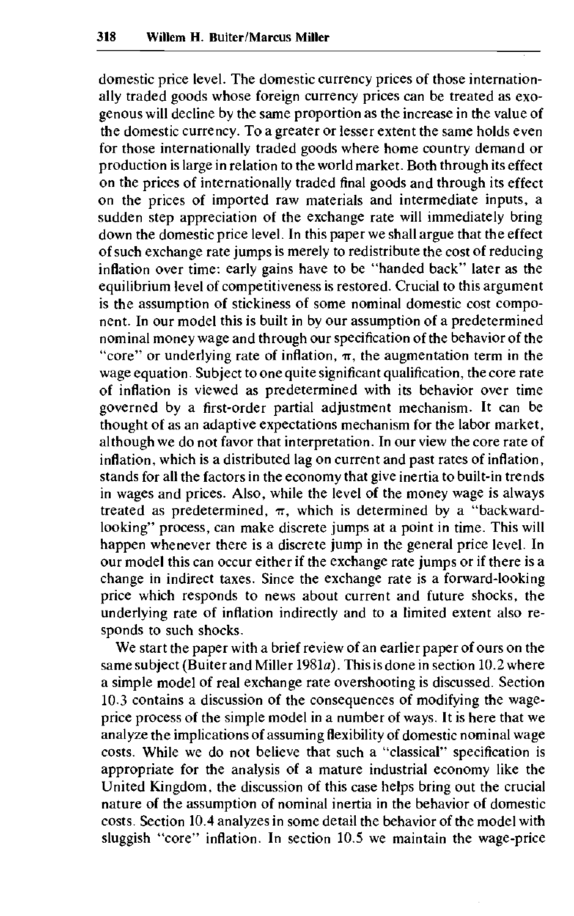domestic price level. The domestic currency prices of those internationally traded goods whose foreign currency prices can be treated as exogenous will decline by the same proportion as the increase in the value of the domestic currency. To a greater or lesser extent the same holds even for those internationally traded goods where home country demand or production is large in relation to the world market. Both through its effect on the prices of internationally traded final goods and through its effect on the prices of imported raw materials and intermediate inputs, a sudden step appreciation of the exchange rate will immediately bring down the domestic price level. In this paper we shall argue that the effect of such exchange rate jumps is merely to redistribute the cost of reducing inflation over time: early gains have to be "handed back" later as the equilibrium level of competitiveness is restored. Crucial to this argument is the assumption of stickiness of some nominal domestic cost component. In our model this is built in by our assumption of a predetermined nominal money wage and through our specification of the behavior of the "core" or underlying rate of inflation, $\pi$, the augmentation term in the wage equation. Subject to one quite significant qualification, the core rate of inflation is viewed as predetermined with its behavior over time governed by a first-order partial adjustment mechanism. It can be thought of as an adaptive expectations mechanism for the labor market, although we do not favor that interpretation. In our view the core rate of inflation, which is a distributed lag on current and past rates of inflation, stands for all the factors in the economy that give inertia to built-in trends in wages and prices. Also, while the level of the money wage is always treated as predetermined, $\pi$, which is determined by a "backward-looking" process, can make discrete jumps at a point in time. This will happen whenever there is a discrete jump in the general price level. In our model this can occur either if the exchange rate jumps or if there is a change in indirect taxes. Since the exchange rate is a forward-looking price which responds to news about current and future shocks, the underlying rate of inflation indirectly and to a limited extent also responds to such shocks.

We start the paper with a brief review of an earlier paper of ours on the same subject (Buiter and Miller 1981*a*). This is done in section 10.2 where a simple model of real exchange rate overshooting is discussed. Section 10.3 contains a discussion of the consequences of modifying the wage-price process of the simple model in a number of ways. It is here that we analyze the implications of assuming flexibility of domestic nominal wage costs. While we do not believe that such a "classical" specification is appropriate for the analysis of a mature industrial economy like the United Kingdom, the discussion of this case helps bring out the crucial nature of the assumption of nominal inertia in the behavior of domestic costs. Section 10.4 analyzes in some detail the behavior of the model with sluggish "core" inflation. In section 10.5 we maintain the wage-price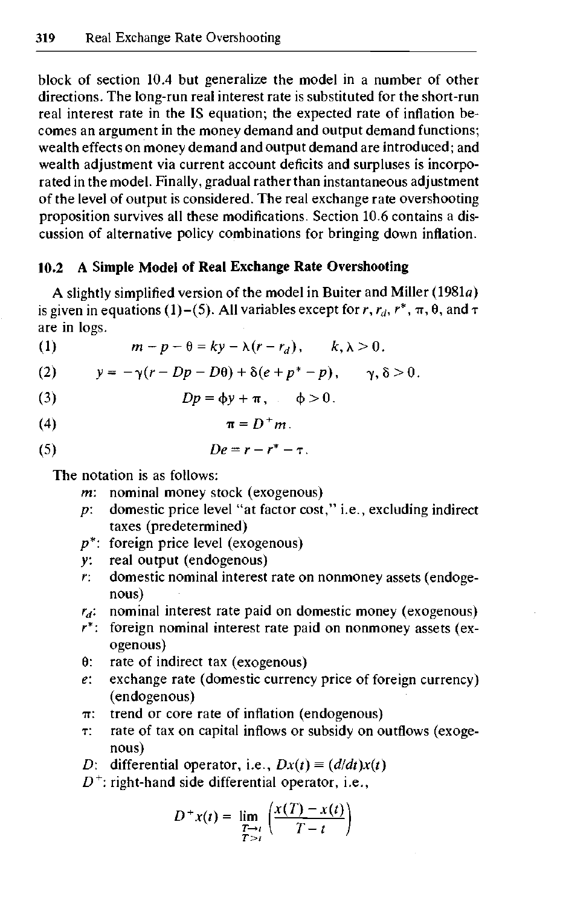block of section 10.4 but generalize the model in a number of other directions. The long-run real interest rate is substituted for the short-run real interest rate in the IS equation; the expected rate of inflation becomes an argument in the money demand and output demand functions; wealth effects on money demand and output demand are introduced; and wealth adjustment via current account deficits and surpluses is incorporated in the model. Finally, gradual rather than instantaneous adjustment of the level of output is considered. The real exchange rate overshooting proposition survives all these modifications. Section 10.6 contains a discussion of alternative policy combinations for bringing down inflation.

## 10.2 A Simple Model of Real Exchange Rate Overshooting

A slightly simplified version of the model in Buiter and Miller (1981*a*) is given in equations (1)–(5). All variables except for $r$, $r_d$, $r^*$, $\pi$, $\theta$, and $\tau$ are in logs.

$$(1) \qquad m - p - \theta = ky - \lambda(r - r_d), \qquad k, \lambda > 0.$$

$$(2) \qquad y = -\gamma(r - Dp - D\theta) + \delta(e + p^* - p), \qquad \gamma, \delta > 0.$$

$$(3) \qquad Dp = \phi y + \pi, \qquad \phi > 0.$$

$$(4) \qquad \pi = D^+ m.$$

$$(5) \qquad De = r - r^* - \tau.$$

The notation is as follows:

- $m$: nominal money stock (exogenous)
- $p$: domestic price level "at factor cost," i.e., excluding indirect taxes (predetermined)
- $p^*$: foreign price level (exogenous)
- $y$: real output (endogenous)
- $r$: domestic nominal interest rate on nonmoney assets (endogenous)
- $r_d$: nominal interest rate paid on domestic money (exogenous)
- $r^*$: foreign nominal interest rate paid on nonmoney assets (exogenous)
- $\theta$: rate of indirect tax (exogenous)
- $e$: exchange rate (domestic currency price of foreign currency) (endogenous)
- $\pi$: trend or core rate of inflation (endogenous)
- $\tau$: rate of tax on capital inflows or subsidy on outflows (exogenous)
- $D$: differential operator, i.e., $Dx(t) \equiv (d/dt)x(t)$
- $D^+$: right-hand side differential operator, i.e.,

$$D^+x(t) = \lim_{\substack{T \to t \\ T > t}} \left( \frac{x(T) - x(t)}{T - t} \right)$$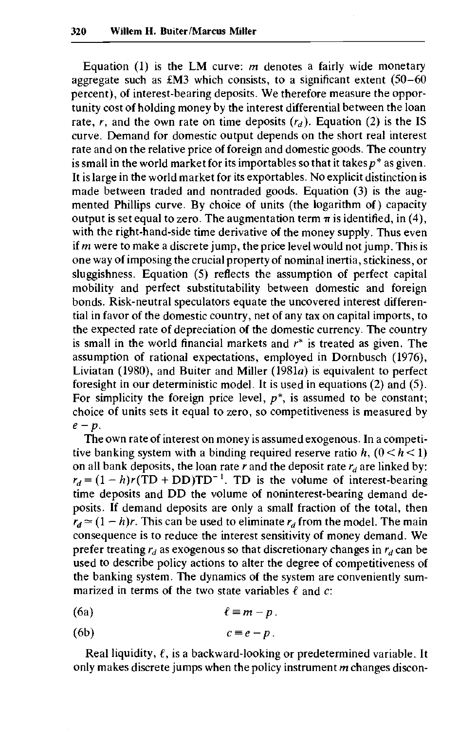Equation (1) is the LM curve: $m$ denotes a fairly wide monetary aggregate such as £M3 which consists, to a significant extent (50–60 percent), of interest-bearing deposits. We therefore measure the opportunity cost of holding money by the interest differential between the loan rate, $r$, and the own rate on time deposits ($r_d$). Equation (2) is the IS curve. Demand for domestic output depends on the short real interest rate and on the relative price of foreign and domestic goods. The country is small in the world market for its importables so that it takes $p^*$ as given. It is large in the world market for its exportables. No explicit distinction is made between traded and nontraded goods. Equation (3) is the augmented Phillips curve. By choice of units (the logarithm of) capacity output is set equal to zero. The augmentation term $\pi$ is identified, in (4), with the right-hand-side time derivative of the money supply. Thus even if $m$ were to make a discrete jump, the price level would not jump. This is one way of imposing the crucial property of nominal inertia, stickiness, or sluggishness. Equation (5) reflects the assumption of perfect capital mobility and perfect substitutability between domestic and foreign bonds. Risk-neutral speculators equate the uncovered interest differential in favor of the domestic country, net of any tax on capital imports, to the expected rate of depreciation of the domestic currency. The country is small in the world financial markets and $r^*$ is treated as given. The assumption of rational expectations, employed in Dornbusch (1976), Liviatan (1980), and Buiter and Miller (1981*a*) is equivalent to perfect foresight in our deterministic model. It is used in equations (2) and (5). For simplicity the foreign price level, $p^*$, is assumed to be constant; choice of units sets it equal to zero, so competitiveness is measured by $e - p$.

The own rate of interest on money is assumed exogenous. In a competitive banking system with a binding required reserve ratio $h$, $(0 < h < 1)$ on all bank deposits, the loan rate $r$ and the deposit rate $r_d$ are linked by: $r_d = (1 - h)r(\text{TD} + \text{DD})\text{TD}^{-1}$. TD is the volume of interest-bearing time deposits and DD the volume of noninterest-bearing demand deposits. If demand deposits are only a small fraction of the total, then $r_d \simeq (1 - h)r$. This can be used to eliminate $r_d$ from the model. The main consequence is to reduce the interest sensitivity of money demand. We prefer treating $r_d$ as exogenous so that discretionary changes in $r_d$ can be used to describe policy actions to alter the degree of competitiveness of the banking system. The dynamics of the system are conveniently summarized in terms of the two state variables $\ell$ and $c$:

$$\ell \equiv m - p. \tag{6a}$$

$$c \equiv e - p. \tag{6b}$$

Real liquidity, $\ell$, is a backward-looking or predetermined variable. It only makes discrete jumps when the policy instrument $m$ changes discon-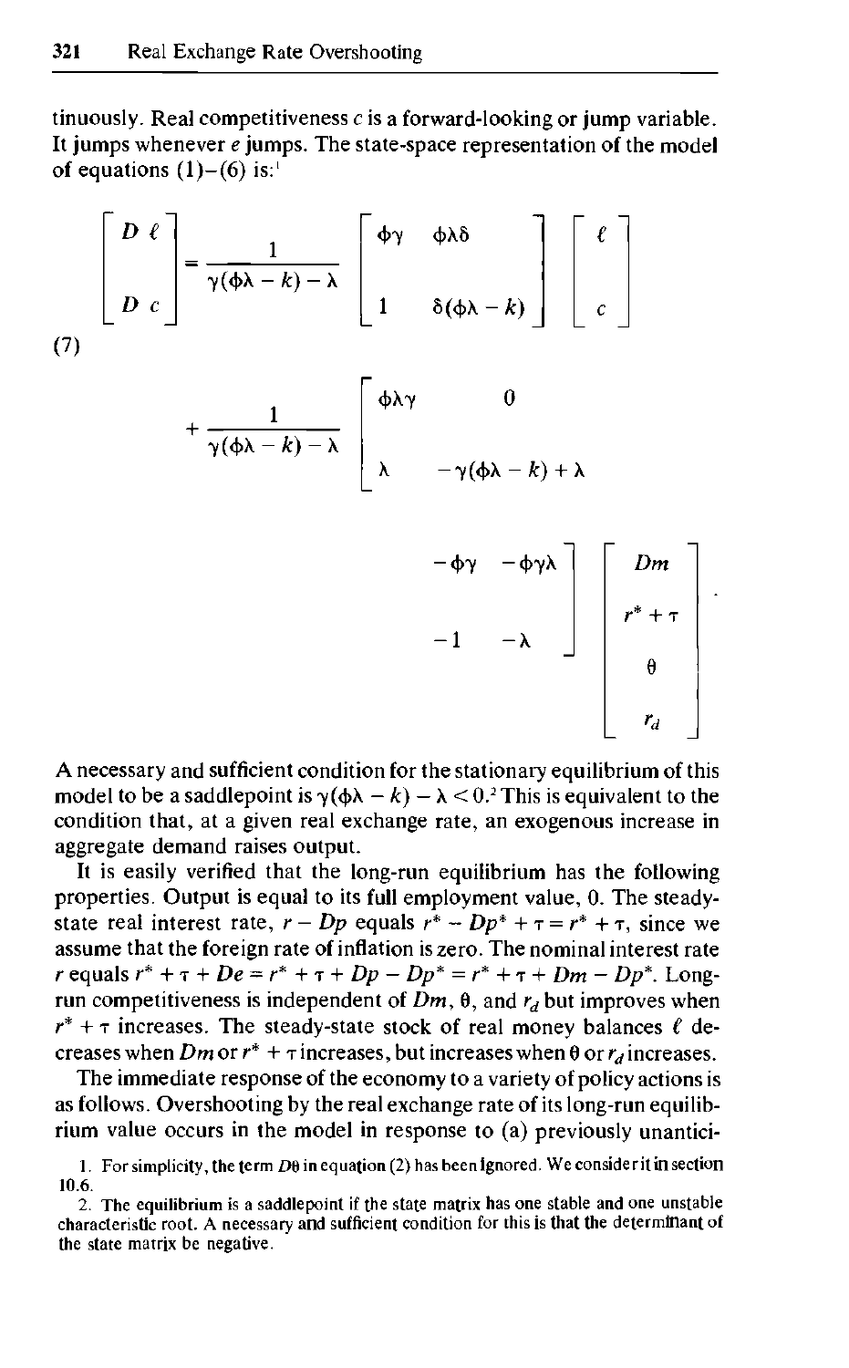tinuously. Real competitiveness $c$ is a forward-looking or jump variable. It jumps whenever $e$ jumps. The state-space representation of the model of equations (1)–(6) is:[1]

$$
\begin{bmatrix} D\ell \\ Dc \end{bmatrix} = \frac{1}{\gamma(\phi\lambda - k) - \lambda} \begin{bmatrix} \phi\gamma & \phi\lambda\delta \\ 1 & \delta(\phi\lambda - k) \end{bmatrix} \begin{bmatrix} \ell \\ c \end{bmatrix}
$$

$$
(7) \quad + \frac{1}{\gamma(\phi\lambda - k) - \lambda} \begin{bmatrix} \phi\lambda\gamma & 0 & -\phi\gamma & -\phi\gamma\lambda \\ \lambda & -\gamma(\phi\lambda - k) + \lambda & -1 & -\lambda \end{bmatrix} \begin{bmatrix} Dm \\ r^* + \tau \\ \theta \\ r_d \end{bmatrix}.
$$

A necessary and sufficient condition for the stationary equilibrium of this model to be a saddlepoint is $\gamma(\phi\lambda - k) - \lambda < 0$.[2] This is equivalent to the condition that, at a given real exchange rate, an exogenous increase in aggregate demand raises output.

It is easily verified that the long-run equilibrium has the following properties. Output is equal to its full employment value, 0. The steady-state real interest rate, $r - Dp$ equals $r^* - Dp^* + \tau = r^* + \tau$, since we assume that the foreign rate of inflation is zero. The nominal interest rate $r$ equals $r^* + \tau + De = r^* + \tau + Dp - Dp^* = r^* + \tau + Dm - Dp^*$. Long-run competitiveness is independent of $Dm$, $\theta$, and $r_d$ but improves when $r^* + \tau$ increases. The steady-state stock of real money balances $\ell$ decreases when $Dm$ or $r^* + \tau$ increases, but increases when $\theta$ or $r_d$ increases.

The immediate response of the economy to a variety of policy actions is as follows. Overshooting by the real exchange rate of its long-run equilibrium value occurs in the model in response to (a) previously unantici-

1. For simplicity, the term $D\theta$ in equation (2) has been ignored. We consider it in section 10.6.

2. The equilibrium is a saddlepoint if the state matrix has one stable and one unstable characteristic root. A necessary and sufficient condition for this is that the determinant of the state matrix be negative.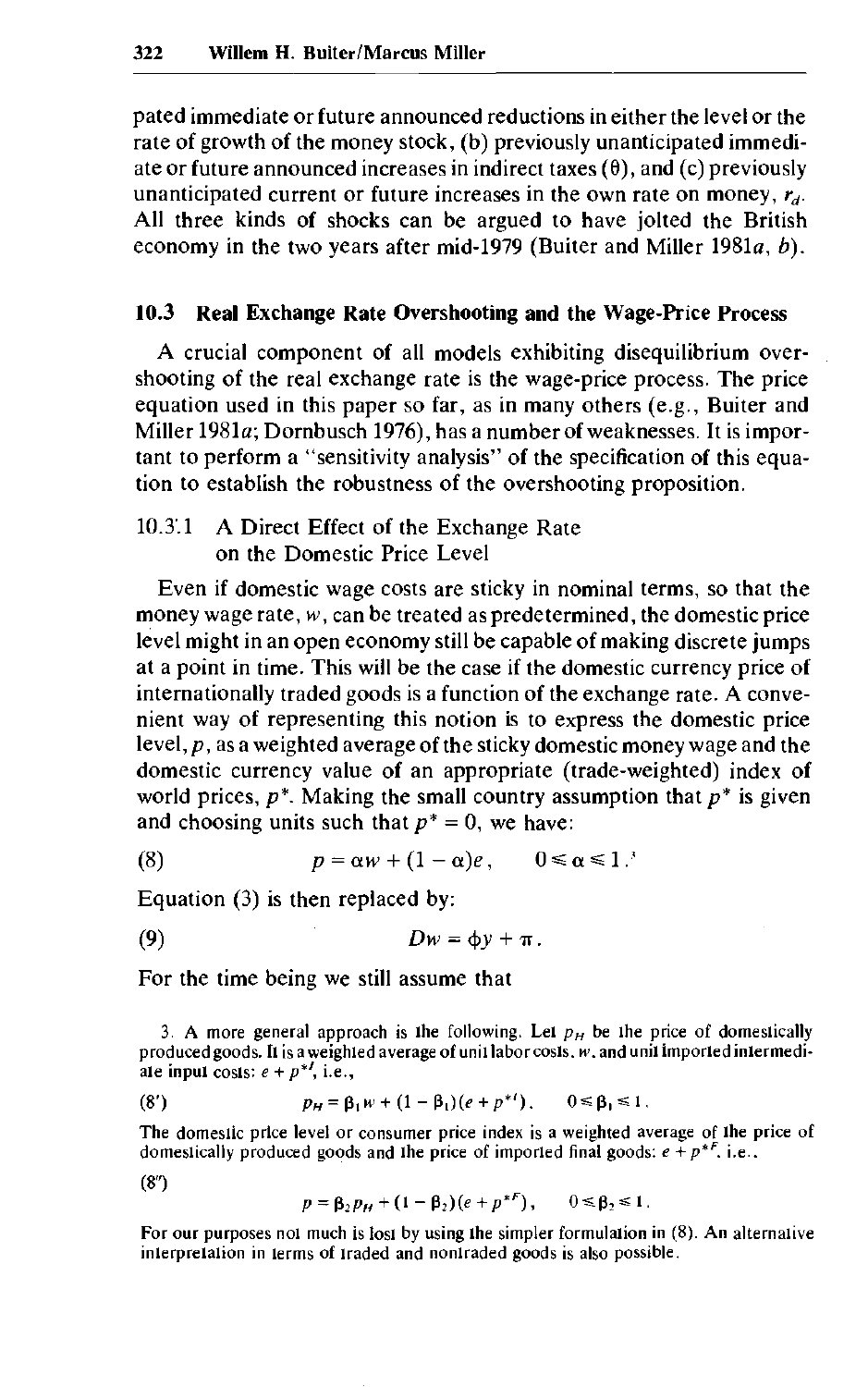pated immediate or future announced reductions in either the level or the rate of growth of the money stock, (b) previously unanticipated immediate or future announced increases in indirect taxes ($\theta$), and (c) previously unanticipated current or future increases in the own rate on money, $r_d$. All three kinds of shocks can be argued to have jolted the British economy in the two years after mid-1979 (Buiter and Miller 1981*a*, *b*).

## 10.3 Real Exchange Rate Overshooting and the Wage-Price Process

A crucial component of all models exhibiting disequilibrium overshooting of the real exchange rate is the wage-price process. The price equation used in this paper so far, as in many others (e.g., Buiter and Miller 1981*a*; Dornbusch 1976), has a number of weaknesses. It is important to perform a "sensitivity analysis" of the specification of this equation to establish the robustness of the overshooting proposition.

### 10.3.1 A Direct Effect of the Exchange Rate on the Domestic Price Level

Even if domestic wage costs are sticky in nominal terms, so that the money wage rate, $w$, can be treated as predetermined, the domestic price level might in an open economy still be capable of making discrete jumps at a point in time. This will be the case if the domestic currency price of internationally traded goods is a function of the exchange rate. A convenient way of representing this notion is to express the domestic price level, $p$, as a weighted average of the sticky domestic money wage and the domestic currency value of an appropriate (trade-weighted) index of world prices, $p^*$. Making the small country assumption that $p^*$ is given and choosing units such that $p^* = 0$, we have:

$$(8) \qquad p = \alpha w + (1 - \alpha)e, \qquad 0 \leq \alpha \leq 1.^{3}$$

Equation (3) is then replaced by:

$$(9) \qquad Dw = \phi y + \pi.$$

For the time being we still assume that

3. A more general approach is the following. Let $p_H$ be the price of domestically produced goods. It is a weighted average of unit labor costs, $w$, and unit imported intermediate input costs: $e + p^{*I}$, i.e.,

$$(8') \qquad p_H = \beta_1 w + (1 - \beta_1)(e + p^{*I}), \qquad 0 \leq \beta_1 \leq 1.$$

The domestic price level or consumer price index is a weighted average of the price of domestically produced goods and the price of imported final goods: $e + p^{*F}$, i.e.,

$$(8'') \qquad p = \beta_2 p_H + (1 - \beta_2)(e + p^{*F}), \qquad 0 \leq \beta_2 \leq 1.$$

For our purposes not much is lost by using the simpler formulation in (8). An alternative interpretation in terms of traded and nontraded goods is also possible.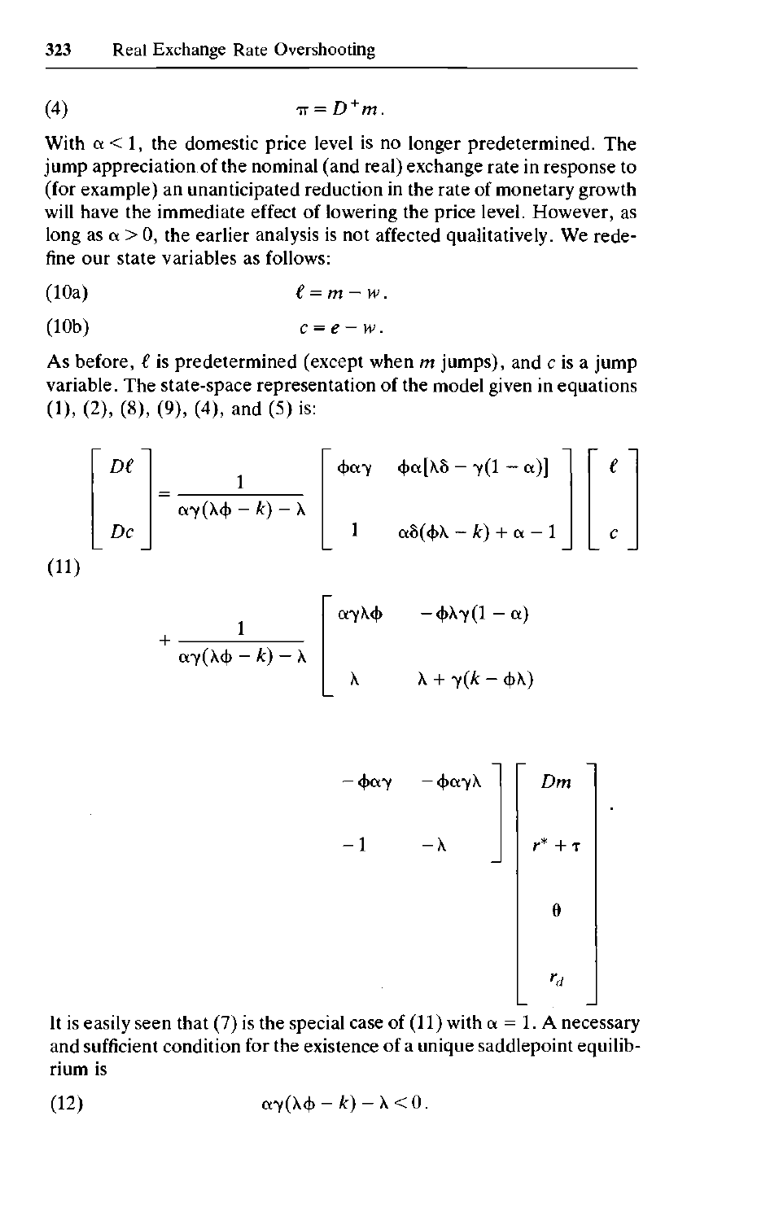$$\pi = D^{+}m. \tag{4}$$

With $\alpha < 1$, the domestic price level is no longer predetermined. The jump appreciation of the nominal (and real) exchange rate in response to (for example) an unanticipated reduction in the rate of monetary growth will have the immediate effect of lowering the price level. However, as long as $\alpha > 0$, the earlier analysis is not affected qualitatively. We redefine our state variables as follows:

$$\ell = m - w. \tag{10a}$$

$$c = e - w. \tag{10b}$$

As before, $\ell$ is predetermined (except when $m$ jumps), and $c$ is a jump variable. The state-space representation of the model given in equations (1), (2), (8), (9), (4), and (5) is:

$$\begin{bmatrix} D\ell \\ Dc \end{bmatrix} = \frac{1}{\alpha\gamma(\lambda\phi - k) - \lambda} \begin{bmatrix} \phi\alpha\gamma & \phi\alpha[\lambda\delta - \gamma(1-\alpha)] \\ 1 & \alpha\delta(\phi\lambda - k) + \alpha - 1 \end{bmatrix} \begin{bmatrix} \ell \\ c \end{bmatrix}$$

$$+ \frac{1}{\alpha\gamma(\lambda\phi - k) - \lambda} \begin{bmatrix} \alpha\gamma\lambda\phi & -\phi\lambda\gamma(1-\alpha) & -\phi\alpha\gamma & -\phi\alpha\gamma\lambda \\ \lambda & \lambda + \gamma(k - \phi\lambda) & -1 & -\lambda \end{bmatrix} \begin{bmatrix} Dm \\ r^{*} + \tau \\ \theta \\ r_d \end{bmatrix}. \tag{11}$$

It is easily seen that (7) is the special case of (11) with $\alpha = 1$. A necessary and sufficient condition for the existence of a unique saddlepoint equilibrium is

$$\alpha\gamma(\lambda\phi - k) - \lambda < 0. \tag{12}$$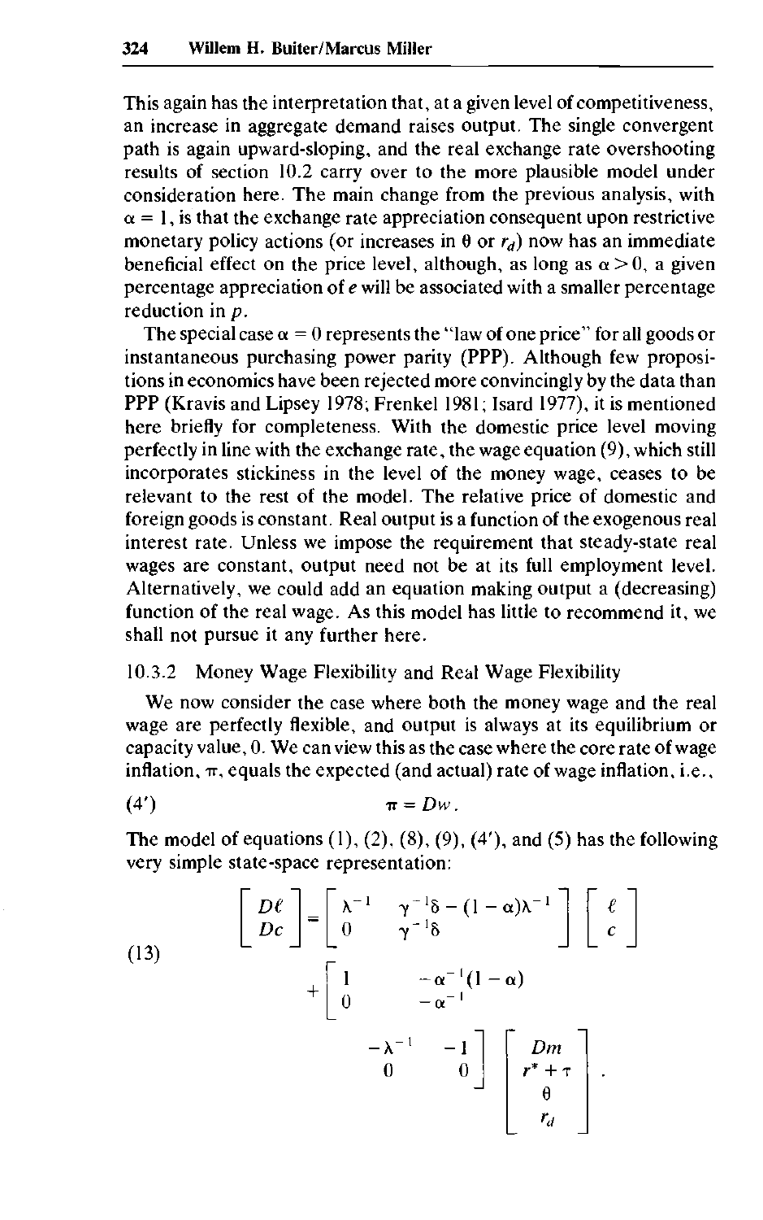This again has the interpretation that, at a given level of competitiveness, an increase in aggregate demand raises output. The single convergent path is again upward-sloping, and the real exchange rate overshooting results of section 10.2 carry over to the more plausible model under consideration here. The main change from the previous analysis, with $\alpha = 1$, is that the exchange rate appreciation consequent upon restrictive monetary policy actions (or increases in $\theta$ or $r_d$) now has an immediate beneficial effect on the price level, although, as long as $\alpha > 0$, a given percentage appreciation of $e$ will be associated with a smaller percentage reduction in $p$.

The special case $\alpha = 0$ represents the "law of one price" for all goods or instantaneous purchasing power parity (PPP). Although few propositions in economics have been rejected more convincingly by the data than PPP (Kravis and Lipsey 1978; Frenkel 1981; Isard 1977), it is mentioned here briefly for completeness. With the domestic price level moving perfectly in line with the exchange rate, the wage equation (9), which still incorporates stickiness in the level of the money wage, ceases to be relevant to the rest of the model. The relative price of domestic and foreign goods is constant. Real output is a function of the exogenous real interest rate. Unless we impose the requirement that steady-state real wages are constant, output need not be at its full employment level. Alternatively, we could add an equation making output a (decreasing) function of the real wage. As this model has little to recommend it, we shall not pursue it any further here.

### 10.3.2 Money Wage Flexibility and Real Wage Flexibility

We now consider the case where both the money wage and the real wage are perfectly flexible, and output is always at its equilibrium or capacity value, 0. We can view this as the case where the core rate of wage inflation, $\pi$, equals the expected (and actual) rate of wage inflation, i.e.,

$$\pi = Dw. \tag{4'}$$

The model of equations (1), (2), (8), (9), (4′), and (5) has the following very simple state-space representation:

$$\begin{bmatrix} D\ell \\ Dc \end{bmatrix} = \begin{bmatrix} \lambda^{-1} & \gamma^{-1}\delta - (1-\alpha)\lambda^{-1} \\ 0 & \gamma^{-1}\delta \end{bmatrix} \begin{bmatrix} \ell \\ c \end{bmatrix} + \begin{bmatrix} 1 & -\alpha^{-1}(1-\alpha) & -\lambda^{-1} & -1 \\ 0 & -\alpha^{-1} & 0 & 0 \end{bmatrix} \begin{bmatrix} Dm \\ r^* + \tau \\ \theta \\ r_d \end{bmatrix}. \tag{13}$$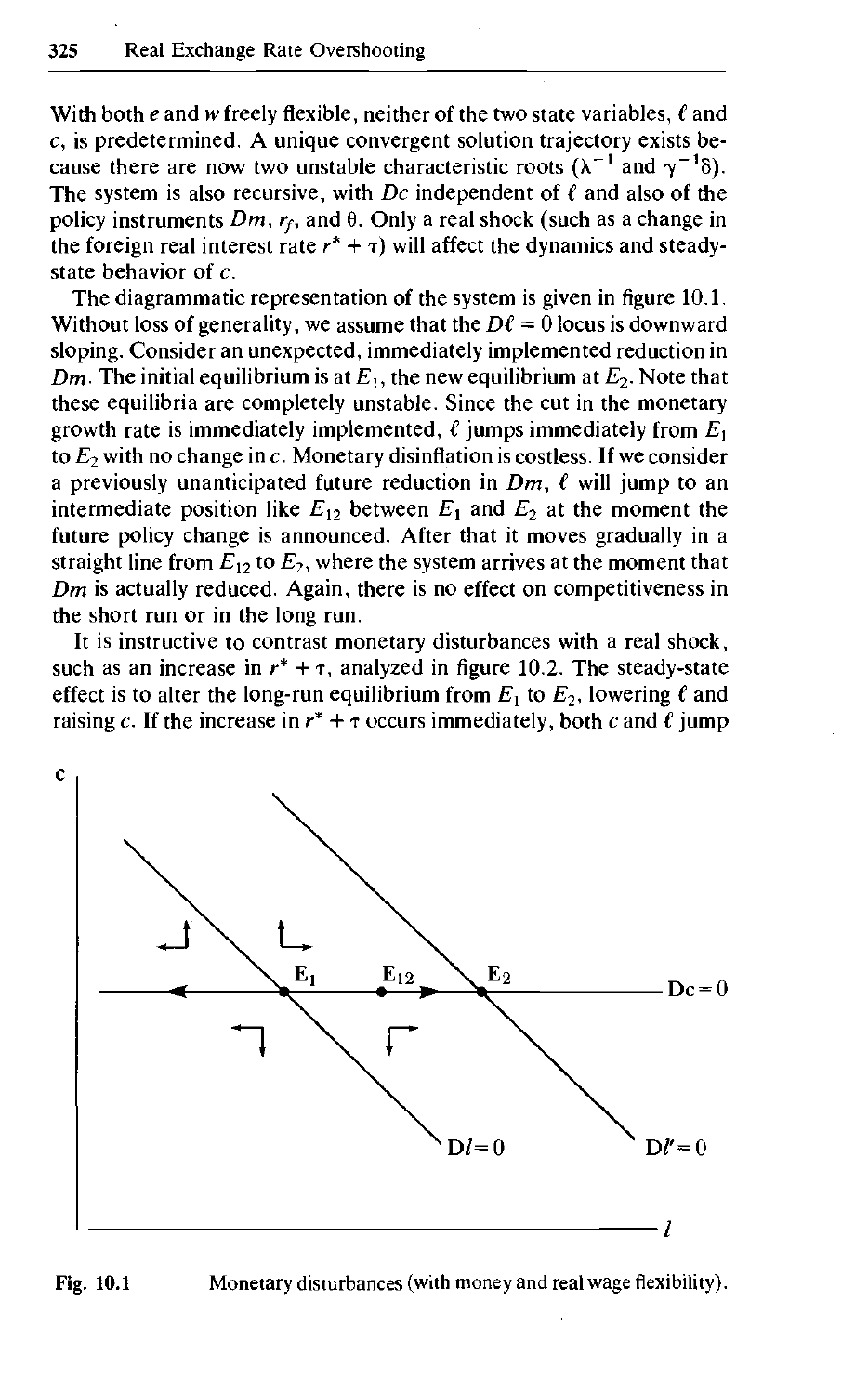With both $e$ and $w$ freely flexible, neither of the two state variables, $\ell$ and $c$, is predetermined. A unique convergent solution trajectory exists because there are now two unstable characteristic roots ($\lambda^{-1}$ and $\gamma^{-1}\delta$). The system is also recursive, with $Dc$ independent of $\ell$ and also of the policy instruments $Dm$, $r_f$, and $\theta$. Only a real shock (such as a change in the foreign real interest rate $r^* + \tau$) will affect the dynamics and steady-state behavior of $c$.

The diagrammatic representation of the system is given in figure 10.1. Without loss of generality, we assume that the $D\ell = 0$ locus is downward sloping. Consider an unexpected, immediately implemented reduction in $Dm$. The initial equilibrium is at $E_1$, the new equilibrium at $E_2$. Note that these equilibria are completely unstable. Since the cut in the monetary growth rate is immediately implemented, $\ell$ jumps immediately from $E_1$ to $E_2$ with no change in $c$. Monetary disinflation is costless. If we consider a previously unanticipated future reduction in $Dm$, $\ell$ will jump to an intermediate position like $E_{12}$ between $E_1$ and $E_2$ at the moment the future policy change is announced. After that it moves gradually in a straight line from $E_{12}$ to $E_2$, where the system arrives at the moment that $Dm$ is actually reduced. Again, there is no effect on competitiveness in the short run or in the long run.

It is instructive to contrast monetary disturbances with a real shock, such as an increase in $r^* + \tau$, analyzed in figure 10.2. The steady-state effect is to alter the long-run equilibrium from $E_1$ to $E_2$, lowering $\ell$ and raising $c$. If the increase in $r^* + \tau$ occurs immediately, both $c$ and $\ell$ jump

**Fig. 10.1** Monetary disturbances (with money and real wage flexibility).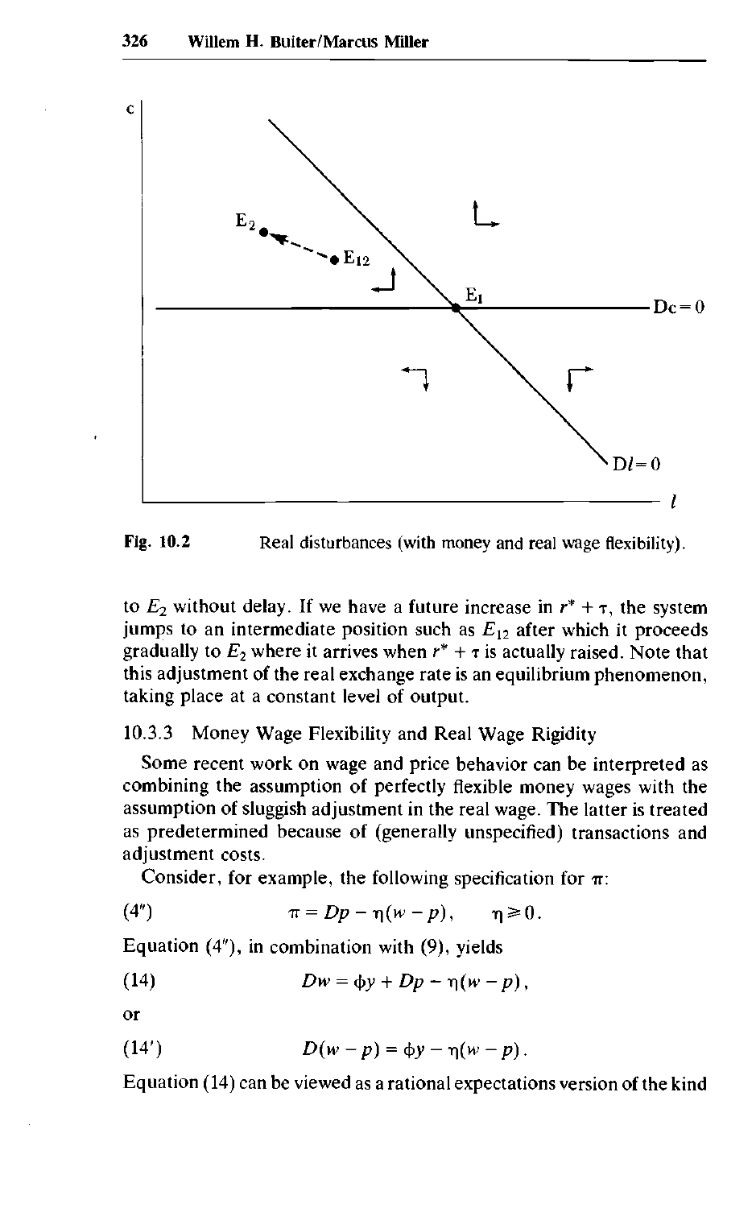Fig. 10.2 Real disturbances (with money and real wage flexibility).

to $E_2$ without delay. If we have a future increase in $r^* + \tau$, the system jumps to an intermediate position such as $E_{12}$ after which it proceeds gradually to $E_2$ where it arrives when $r^* + \tau$ is actually raised. Note that this adjustment of the real exchange rate is an equilibrium phenomenon, taking place at a constant level of output.

### 10.3.3 Money Wage Flexibility and Real Wage Rigidity

Some recent work on wage and price behavior can be interpreted as combining the assumption of perfectly flexible money wages with the assumption of sluggish adjustment in the real wage. The latter is treated as predetermined because of (generally unspecified) transactions and adjustment costs.

Consider, for example, the following specification for $\pi$:

$$\pi = Dp - \eta(w - p), \qquad \eta \geq 0. \tag{4''}$$

Equation (4″), in combination with (9), yields

$$Dw = \phi y + Dp - \eta(w - p), \tag{14}$$

or

$$D(w - p) = \phi y - \eta(w - p). \tag{14'}$$

Equation (14) can be viewed as a rational expectations version of the kind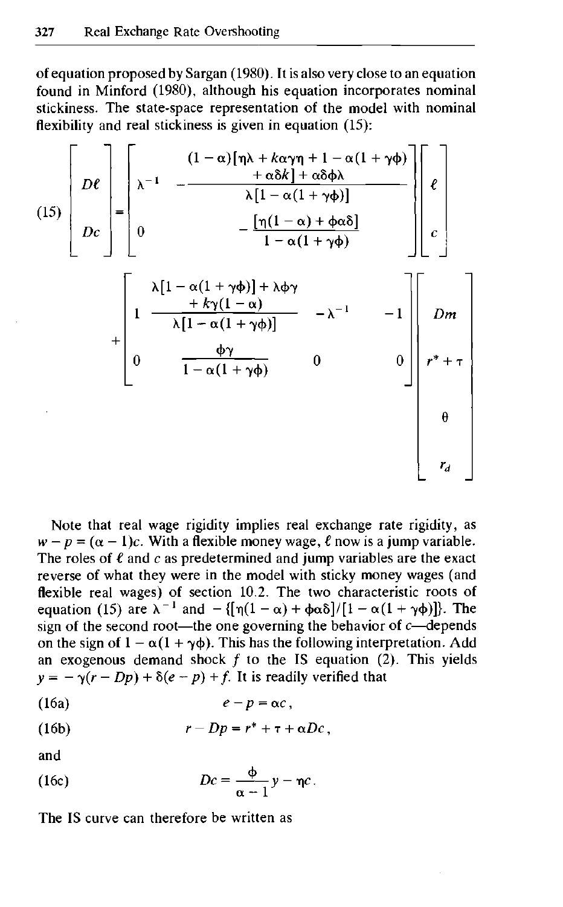of equation proposed by Sargan (1980). It is also very close to an equation found in Minford (1980), although his equation incorporates nominal stickiness. The state-space representation of the model with nominal flexibility and real stickiness is given in equation (15):

$$
(15)\quad
\begin{bmatrix} D\ell \\ Dc \end{bmatrix}
=
\begin{bmatrix}
\lambda^{-1} & -\dfrac{(1-\alpha)[\eta\lambda + k\alpha\gamma\eta + 1 - \alpha(1+\gamma\phi) + \alpha\delta k] + \alpha\delta\phi\lambda}{\lambda[1-\alpha(1+\gamma\phi)]} \\
0 & -\dfrac{[\eta(1-\alpha)+\phi\alpha\delta]}{1-\alpha(1+\gamma\phi)}
\end{bmatrix}
\begin{bmatrix} \ell \\ c \end{bmatrix}
+
\begin{bmatrix}
1 & \dfrac{\lambda[1-\alpha(1+\gamma\phi)] + \lambda\phi\gamma + k\gamma(1-\alpha)}{\lambda[1-\alpha(1+\gamma\phi)]} & -\lambda^{-1} & -1 \\
0 & \dfrac{\phi\gamma}{1-\alpha(1+\gamma\phi)} & 0 & 0
\end{bmatrix}
\begin{bmatrix} Dm \\ r^* + \tau \\ \theta \\ r_d \end{bmatrix}
$$

Note that real wage rigidity implies real exchange rate rigidity, as $w - p = (\alpha - 1)c$. With a flexible money wage, $\ell$ now is a jump variable. The roles of $\ell$ and $c$ as predetermined and jump variables are the exact reverse of what they were in the model with sticky money wages (and flexible real wages) of section 10.2. The two characteristic roots of equation (15) are $\lambda^{-1}$ and $-\{[\eta(1-\alpha)+\phi\alpha\delta]/[1-\alpha(1+\gamma\phi)]\}$. The sign of the second root—the one governing the behavior of $c$—depends on the sign of $1-\alpha(1+\gamma\phi)$. This has the following interpretation. Add an exogenous demand shock $f$ to the IS equation (2). This yields $y = -\gamma(r - Dp) + \delta(e - p) + f$. It is readily verified that

$$(16a)\qquad e - p = \alpha c,$$

$$(16b)\qquad r - Dp = r^* + \tau + \alpha Dc,$$

and

$$(16c)\qquad Dc = \frac{\phi}{\alpha - 1}y - \eta c.$$

The IS curve can therefore be written as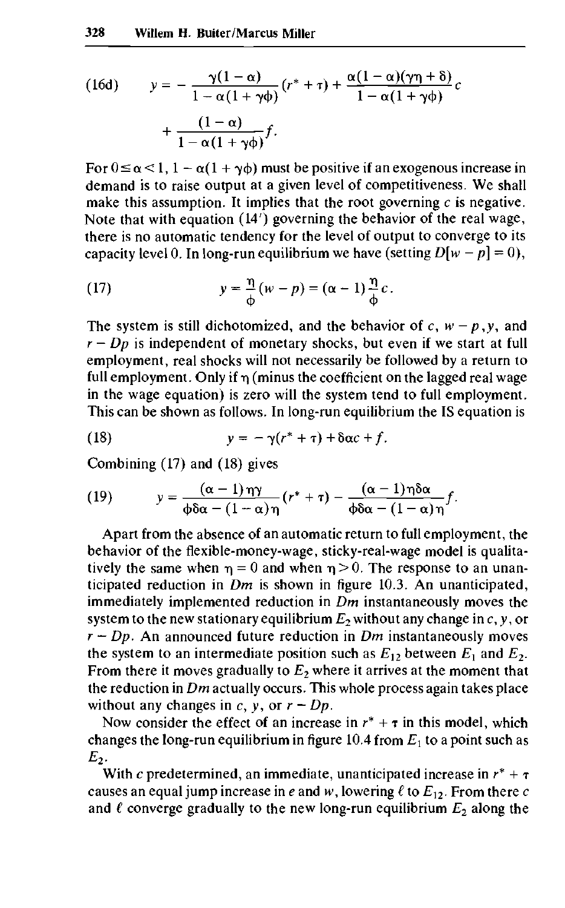$$(16d) \quad y = -\frac{\gamma(1-\alpha)}{1-\alpha(1+\gamma\phi)}(r^* + \tau) + \frac{\alpha(1-\alpha)(\gamma\eta + \delta)}{1-\alpha(1+\gamma\phi)}c + \frac{(1-\alpha)}{1-\alpha(1+\gamma\phi)}f.$$

For $0 \leq \alpha < 1$, $1 - \alpha(1 + \gamma\phi)$ must be positive if an exogenous increase in demand is to raise output at a given level of competitiveness. We shall make this assumption. It implies that the root governing $c$ is negative. Note that with equation (14′) governing the behavior of the real wage, there is no automatic tendency for the level of output to converge to its capacity level 0. In long-run equilibrium we have (setting $D[w - p] = 0$),

$$(17) \quad y = \frac{\eta}{\phi}(w - p) = (\alpha - 1)\frac{\eta}{\phi}c.$$

The system is still dichotomized, and the behavior of $c$, $w - p$, $y$, and $r - Dp$ is independent of monetary shocks, but even if we start at full employment, real shocks will not necessarily be followed by a return to full employment. Only if $\eta$ (minus the coefficient on the lagged real wage in the wage equation) is zero will the system tend to full employment. This can be shown as follows. In long-run equilibrium the IS equation is

$$(18) \quad y = -\gamma(r^* + \tau) + \delta\alpha c + f.$$

Combining (17) and (18) gives

$$(19) \quad y = \frac{(\alpha - 1)\eta\gamma}{\phi\delta\alpha - (1-\alpha)\eta}(r^* + \tau) - \frac{(\alpha - 1)\eta\delta\alpha}{\phi\delta\alpha - (1-\alpha)\eta}f.$$

Apart from the absence of an automatic return to full employment, the behavior of the flexible-money-wage, sticky-real-wage model is qualitatively the same when $\eta = 0$ and when $\eta > 0$. The response to an unanticipated reduction in $Dm$ is shown in figure 10.3. An unanticipated, immediately implemented reduction in $Dm$ instantaneously moves the system to the new stationary equilibrium $E_2$ without any change in $c$, $y$, or $r - Dp$. An announced future reduction in $Dm$ instantaneously moves the system to an intermediate position such as $E_{12}$ between $E_1$ and $E_2$. From there it moves gradually to $E_2$ where it arrives at the moment that the reduction in $Dm$ actually occurs. This whole process again takes place without any changes in $c$, $y$, or $r - Dp$.

Now consider the effect of an increase in $r^* + \tau$ in this model, which changes the long-run equilibrium in figure 10.4 from $E_1$ to a point such as $E_2$.

With $c$ predetermined, an immediate, unanticipated increase in $r^* + \tau$ causes an equal jump increase in $e$ and $w$, lowering $\ell$ to $E_{12}$. From there $c$ and $\ell$ converge gradually to the new long-run equilibrium $E_2$ along the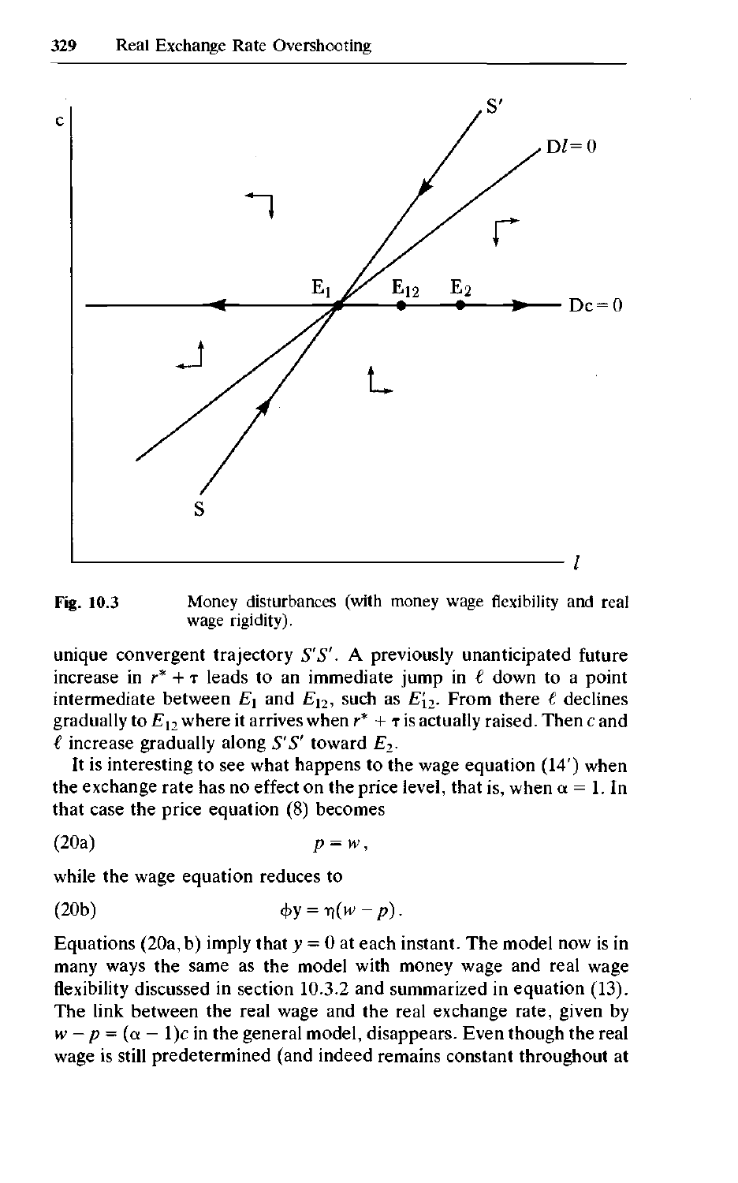Fig. 10.3 Money disturbances (with money wage flexibility and real wage rigidity).

unique convergent trajectory $S'S'$. A previously unanticipated future increase in $r^* + \tau$ leads to an immediate jump in $\ell$ down to a point intermediate between $E_1$ and $E_{12}$, such as $E'_{12}$. From there $\ell$ declines gradually to $E_{12}$ where it arrives when $r^* + \tau$ is actually raised. Then $c$ and $\ell$ increase gradually along $S'S'$ toward $E_2$.

It is interesting to see what happens to the wage equation (14′) when the exchange rate has no effect on the price level, that is, when $\alpha = 1$. In that case the price equation (8) becomes

$$p = w, \tag{20a}$$

while the wage equation reduces to

$$\phi y = \eta(w - p). \tag{20b}$$

Equations (20a, b) imply that $y = 0$ at each instant. The model now is in many ways the same as the model with money wage and real wage flexibility discussed in section 10.3.2 and summarized in equation (13). The link between the real wage and the real exchange rate, given by $w - p = (\alpha - 1)c$ in the general model, disappears. Even though the real wage is still predetermined (and indeed remains constant throughout at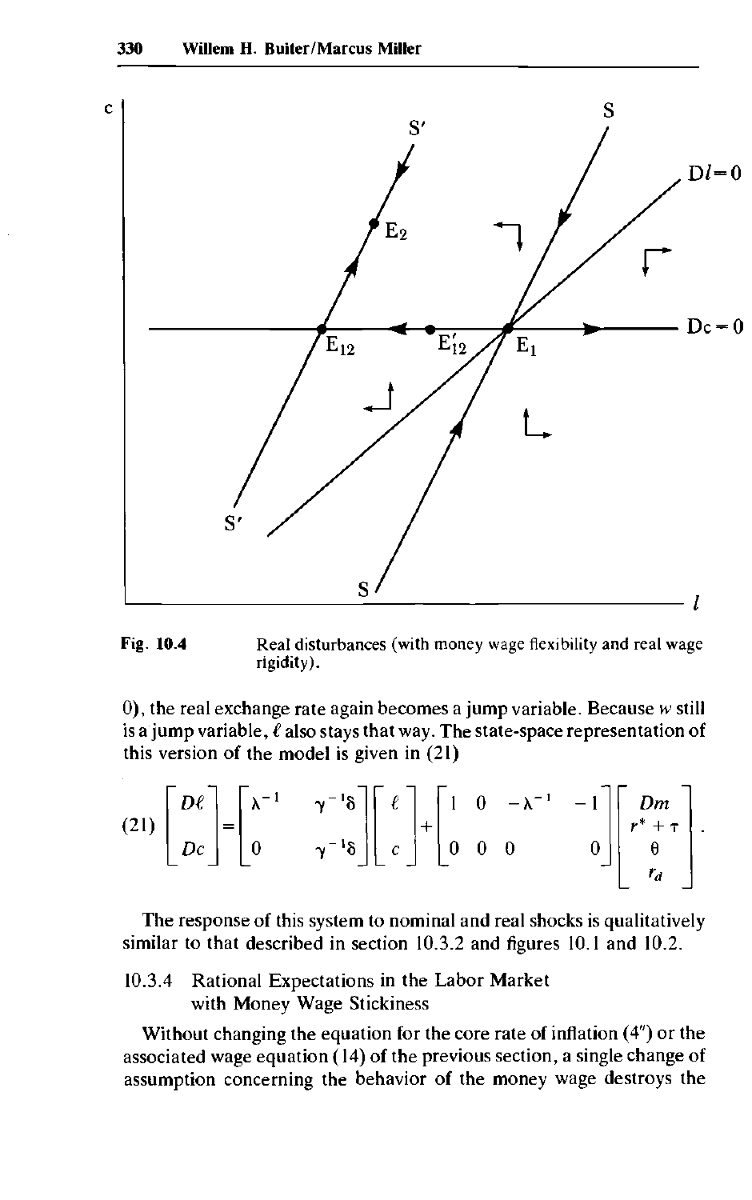Fig. 10.4 Real disturbances (with money wage flexibility and real wage rigidity).

0), the real exchange rate again becomes a jump variable. Because $w$ still is a jump variable, $\ell$ also stays that way. The state-space representation of this version of the model is given in (21)

$$
(21) \quad \begin{bmatrix} D\ell \\ Dc \end{bmatrix} = \begin{bmatrix} \lambda^{-1} & \gamma^{-1}\delta \\ 0 & \gamma^{-1}\delta \end{bmatrix} \begin{bmatrix} \ell \\ c \end{bmatrix} + \begin{bmatrix} 1 & 0 & -\lambda^{-1} & -1 \\ 0 & 0 & 0 & 0 \end{bmatrix} \begin{bmatrix} Dm \\ r^* + \tau \\ \theta \\ r_d \end{bmatrix}.
$$

The response of this system to nominal and real shocks is qualitatively similar to that described in section 10.3.2 and figures 10.1 and 10.2.

### 10.3.4 Rational Expectations in the Labor Market with Money Wage Stickiness

Without changing the equation for the core rate of inflation (4″) or the associated wage equation (14) of the previous section, a single change of assumption concerning the behavior of the money wage destroys the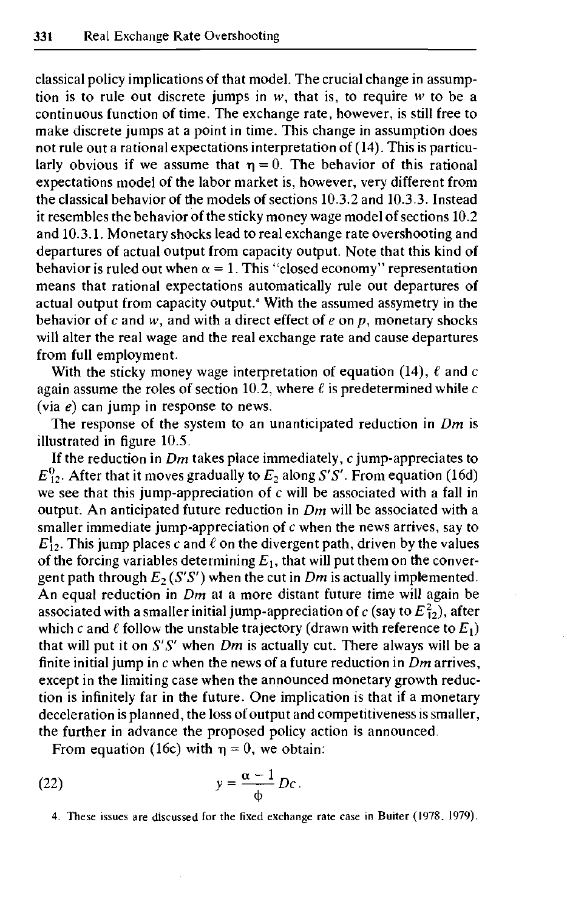classical policy implications of that model. The crucial change in assumption is to rule out discrete jumps in $w$, that is, to require $w$ to be a continuous function of time. The exchange rate, however, is still free to make discrete jumps at a point in time. This change in assumption does not rule out a rational expectations interpretation of (14). This is particularly obvious if we assume that $\eta = 0$. The behavior of this rational expectations model of the labor market is, however, very different from the classical behavior of the models of sections 10.3.2 and 10.3.3. Instead it resembles the behavior of the sticky money wage model of sections 10.2 and 10.3.1. Monetary shocks lead to real exchange rate overshooting and departures of actual output from capacity output. Note that this kind of behavior is ruled out when $\alpha = 1$. This "closed economy" representation means that rational expectations automatically rule out departures of actual output from capacity output.[4] With the assumed assymetry in the behavior of $c$ and $w$, and with a direct effect of $e$ on $p$, monetary shocks will alter the real wage and the real exchange rate and cause departures from full employment.

With the sticky money wage interpretation of equation (14), $\ell$ and $c$ again assume the roles of section 10.2, where $\ell$ is predetermined while $c$ (via $e$) can jump in response to news.

The response of the system to an unanticipated reduction in $Dm$ is illustrated in figure 10.5.

If the reduction in $Dm$ takes place immediately, $c$ jump-appreciates to $E_{12}^{0}$. After that it moves gradually to $E_2$ along $S'S'$. From equation (16d) we see that this jump-appreciation of $c$ will be associated with a fall in output. An anticipated future reduction in $Dm$ will be associated with a smaller immediate jump-appreciation of $c$ when the news arrives, say to $E_{12}^{1}$. This jump places $c$ and $\ell$ on the divergent path, driven by the values of the forcing variables determining $E_1$, that will put them on the convergent path through $E_2$ ($S'S'$) when the cut in $Dm$ is actually implemented. An equal reduction in $Dm$ at a more distant future time will again be associated with a smaller initial jump-appreciation of $c$ (say to $E_{12}^{2}$), after which $c$ and $\ell$ follow the unstable trajectory (drawn with reference to $E_1$) that will put it on $S'S'$ when $Dm$ is actually cut. There always will be a finite initial jump in $c$ when the news of a future reduction in $Dm$ arrives, except in the limiting case when the announced monetary growth reduction is infinitely far in the future. One implication is that if a monetary deceleration is planned, the loss of output and competitiveness is smaller, the further in advance the proposed policy action is announced.

From equation (16c) with $\eta = 0$, we obtain:

$$y = \frac{\alpha - 1}{\phi} Dc. \tag{22}$$

4. These issues are discussed for the fixed exchange rate case in Buiter (1978, 1979).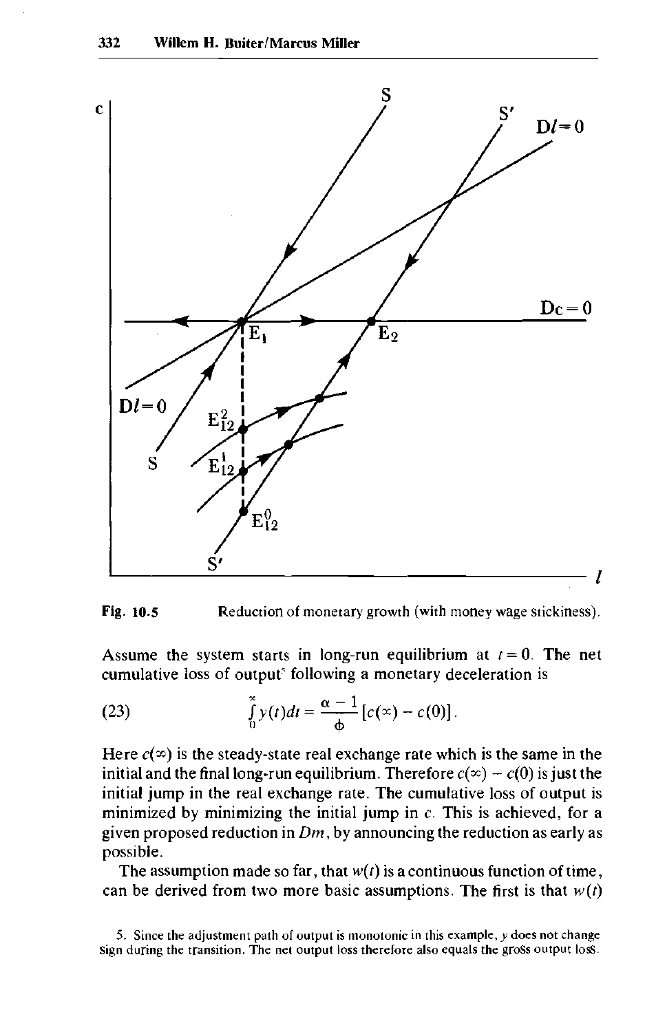Fig. 10.5 Reduction of monetary growth (with money wage stickiness).

Assume the system starts in long-run equilibrium at $t = 0$. The net cumulative loss of output[5] following a monetary deceleration is

$$\int_0^\infty y(t)dt = \frac{\alpha - 1}{\phi}\left[c(\infty) - c(0)\right]. \tag{23}$$

Here $c(\infty)$ is the steady-state real exchange rate which is the same in the initial and the final long-run equilibrium. Therefore $c(\infty) - c(0)$ is just the initial jump in the real exchange rate. The cumulative loss of output is minimized by minimizing the initial jump in $c$. This is achieved, for a given proposed reduction in $Dm$, by announcing the reduction as early as possible.

The assumption made so far, that $w(t)$ is a continuous function of time, can be derived from two more basic assumptions. The first is that $w(t)$

5. Since the adjustment path of output is monotonic in this example, $y$ does not change sign during the transition. The net output loss therefore also equals the gross output loss.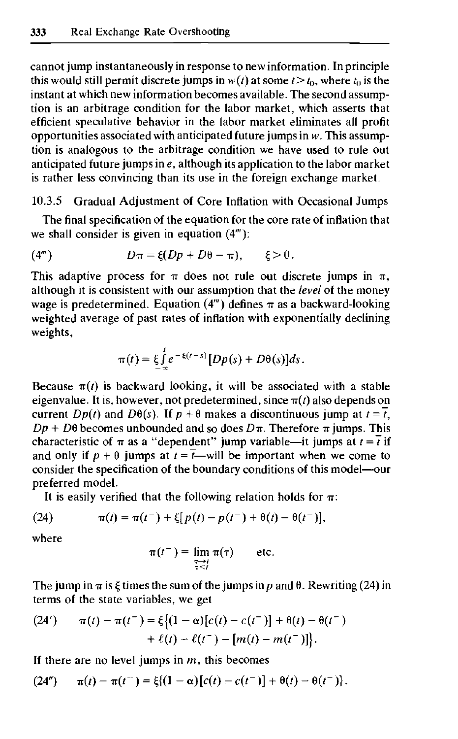cannot jump instantaneously in response to new information. In principle this would still permit discrete jumps in $w(t)$ at some $t > t_0$, where $t_0$ is the instant at which new information becomes available. The second assumption is an arbitrage condition for the labor market, which asserts that efficient speculative behavior in the labor market eliminates all profit opportunities associated with anticipated future jumps in $w$. This assumption is analogous to the arbitrage condition we have used to rule out anticipated future jumps in $e$, although its application to the labor market is rather less convincing than its use in the foreign exchange market.

### 10.3.5 Gradual Adjustment of Core Inflation with Occasional Jumps

The final specification of the equation for the core rate of inflation that we shall consider is given in equation (4‴):

$$(4''') \qquad D\pi = \xi(Dp + D\theta - \pi), \qquad \xi > 0.$$

This adaptive process for $\pi$ does not rule out discrete jumps in $\pi$, although it is consistent with our assumption that the *level* of the money wage is predetermined. Equation (4‴) defines $\pi$ as a backward-looking weighted average of past rates of inflation with exponentially declining weights,

$$\pi(t) = \xi \int_{-\infty}^{t} e^{-\xi(t-s)}[Dp(s) + D\theta(s)]ds.$$

Because $\pi(t)$ is backward looking, it will be associated with a stable eigenvalue. It is, however, not predetermined, since $\pi(t)$ also depends on current $Dp(t)$ and $D\theta(s)$. If $p + \theta$ makes a discontinuous jump at $t = \bar{t}$, $Dp + D\theta$ becomes unbounded and so does $D\pi$. Therefore $\pi$ jumps. This characteristic of $\pi$ as a "dependent" jump variable—it jumps at $t = \bar{t}$ if and only if $p + \theta$ jumps at $t = \bar{t}$—will be important when we come to consider the specification of the boundary conditions of this model—our preferred model.

It is easily verified that the following relation holds for $\pi$:

$$(24) \qquad \pi(t) = \pi(t^-) + \xi[p(t) - p(t^-) + \theta(t) - \theta(t^-)],$$

where

$$\pi(t^-) = \lim_{\substack{\tau \to t \\ \tau < t}} \pi(\tau) \qquad \text{etc.}$$

The jump in $\pi$ is $\xi$ times the sum of the jumps in $p$ and $\theta$. Rewriting (24) in terms of the state variables, we get

$$(24') \qquad \pi(t) - \pi(t^-) = \xi\{(1-\alpha)[c(t) - c(t^-)] + \theta(t) - \theta(t^-) + \ell(t) - \ell(t^-) - [m(t) - m(t^-)]\}.$$

If there are no level jumps in $m$, this becomes

$$(24'') \qquad \pi(t) - \pi(t^-) = \xi\{(1-\alpha)[c(t) - c(t^-)] + \theta(t) - \theta(t^-)\}.$$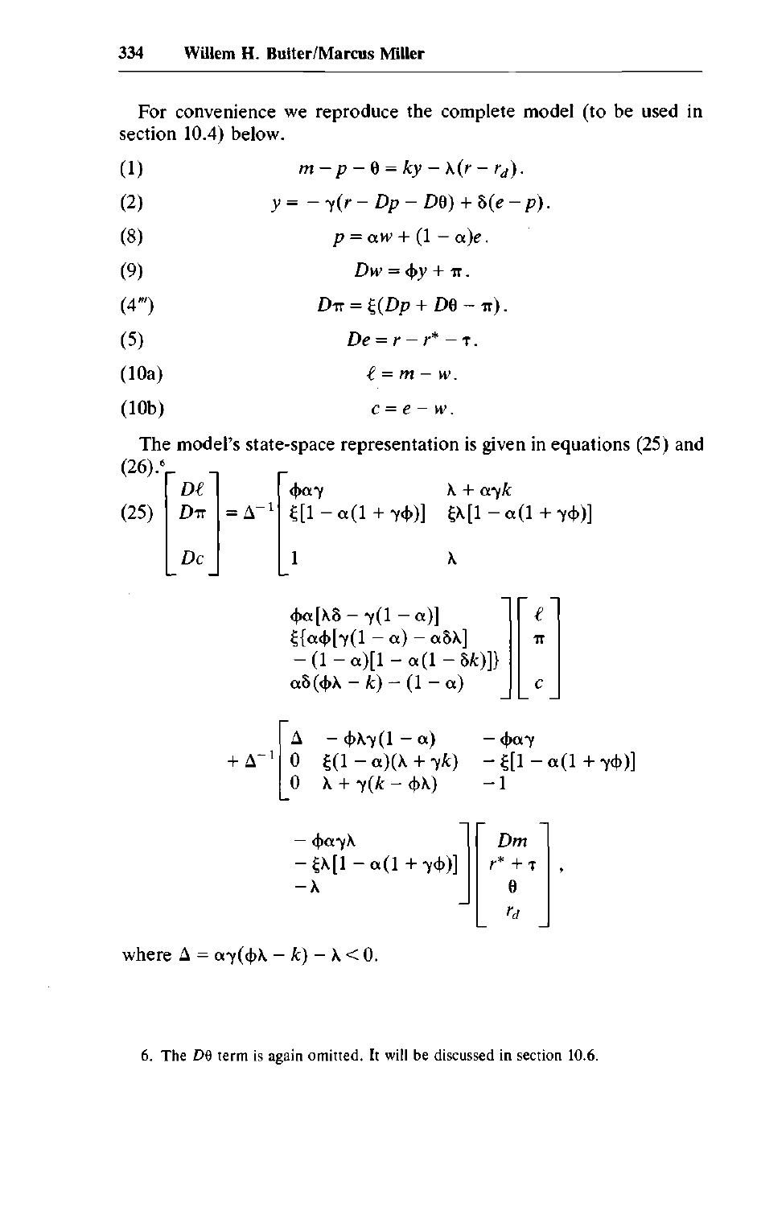For convenience we reproduce the complete model (to be used in section 10.4) below.

$$(1) \qquad m - p - \theta = ky - \lambda(r - r_d).$$

$$(2) \qquad y = -\gamma(r - Dp - D\theta) + \delta(e - p).$$

$$(8) \qquad p = \alpha w + (1 - \alpha)e.$$

$$(9) \qquad Dw = \phi y + \pi.$$

$$(4''') \qquad D\pi = \xi(Dp + D\theta - \pi).$$

$$(5) \qquad De = r - r^* - \tau.$$

$$(10a) \qquad \ell = m - w.$$

$$(10b) \qquad c = e - w.$$

The model's state-space representation is given in equations (25) and (26).[6]

$$(25) \quad \begin{bmatrix} D\ell \\ D\pi \\ Dc \end{bmatrix} = \Delta^{-1} \begin{bmatrix} \phi\alpha\gamma & \lambda + \alpha\gamma k & \phi\alpha[\lambda\delta - \gamma(1-\alpha)] \\ \xi[1 - \alpha(1 + \gamma\phi)] & \xi\lambda[1 - \alpha(1 + \gamma\phi)] & \xi\{\alpha\phi[\gamma(1-\alpha) - \alpha\delta\lambda] - (1-\alpha)[1 - \alpha(1 - \delta k)]\} \\ 1 & \lambda & \alpha\delta(\phi\lambda - k) - (1-\alpha) \end{bmatrix} \begin{bmatrix} \ell \\ \pi \\ c \end{bmatrix}$$

$$+ \Delta^{-1} \begin{bmatrix} \Delta & -\phi\lambda\gamma(1-\alpha) & -\phi\alpha\gamma & -\phi\alpha\gamma\lambda \\ 0 & \xi(1-\alpha)(\lambda + \gamma k) & -\xi[1 - \alpha(1 + \gamma\phi)] & -\xi\lambda[1 - \alpha(1 + \gamma\phi)] \\ 0 & \lambda + \gamma(k - \phi\lambda) & -1 & -\lambda \end{bmatrix} \begin{bmatrix} Dm \\ r^* + \tau \\ \theta \\ r_d \end{bmatrix},$$

where $\Delta = \alpha\gamma(\phi\lambda - k) - \lambda < 0$.

6. The $D\theta$ term is again omitted. It will be discussed in section 10.6.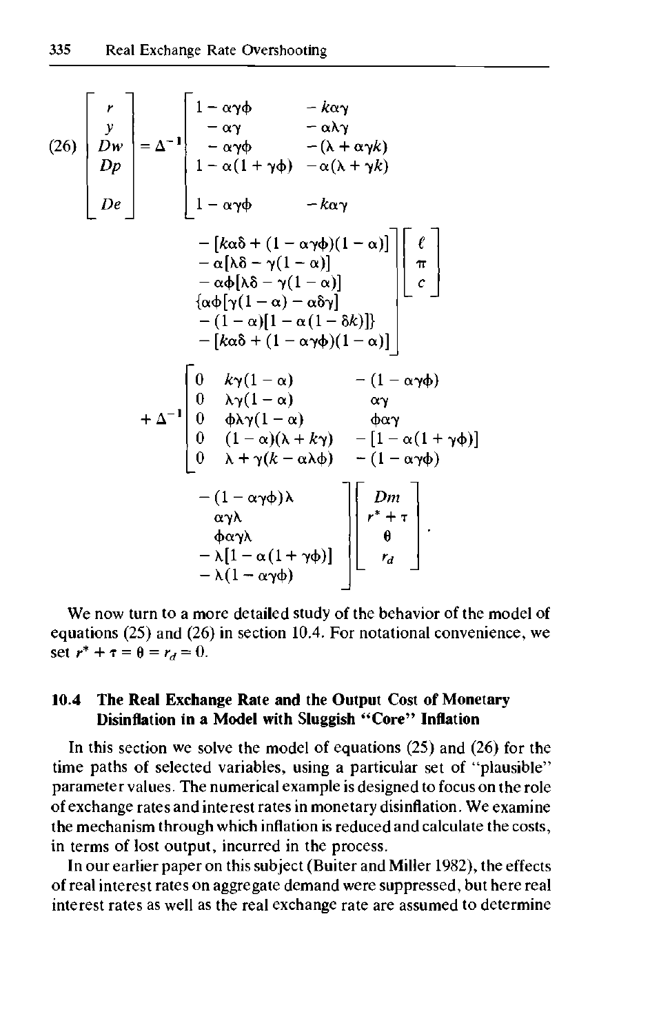$$
(26)\quad \begin{bmatrix} r \\ y \\ Dw \\ Dp \\ De \end{bmatrix} = \Delta^{-1} \begin{bmatrix} 1-\alpha\gamma\phi & -k\alpha\gamma & -[k\alpha\delta + (1-\alpha\gamma\phi)(1-\alpha)] \\ -\alpha\gamma & -\alpha\lambda\gamma & -\alpha[\lambda\delta - \gamma(1-\alpha)] \\ -\alpha\gamma\phi & -(\lambda + \alpha\gamma k) & -\alpha\phi[\lambda\delta - \gamma(1-\alpha)] \\ 1-\alpha(1+\gamma\phi) & -\alpha(\lambda + \gamma k) & \{\alpha\phi[\gamma(1-\alpha) - \alpha\delta\gamma] - (1-\alpha)[1-\alpha(1-\delta k)]\} \\ 1-\alpha\gamma\phi & -k\alpha\gamma & -[k\alpha\delta + (1-\alpha\gamma\phi)(1-\alpha)] \end{bmatrix} \begin{bmatrix} \ell \\ \pi \\ c \end{bmatrix}
$$

$$
+ \Delta^{-1} \begin{bmatrix} 0 & k\gamma(1-\alpha) & -(1-\alpha\gamma\phi) & -(1-\alpha\gamma\phi)\lambda \\ 0 & \lambda\gamma(1-\alpha) & \alpha\gamma & \alpha\gamma\lambda \\ 0 & \phi\lambda\gamma(1-\alpha) & \phi\alpha\gamma & \phi\alpha\gamma\lambda \\ 0 & (1-\alpha)(\lambda + k\gamma) & -[1-\alpha(1+\gamma\phi)] & -\lambda[1-\alpha(1+\gamma\phi)] \\ 0 & \lambda + \gamma(k - \alpha\lambda\phi) & -(1-\alpha\gamma\phi) & -\lambda(1-\alpha\gamma\phi) \end{bmatrix} \begin{bmatrix} Dm \\ r^* + \tau \\ \theta \\ r_d \end{bmatrix}.
$$

We now turn to a more detailed study of the behavior of the model of equations (25) and (26) in section 10.4. For notational convenience, we set $r^* + \tau = \theta = r_d = 0$.

## 10.4 The Real Exchange Rate and the Output Cost of Monetary Disinflation in a Model with Sluggish "Core" Inflation

In this section we solve the model of equations (25) and (26) for the time paths of selected variables, using a particular set of "plausible" parameter values. The numerical example is designed to focus on the role of exchange rates and interest rates in monetary disinflation. We examine the mechanism through which inflation is reduced and calculate the costs, in terms of lost output, incurred in the process.

In our earlier paper on this subject (Buiter and Miller 1982), the effects of real interest rates on aggregate demand were suppressed, but here real interest rates as well as the real exchange rate are assumed to determine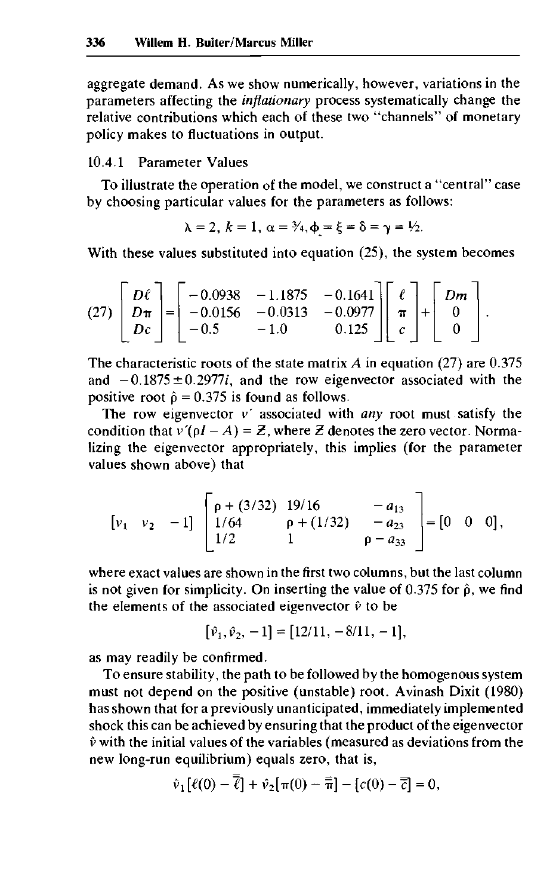aggregate demand. As we show numerically, however, variations in the parameters affecting the *inflationary* process systematically change the relative contributions which each of these two "channels" of monetary policy makes to fluctuations in output.

### 10.4.1 Parameter Values

To illustrate the operation of the model, we construct a "central" case by choosing particular values for the parameters as follows:

$$\lambda = 2,\ k = 1,\ \alpha = 3/4, \phi = \xi = \delta = \gamma = 1/2.$$

With these values substituted into equation (25), the system becomes

$$(27)\quad \begin{bmatrix} D\ell \\ D\pi \\ Dc \end{bmatrix} = \begin{bmatrix} -0.0938 & -1.1875 & -0.1641 \\ -0.0156 & -0.0313 & -0.0977 \\ -0.5 & -1.0 & 0.125 \end{bmatrix} \begin{bmatrix} \ell \\ \pi \\ c \end{bmatrix} + \begin{bmatrix} Dm \\ 0 \\ 0 \end{bmatrix}.$$

The characteristic roots of the state matrix $A$ in equation (27) are 0.375 and $-0.1875 \pm 0.2977i$, and the row eigenvector associated with the positive root $\hat{\rho} = 0.375$ is found as follows.

The row eigenvector $v'$ associated with *any* root must satisfy the condition that $v'(\rho I - A) = \mathbf{Z}$, where $\mathbf{Z}$ denotes the zero vector. Normalizing the eigenvector appropriately, this implies (for the parameter values shown above) that

$$[v_1 \quad v_2 \quad -1] \begin{bmatrix} \rho + (3/32) & 19/16 & -a_{13} \\ 1/64 & \rho + (1/32) & -a_{23} \\ 1/2 & 1 & \rho - a_{33} \end{bmatrix} = [0 \quad 0 \quad 0],$$

where exact values are shown in the first two columns, but the last column is not given for simplicity. On inserting the value of 0.375 for $\hat{\rho}$, we find the elements of the associated eigenvector $\hat{v}$ to be

$$[\hat{v}_1, \hat{v}_2, -1] = [12/11, -8/11, -1],$$

as may readily be confirmed.

To ensure stability, the path to be followed by the homogenous system must not depend on the positive (unstable) root. Avinash Dixit (1980) has shown that for a previously unanticipated, immediately implemented shock this can be achieved by ensuring that the product of the eigenvector $\hat{v}$ with the initial values of the variables (measured as deviations from the new long-run equilibrium) equals zero, that is,

$$\hat{v}_1[\ell(0) - \bar{\bar{\ell}}] + \hat{v}_2[\pi(0) - \bar{\bar{\pi}}] - [c(0) - \bar{\bar{c}}] = 0,$$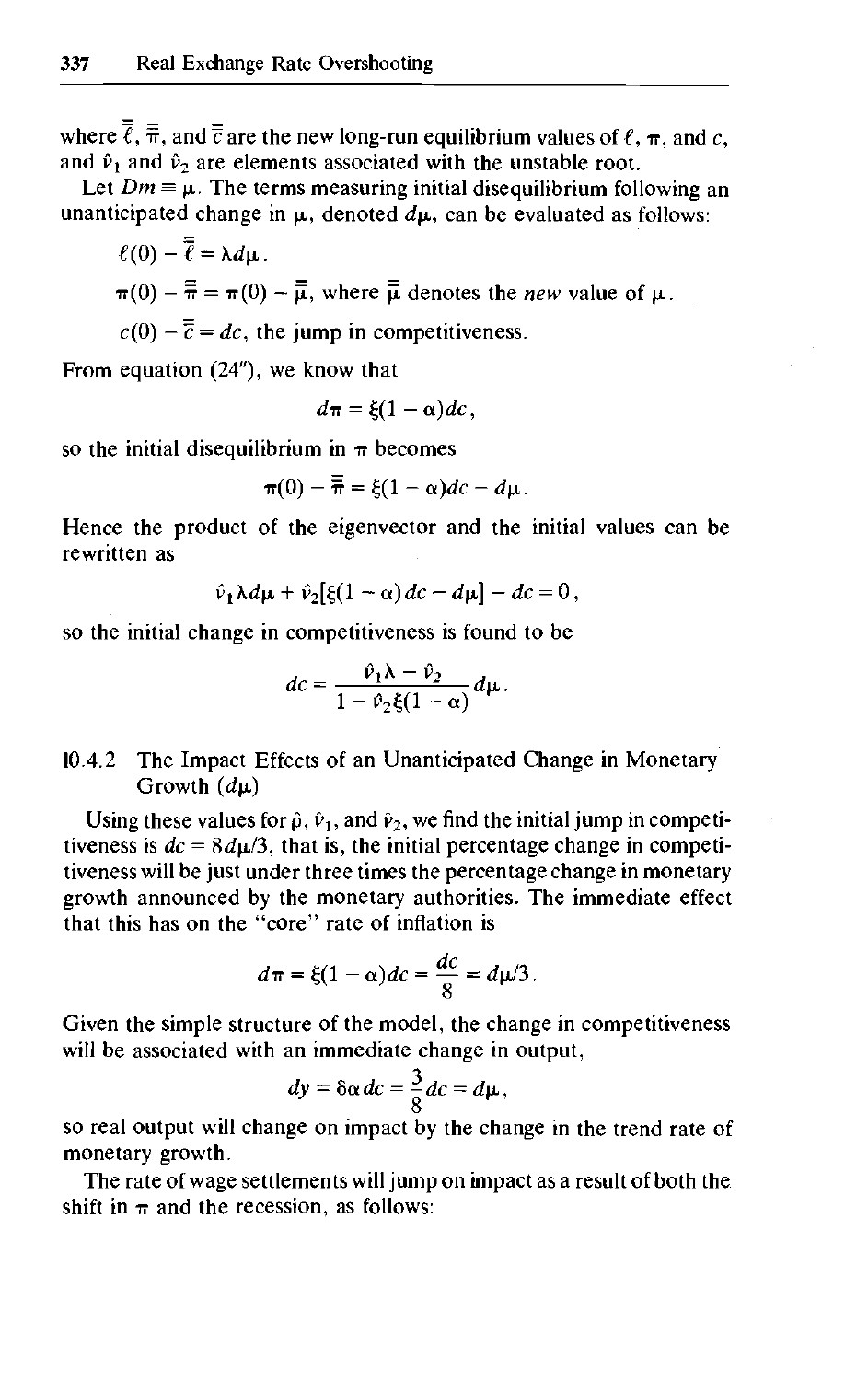where $\bar{\bar{\ell}}$, $\bar{\bar{\pi}}$, and $\bar{\bar{c}}$ are the new long-run equilibrium values of $\ell$, $\pi$, and $c$, and $\hat{v}_1$ and $\hat{v}_2$ are elements associated with the unstable root.

Let $Dm \equiv \mu$. The terms measuring initial disequilibrium following an unanticipated change in $\mu$, denoted $d\mu$, can be evaluated as follows:

$\ell(0) - \bar{\bar{\ell}} = \lambda d\mu$.

$\pi(0) - \bar{\bar{\pi}} = \pi(0) - \bar{\bar{\mu}}$, where $\bar{\bar{\mu}}$ denotes the *new* value of $\mu$.

$c(0) - \bar{\bar{c}} = dc$, the jump in competitiveness.

From equation (24″), we know that

$$d\pi = \xi(1 - \alpha)dc,$$

so the initial disequilibrium in $\pi$ becomes

$$\pi(0) - \bar{\bar{\pi}} = \xi(1 - \alpha)dc - d\mu.$$

Hence the product of the eigenvector and the initial values can be rewritten as

$$\hat{v}_1 \lambda d\mu + \hat{v}_2[\xi(1 - \alpha)dc - d\mu] - dc = 0,$$

so the initial change in competitiveness is found to be

$$dc = \frac{\hat{v}_1 \lambda - \hat{v}_2}{1 - \hat{v}_2 \xi(1 - \alpha)} d\mu.$$

### 10.4.2 The Impact Effects of an Unanticipated Change in Monetary Growth ($d\mu$)

Using these values for $\hat{\rho}$, $\hat{v}_1$, and $\hat{v}_2$, we find the initial jump in competitiveness is $dc = 8d\mu/3$, that is, the initial percentage change in competitiveness will be just under three times the percentage change in monetary growth announced by the monetary authorities. The immediate effect that this has on the "core" rate of inflation is

$$d\pi = \xi(1 - \alpha)dc = \frac{dc}{8} = d\mu/3.$$

Given the simple structure of the model, the change in competitiveness will be associated with an immediate change in output,

$$dy = \delta\alpha\, dc = \frac{3}{8}dc = d\mu,$$

so real output will change on impact by the change in the trend rate of monetary growth.

The rate of wage settlements will jump on impact as a result of both the shift in $\pi$ and the recession, as follows: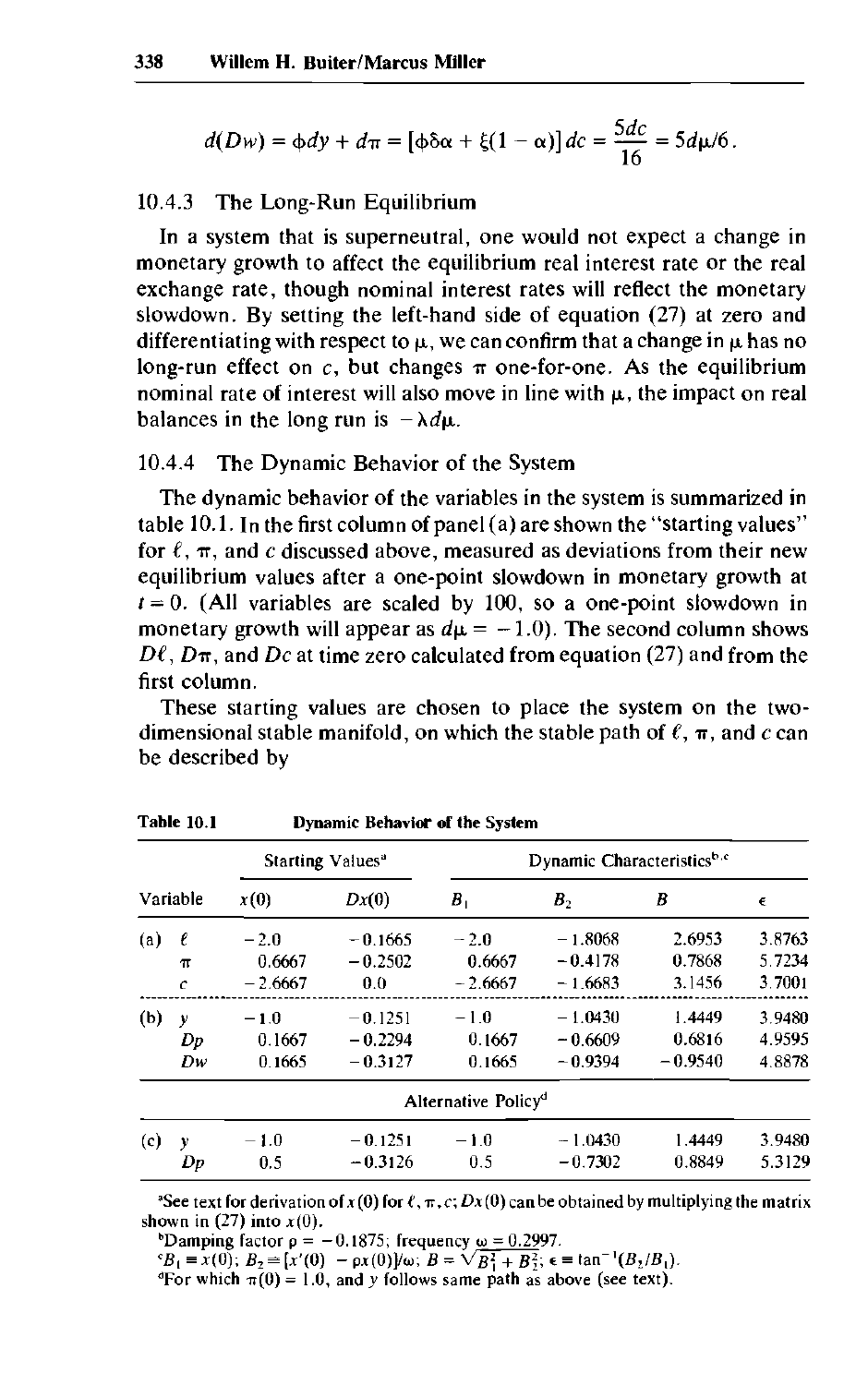$$d(Dw) = \phi dy + d\pi = [\phi\delta\alpha + \xi(1-\alpha)]\,dc = \frac{5dc}{16} = 5d\mu/6.$$

### 10.4.3 The Long-Run Equilibrium

In a system that is superneutral, one would not expect a change in monetary growth to affect the equilibrium real interest rate or the real exchange rate, though nominal interest rates will reflect the monetary slowdown. By setting the left-hand side of equation (27) at zero and differentiating with respect to $\mu$, we can confirm that a change in $\mu$ has no long-run effect on $c$, but changes $\pi$ one-for-one. As the equilibrium nominal rate of interest will also move in line with $\mu$, the impact on real balances in the long run is $-\lambda d\mu$.

### 10.4.4 The Dynamic Behavior of the System

The dynamic behavior of the variables in the system is summarized in table 10.1. In the first column of panel (a) are shown the "starting values" for $\ell$, $\pi$, and $c$ discussed above, measured as deviations from their new equilibrium values after a one-point slowdown in monetary growth at $t = 0$. (All variables are scaled by 100, so a one-point slowdown in monetary growth will appear as $d\mu = -1.0$). The second column shows $D\ell$, $D\pi$, and $Dc$ at time zero calculated from equation (27) and from the first column.

These starting values are chosen to place the system on the two-dimensional stable manifold, on which the stable path of $\ell$, $\pi$, and $c$ can be described by

**Table 10.1** **Dynamic Behavior of the System**

| | Variable | Starting Values[a] | | Dynamic Characteristics[b,c] | | | |
|---|---|---|---|---|---|---|---|
| | | $x(0)$ | $Dx(0)$ | $B_1$ | $B_2$ | $B$ | $\epsilon$ |
| (a) | $\ell$ | −2.0 | −0.1665 | −2.0 | −1.8068 | 2.6953 | 3.8763 |
| | $\pi$ | 0.6667 | −0.2502 | 0.6667 | −0.4178 | 0.7868 | 5.7234 |
| | $c$ | −2.6667 | 0.0 | −2.6667 | −1.6683 | 3.1456 | 3.7001 |
| (b) | $y$ | −1.0 | −0.1251 | −1.0 | −1.0430 | 1.4449 | 3.9480 |
| | $Dp$ | 0.1667 | −0.2294 | 0.1667 | −0.6609 | 0.6816 | 4.9595 |
| | $Dw$ | 0.1665 | −0.3127 | 0.1665 | −0.9394 | −0.9540 | 4.8878 |
| | | Alternative Policy[d] | | | | | |
| (c) | $y$ | −1.0 | −0.1251 | −1.0 | −1.0430 | 1.4449 | 3.9480 |
| | $Dp$ | 0.5 | −0.3126 | 0.5 | −0.7302 | 0.8849 | 5.3129 |

[a] See text for derivation of $x(0)$ for $\ell, \pi, c$; $Dx(0)$ can be obtained by multiplying the matrix shown in (27) into $x(0)$.

[b] Damping factor $\rho = -0.1875$; frequency $\omega = 0.2997$.

[c] $B_1 \equiv x(0)$; $B_2 \equiv [x'(0) - \rho x(0)]/\omega$; $B = \sqrt{B_1^2 + B_2^2}$; $\epsilon \equiv \tan^{-1}(B_2/B_1)$.

[d] For which $\pi(0) = 1.0$, and $y$ follows same path as above (see text).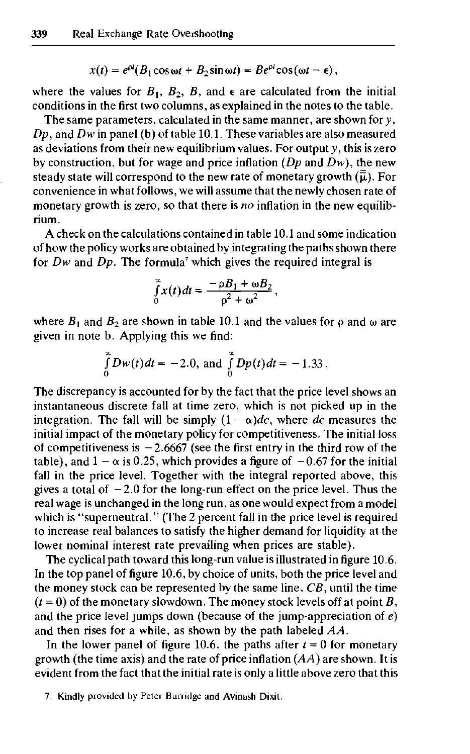$$x(t) = e^{\rho t}(B_1 \cos \omega t + B_2 \sin \omega t) = Be^{\rho t}\cos(\omega t - \epsilon),$$

where the values for $B_1$, $B_2$, $B$, and $\epsilon$ are calculated from the initial conditions in the first two columns, as explained in the notes to the table.

The same parameters, calculated in the same manner, are shown for $y$, $Dp$, and $Dw$ in panel (b) of table 10.1. These variables are also measured as deviations from their new equilibrium values. For output $y$, this is zero by construction, but for wage and price inflation ($Dp$ and $Dw$), the new steady state will correspond to the new rate of monetary growth ($\bar{\bar{\mu}}$). For convenience in what follows, we will assume that the newly chosen rate of monetary growth is zero, so that there is *no* inflation in the new equilibrium.

A check on the calculations contained in table 10.1 and some indication of how the policy works are obtained by integrating the paths shown there for $Dw$ and $Dp$. The formula[7] which gives the required integral is

$$\int_0^\infty x(t)dt = \frac{-\rho B_1 + \omega B_2}{\rho^2 + \omega^2},$$

where $B_1$ and $B_2$ are shown in table 10.1 and the values for $\rho$ and $\omega$ are given in note b. Applying this we find:

$$\int_0^\infty Dw(t)dt = -2.0, \text{ and } \int_0^\infty Dp(t)dt = -1.33.$$

The discrepancy is accounted for by the fact that the price level shows an instantaneous discrete fall at time zero, which is not picked up in the integration. The fall will be simply $(1 - \alpha)dc$, where $dc$ measures the initial impact of the monetary policy for competitiveness. The initial loss of competitiveness is $-2.6667$ (see the first entry in the third row of the table), and $1 - \alpha$ is 0.25, which provides a figure of $-0.67$ for the initial fall in the price level. Together with the integral reported above, this gives a total of $-2.0$ for the long-run effect on the price level. Thus the real wage is unchanged in the long run, as one would expect from a model which is "superneutral." (The 2 percent fall in the price level is required to increase real balances to satisfy the higher demand for liquidity at the lower nominal interest rate prevailing when prices are stable).

The cyclical path toward this long-run value is illustrated in figure 10.6. In the top panel of figure 10.6, by choice of units, both the price level and the money stock can be represented by the same line, $CB$, until the time ($t = 0$) of the monetary slowdown. The money stock levels off at point $B$, and the price level jumps down (because of the jump-appreciation of $e$) and then rises for a while, as shown by the path labeled $AA$.

In the lower panel of figure 10.6, the paths after $t = 0$ for monetary growth (the time axis) and the rate of price inflation ($AA$) are shown. It is evident from the fact that the initial rate is only a little above zero that this

7. Kindly provided by Peter Burridge and Avinash Dixit.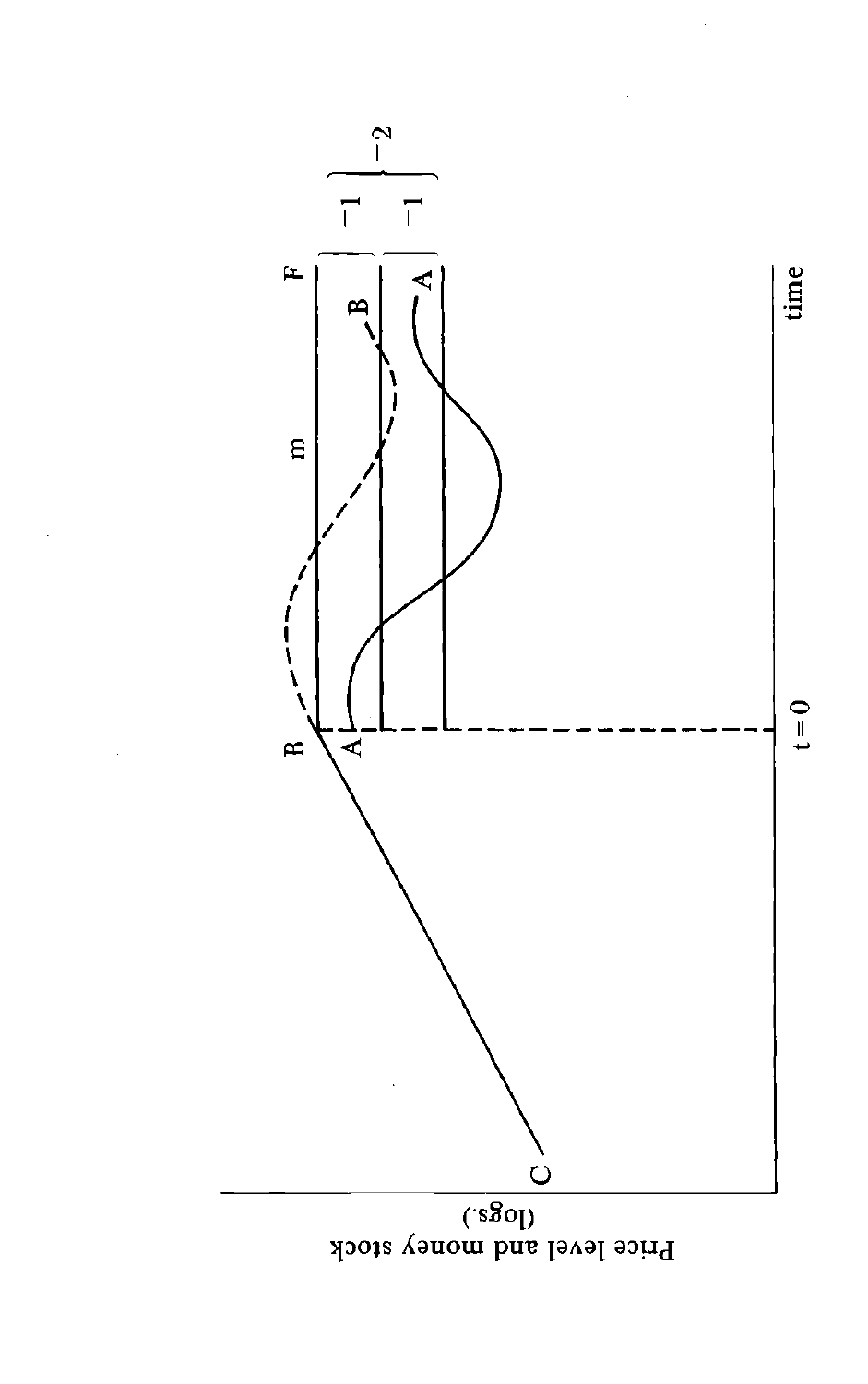Price level and money stock (logs.)

C

B

A

t = 0

m

B

A

F

−1

−1

−2

time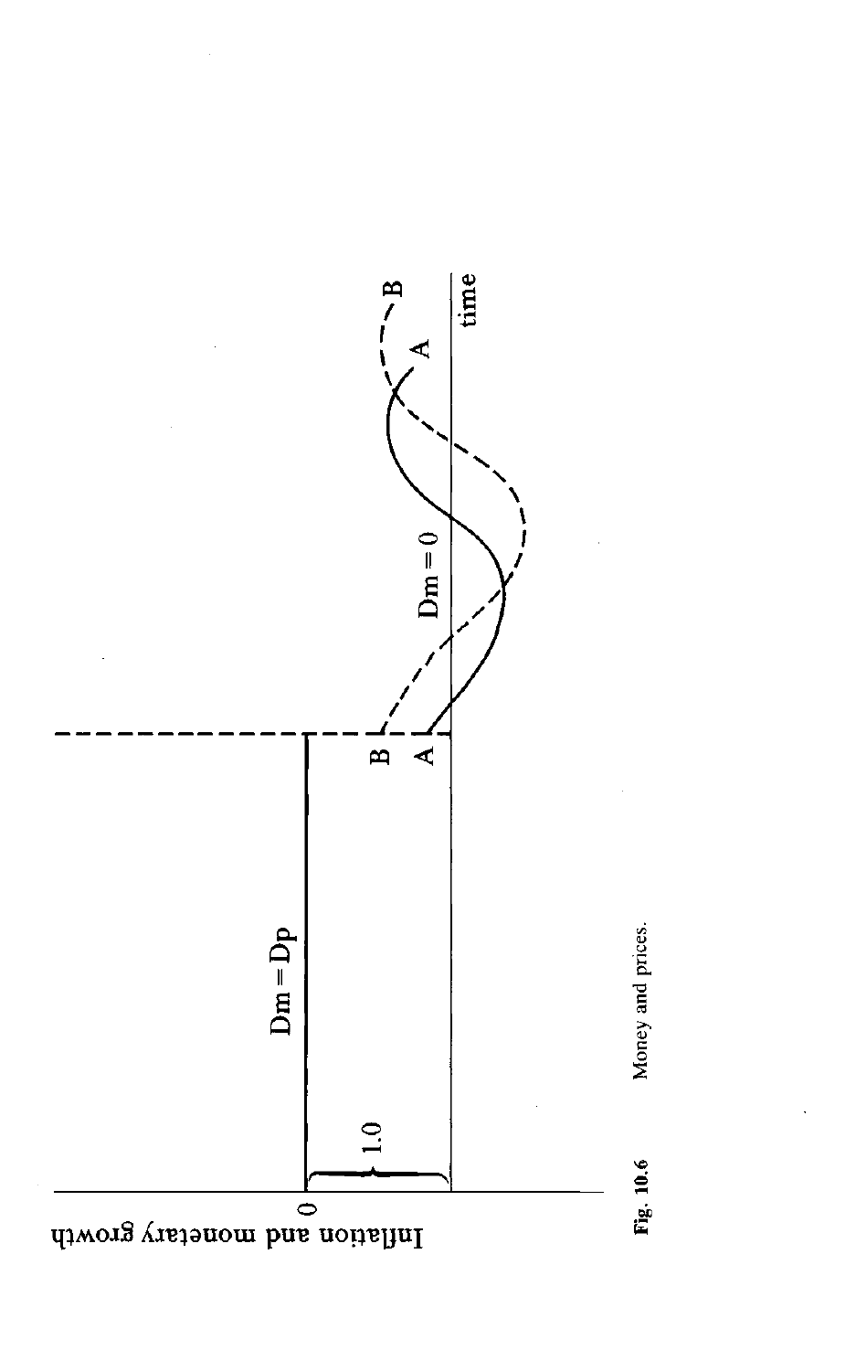Fig. 10.6 Money and prices.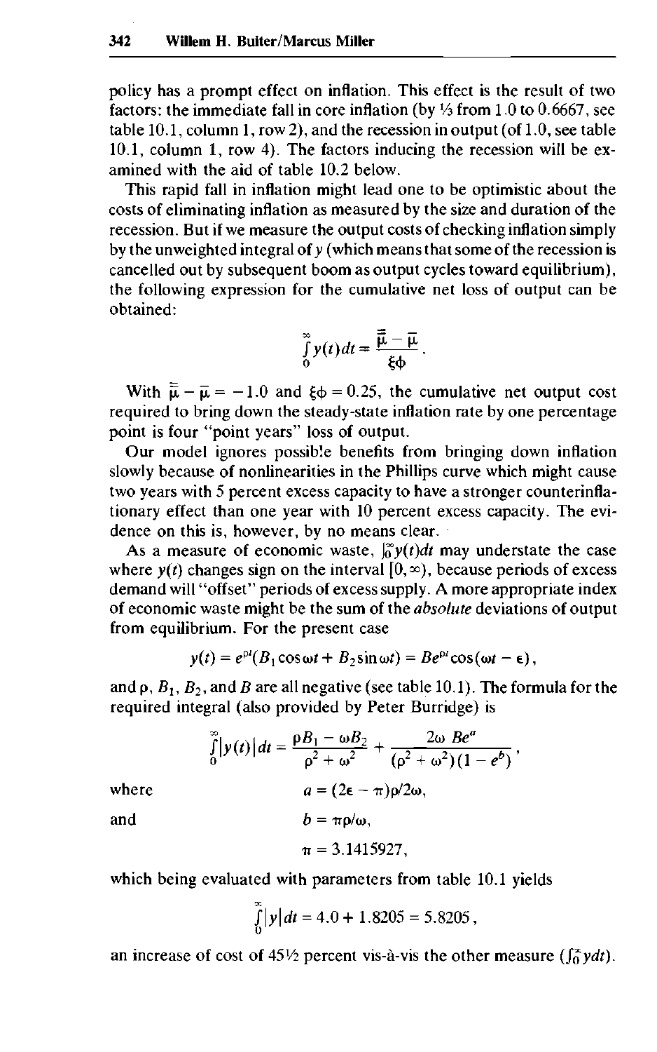policy has a prompt effect on inflation. This effect is the result of two factors: the immediate fall in core inflation (by ⅓ from 1.0 to 0.6667, see table 10.1, column 1, row 2), and the recession in output (of 1.0, see table 10.1, column 1, row 4). The factors inducing the recession will be examined with the aid of table 10.2 below.

This rapid fall in inflation might lead one to be optimistic about the costs of eliminating inflation as measured by the size and duration of the recession. But if we measure the output costs of checking inflation simply by the unweighted integral of $y$ (which means that some of the recession is cancelled out by subsequent boom as output cycles toward equilibrium), the following expression for the cumulative net loss of output can be obtained:

$$\int_0^\infty y(t)dt = \frac{\bar{\bar{\mu}} - \bar{\mu}}{\xi\phi}.$$

With $\bar{\bar{\mu}} - \bar{\mu} = -1.0$ and $\xi\phi = 0.25$, the cumulative net output cost required to bring down the steady-state inflation rate by one percentage point is four "point years" loss of output.

Our model ignores possible benefits from bringing down inflation slowly because of nonlinearities in the Phillips curve which might cause two years with 5 percent excess capacity to have a stronger counterinflationary effect than one year with 10 percent excess capacity. The evidence on this is, however, by no means clear.

As a measure of economic waste, $\int_0^\infty y(t)dt$ may understate the case where $y(t)$ changes sign on the interval $[0, \infty)$, because periods of excess demand will "offset" periods of excess supply. A more appropriate index of economic waste might be the sum of the *absolute* deviations of output from equilibrium. For the present case

$$y(t) = e^{\rho t}(B_1 \cos \omega t + B_2 \sin \omega t) = Be^{\rho t}\cos(\omega t - \epsilon),$$

and $\rho$, $B_1$, $B_2$, and $B$ are all negative (see table 10.1). The formula for the required integral (also provided by Peter Burridge) is

$$\int_0^\infty |y(t)|dt = \frac{\rho B_1 - \omega B_2}{\rho^2 + \omega^2} + \frac{2\omega \; Be^a}{(\rho^2 + \omega^2)(1 - e^b)},$$

where $\quad a = (2\epsilon - \pi)\rho/2\omega,$

and $\quad b = \pi\rho/\omega,$

$\quad \pi = 3.1415927,$

which being evaluated with parameters from table 10.1 yields

$$\int_0^\infty |y|dt = 4.0 + 1.8205 = 5.8205,$$

an increase of cost of 45½ percent vis-à-vis the other measure ($\int_0^\infty y dt$).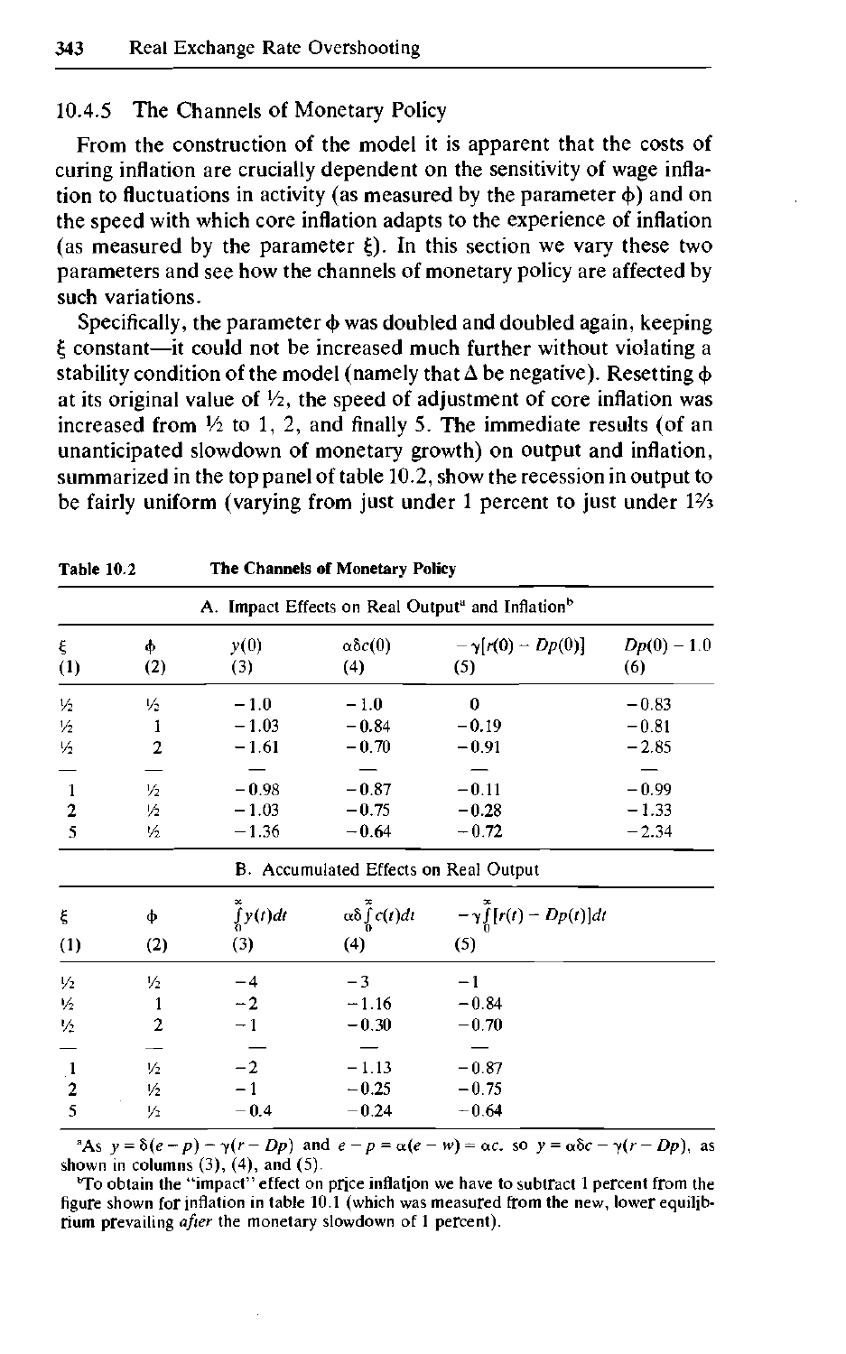### 10.4.5 The Channels of Monetary Policy

From the construction of the model it is apparent that the costs of curing inflation are crucially dependent on the sensitivity of wage inflation to fluctuations in activity (as measured by the parameter $\phi$) and on the speed with which core inflation adapts to the experience of inflation (as measured by the parameter $\xi$). In this section we vary these two parameters and see how the channels of monetary policy are affected by such variations.

Specifically, the parameter $\phi$ was doubled and doubled again, keeping $\xi$ constant—it could not be increased much further without violating a stability condition of the model (namely that $\Delta$ be negative). Resetting $\phi$ at its original value of ½, the speed of adjustment of core inflation was increased from ½ to 1, 2, and finally 5. The immediate results (of an unanticipated slowdown of monetary growth) on output and inflation, summarized in the top panel of table 10.2, show the recession in output to be fairly uniform (varying from just under 1 percent to just under 1⅔

**Table 10.2 The Channels of Monetary Policy**

| A. Impact Effects on Real Output[a] and Inflation[b] | | | | | |
|---|---|---|---|---|---|
| $\xi$ (1) | $\phi$ (2) | $y(0)$ (3) | $\alpha\delta c(0)$ (4) | $-\gamma[r(0) - Dp(0)]$ (5) | $Dp(0) - 1.0$ (6) |
| ½ | ½ | −1.0 | −1.0 | 0 | −0.83 |
| ½ | 1 | −1.03 | −0.84 | −0.19 | −0.81 |
| ½ | 2 | −1.61 | −0.70 | −0.91 | −2.85 |
| — | — | — | — | — | — |
| 1 | ½ | −0.98 | −0.87 | −0.11 | −0.99 |
| 2 | ½ | −1.03 | −0.75 | −0.28 | −1.33 |
| 5 | ½ | −1.36 | −0.64 | −0.72 | −2.34 |

| B. Accumulated Effects on Real Output | | | | |
|---|---|---|---|---|
| $\xi$ (1) | $\phi$ (2) | $\int_0^\infty y(t)dt$ (3) | $\alpha\delta \int_0^\infty c(t)dt$ (4) | $-\gamma \int_0^\infty [r(t) - Dp(t)]dt$ (5) |
| ½ | ½ | −4 | −3 | −1 |
| ½ | 1 | −2 | −1.16 | −0.84 |
| ½ | 2 | −1 | −0.30 | −0.70 |
| — | — | — | — | — |
| 1 | ½ | −2 | −1.13 | −0.87 |
| 2 | ½ | −1 | −0.25 | −0.75 |
| 5 | ½ | −0.4 | −0.24 | −0.64 |

[a]As $y = \delta(e - p) - \gamma(r - Dp)$ and $e - p = \alpha(e - w) = \alpha c$, so $y = \alpha\delta c - \gamma(r - Dp)$, as shown in columns (3), (4), and (5).

[b]To obtain the "impact" effect on price inflation we have to subtract 1 percent from the figure shown for inflation in table 10.1 (which was measured from the new, lower equilibrium prevailing *after* the monetary slowdown of 1 percent).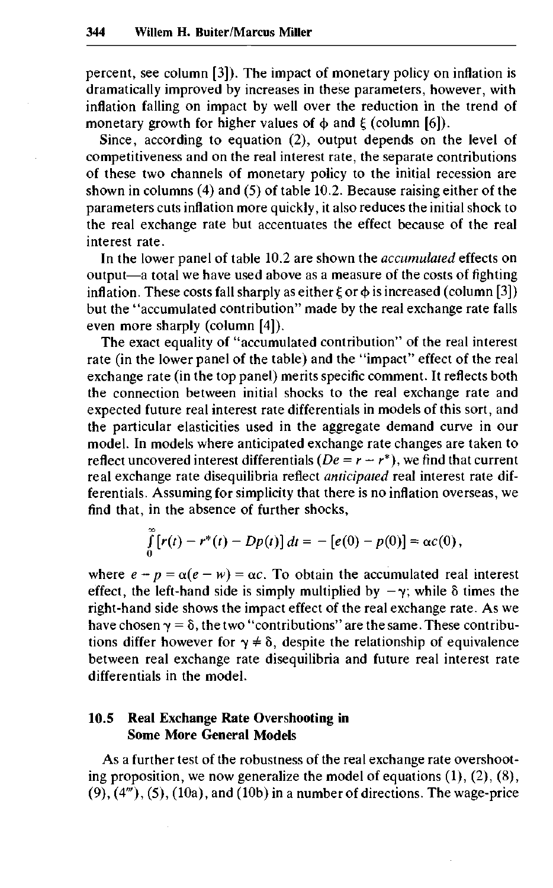percent, see column [3]). The impact of monetary policy on inflation is dramatically improved by increases in these parameters, however, with inflation falling on impact by well over the reduction in the trend of monetary growth for higher values of $\phi$ and $\xi$ (column [6]).

Since, according to equation (2), output depends on the level of competitiveness and on the real interest rate, the separate contributions of these two channels of monetary policy to the initial recession are shown in columns (4) and (5) of table 10.2. Because raising either of the parameters cuts inflation more quickly, it also reduces the initial shock to the real exchange rate but accentuates the effect because of the real interest rate.

In the lower panel of table 10.2 are shown the *accumulated* effects on output—a total we have used above as a measure of the costs of fighting inflation. These costs fall sharply as either $\xi$ or $\phi$ is increased (column [3]) but the "accumulated contribution" made by the real exchange rate falls even more sharply (column [4]).

The exact equality of "accumulated contribution" of the real interest rate (in the lower panel of the table) and the "impact" effect of the real exchange rate (in the top panel) merits specific comment. It reflects both the connection between initial shocks to the real exchange rate and expected future real interest rate differentials in models of this sort, and the particular elasticities used in the aggregate demand curve in our model. In models where anticipated exchange rate changes are taken to reflect uncovered interest differentials ($De = r - r^*$), we find that current real exchange rate disequilibria reflect *anticipated* real interest rate differentials. Assuming for simplicity that there is no inflation overseas, we find that, in the absence of further shocks,

$$\int_0^\infty [r(t) - r^*(t) - Dp(t)]\, dt = -[e(0) - p(0)] = \alpha c(0),$$

where $e - p = \alpha(e - w) = \alpha c$. To obtain the accumulated real interest effect, the left-hand side is simply multiplied by $-\gamma$; while $\delta$ times the right-hand side shows the impact effect of the real exchange rate. As we have chosen $\gamma = \delta$, the two "contributions" are the same. These contributions differ however for $\gamma \neq \delta$, despite the relationship of equivalence between real exchange rate disequilibria and future real interest rate differentials in the model.

## 10.5 Real Exchange Rate Overshooting in Some More General Models

As a further test of the robustness of the real exchange rate overshooting proposition, we now generalize the model of equations (1), (2), (8), (9), (4‴), (5), (10a), and (10b) in a number of directions. The wage-price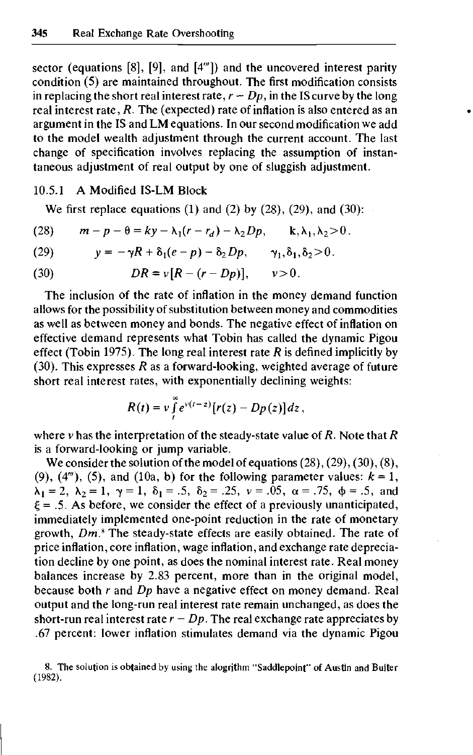sector (equations [8], [9], and [4‴]) and the uncovered interest parity condition (5) are maintained throughout. The first modification consists in replacing the short real interest rate, $r - Dp$, in the IS curve by the long real interest rate, $R$. The (expected) rate of inflation is also entered as an argument in the IS and LM equations. In our second modification we add to the model wealth adjustment through the current account. The last change of specification involves replacing the assumption of instantaneous adjustment of real output by one of sluggish adjustment.

### 10.5.1 A Modified IS-LM Block

We first replace equations (1) and (2) by (28), (29), and (30):

$$(28) \qquad m - p - \theta = ky - \lambda_1(r - r_d) - \lambda_2 Dp, \qquad k, \lambda_1, \lambda_2 > 0.$$

$$(29) \qquad y = -\gamma R + \delta_1(e - p) - \delta_2 Dp, \qquad \gamma_1, \delta_1, \delta_2 > 0.$$

$$(30) \qquad DR = \nu[R - (r - Dp)], \qquad \nu > 0.$$

The inclusion of the rate of inflation in the money demand function allows for the possibility of substitution between money and commodities as well as between money and bonds. The negative effect of inflation on effective demand represents what Tobin has called the dynamic Pigou effect (Tobin 1975). The long real interest rate $R$ is defined implicitly by (30). This expresses $R$ as a forward-looking, weighted average of future short real interest rates, with exponentially declining weights:

$$R(t) = \nu \int_t^{\infty} e^{\nu(t-z)}[r(z) - Dp(z)]dz,$$

where $\nu$ has the interpretation of the steady-state value of $R$. Note that $R$ is a forward-looking or jump variable.

We consider the solution of the model of equations (28), (29), (30), (8), (9), (4‴), (5), and (10a, b) for the following parameter values: $k = 1$, $\lambda_1 = 2$, $\lambda_2 = 1$, $\gamma = 1$, $\delta_1 = .5$, $\delta_2 = .25$, $\nu = .05$, $\alpha = .75$, $\phi = .5$, and $\xi = .5$. As before, we consider the effect of a previously unanticipated, immediately implemented one-point reduction in the rate of monetary growth, $Dm$.[8] The steady-state effects are easily obtained. The rate of price inflation, core inflation, wage inflation, and exchange rate depreciation decline by one point, as does the nominal interest rate. Real money balances increase by 2.83 percent, more than in the original model, because both $r$ and $Dp$ have a negative effect on money demand. Real output and the long-run real interest rate remain unchanged, as does the short-run real interest rate $r - Dp$. The real exchange rate appreciates by .67 percent: lower inflation stimulates demand via the dynamic Pigou

8. The solution is obtained by using the alogrithm "Saddlepoint" of Austin and Buiter (1982).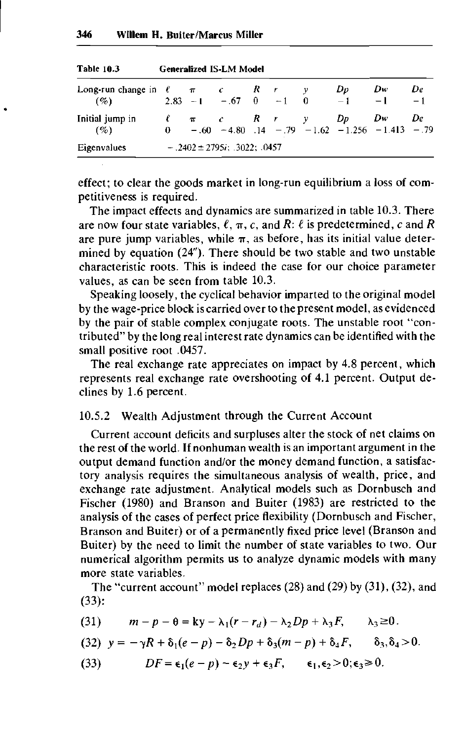**Table 10.3 Generalized IS-LM Model**

| | $\ell$ | $\pi$ | $c$ | $R$ | $r$ | $y$ | $Dp$ | $Dw$ | $De$ |
|---|---|---|---|---|---|---|---|---|---|
| Long-run change in (%) | 2.83 | −1 | −.67 | 0 | −1 | 0 | −1 | −1 | −1 |
| Initial jump in (%) | 0 | −.60 | −4.80 | .14 | −.79 | −1.62 | −1.256 | −1.413 | −.79 |
| Eigenvalues | $-.2402 \pm .2795i$; .3022; .0457 | | | | | | | | |

effect; to clear the goods market in long-run equilibrium a loss of competitiveness is required.

The impact effects and dynamics are summarized in table 10.3. There are now four state variables, $\ell$, $\pi$, $c$, and $R$: $\ell$ is predetermined, $c$ and $R$ are pure jump variables, while $\pi$, as before, has its initial value determined by equation (24″). There should be two stable and two unstable characteristic roots. This is indeed the case for our choice parameter values, as can be seen from table 10.3.

Speaking loosely, the cyclical behavior imparted to the original model by the wage-price block is carried over to the present model, as evidenced by the pair of stable complex conjugate roots. The unstable root "contributed" by the long real interest rate dynamics can be identified with the small positive root .0457.

The real exchange rate appreciates on impact by 4.8 percent, which represents real exchange rate overshooting of 4.1 percent. Output declines by 1.6 percent.

### 10.5.2 Wealth Adjustment through the Current Account

Current account deficits and surpluses alter the stock of net claims on the rest of the world. If nonhuman wealth is an important argument in the output demand function and/or the money demand function, a satisfactory analysis requires the simultaneous analysis of wealth, price, and exchange rate adjustment. Analytical models such as Dornbusch and Fischer (1980) and Branson and Buiter (1983) are restricted to the analysis of the cases of perfect price flexibility (Dornbusch and Fischer, Branson and Buiter) or of a permanently fixed price level (Branson and Buiter) by the need to limit the number of state variables to two. Our numerical algorithm permits us to analyze dynamic models with many more state variables.

The "current account" model replaces (28) and (29) by (31), (32), and (33):

$$(31) \qquad m - p - \theta = \mathrm{k}y - \lambda_1(r - r_d) - \lambda_2 Dp + \lambda_3 F, \qquad \lambda_3 \geq 0.$$

$$(32) \quad y = -\gamma R + \delta_1(e - p) - \delta_2 Dp + \delta_3(m - p) + \delta_4 F, \qquad \delta_3, \delta_4 > 0.$$

$$(33) \qquad DF = \epsilon_1(e - p) - \epsilon_2 y + \epsilon_3 F, \qquad \epsilon_1, \epsilon_2 > 0; \epsilon_3 \geq 0.$$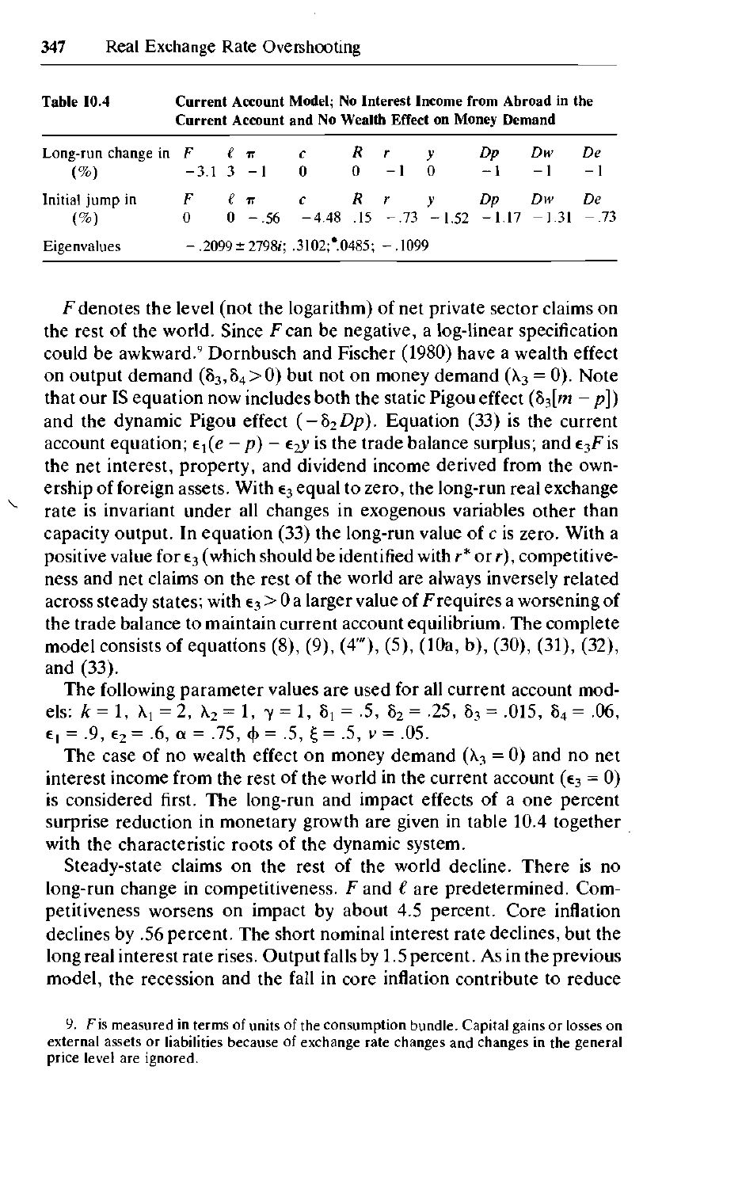**Table 10.4 Current Account Model; No Interest Income from Abroad in the Current Account and No Wealth Effect on Money Demand**

| | $F$ | $\ell$ | $\pi$ | $c$ | $R$ | $r$ | $y$ | $Dp$ | $Dw$ | $De$ |
|---|---|---|---|---|---|---|---|---|---|---|
| Long-run change in (%) | −3.1 | 3 | −1 | 0 | 0 | −1 | 0 | −1 | −1 | −1 |
| Initial jump in (%) | 0 | 0 | −.56 | −4.48 | .15 | −.73 | −1.52 | −1.17 | −1.31 | −.73 |
| Eigenvalues | −.2099 ± 2798$i$; .3102; *.0485; −.1099 | | | | | | | | | |

$F$ denotes the level (not the logarithm) of net private sector claims on the rest of the world. Since $F$ can be negative, a log-linear specification could be awkward.[9] Dornbusch and Fischer (1980) have a wealth effect on output demand ($\delta_3, \delta_4 > 0$) but not on money demand ($\lambda_3 = 0$). Note that our IS equation now includes both the static Pigou effect ($\delta_3[m - p]$) and the dynamic Pigou effect ($-\delta_2 Dp$). Equation (33) is the current account equation; $\epsilon_1(e - p) - \epsilon_2 y$ is the trade balance surplus; and $\epsilon_3 F$ is the net interest, property, and dividend income derived from the ownership of foreign assets. With $\epsilon_3$ equal to zero, the long-run real exchange rate is invariant under all changes in exogenous variables other than capacity output. In equation (33) the long-run value of $c$ is zero. With a positive value for $\epsilon_3$ (which should be identified with $r^*$ or $r$), competitiveness and net claims on the rest of the world are always inversely related across steady states; with $\epsilon_3 > 0$ a larger value of $F$ requires a worsening of the trade balance to maintain current account equilibrium. The complete model consists of equations (8), (9), (4‴), (5), (10a, b), (30), (31), (32), and (33).

The following parameter values are used for all current account models: $k = 1$, $\lambda_1 = 2$, $\lambda_2 = 1$, $\gamma = 1$, $\delta_1 = .5$, $\delta_2 = .25$, $\delta_3 = .015$, $\delta_4 = .06$, $\epsilon_1 = .9$, $\epsilon_2 = .6$, $\alpha = .75$, $\phi = .5$, $\xi = .5$, $\nu = .05$.

The case of no wealth effect on money demand ($\lambda_3 = 0$) and no net interest income from the rest of the world in the current account ($\epsilon_3 = 0$) is considered first. The long-run and impact effects of a one percent surprise reduction in monetary growth are given in table 10.4 together with the characteristic roots of the dynamic system.

Steady-state claims on the rest of the world decline. There is no long-run change in competitiveness. $F$ and $\ell$ are predetermined. Competitiveness worsens on impact by about 4.5 percent. Core inflation declines by .56 percent. The short nominal interest rate declines, but the long real interest rate rises. Output falls by 1.5 percent. As in the previous model, the recession and the fall in core inflation contribute to reduce

9. $F$ is measured in terms of units of the consumption bundle. Capital gains or losses on external assets or liabilities because of exchange rate changes and changes in the general price level are ignored.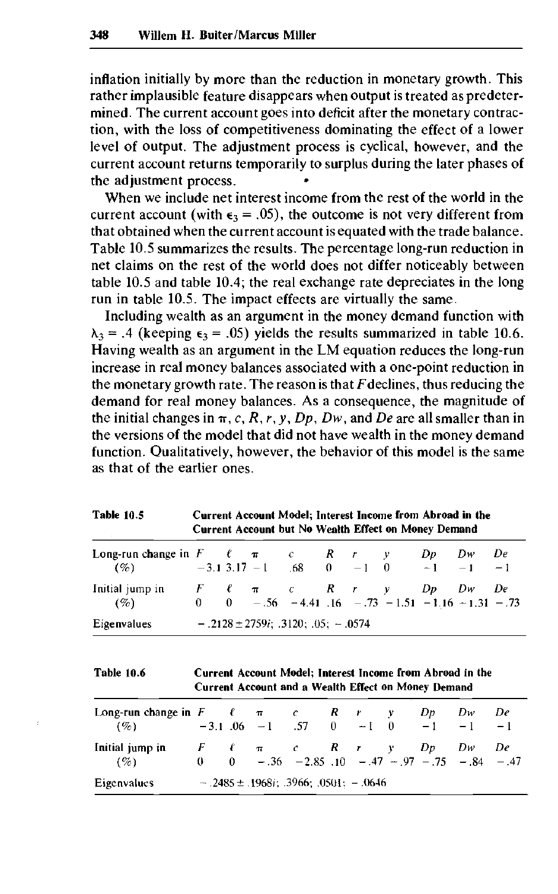inflation initially by more than the reduction in monetary growth. This rather implausible feature disappears when output is treated as predetermined. The current account goes into deficit after the monetary contraction, with the loss of competitiveness dominating the effect of a lower level of output. The adjustment process is cyclical, however, and the current account returns temporarily to surplus during the later phases of the adjustment process.

When we include net interest income from the rest of the world in the current account (with $\epsilon_3 = .05$), the outcome is not very different from that obtained when the current account is equated with the trade balance. Table 10.5 summarizes the results. The percentage long-run reduction in net claims on the rest of the world does not differ noticeably between table 10.5 and table 10.4; the real exchange rate depreciates in the long run in table 10.5. The impact effects are virtually the same.

Including wealth as an argument in the money demand function with $\lambda_3 = .4$ (keeping $\epsilon_3 = .05$) yields the results summarized in table 10.6. Having wealth as an argument in the LM equation reduces the long-run increase in real money balances associated with a one-point reduction in the monetary growth rate. The reason is that $F$ declines, thus reducing the demand for real money balances. As a consequence, the magnitude of the initial changes in $\pi$, $c$, $R$, $r$, $y$, $Dp$, $Dw$, and $De$ are all smaller than in the versions of the model that did not have wealth in the money demand function. Qualitatively, however, the behavior of this model is the same as that of the earlier ones.

**Table 10.5** Current Account Model; Interest Income from Abroad in the Current Account but No Wealth Effect on Money Demand

| Long-run change in (%) | $F$ | $\ell$ | $\pi$ | $c$ | $R$ | $r$ | $y$ | $Dp$ | $Dw$ | $De$ |
|---|---|---|---|---|---|---|---|---|---|---|
| | −3.1 | 3.17 | −1 | .68 | 0 | −1 | 0 | −1 | −1 | −1 |
| **Initial jump in (%)** | $F$ | $\ell$ | $\pi$ | $c$ | $R$ | $r$ | $y$ | $Dp$ | $Dw$ | $De$ |
| | 0 | 0 | −.56 | −4.41 | .16 | −.73 | −1.51 | −1.16 | −1.31 | −.73 |
| Eigenvalues | $-.2128 \pm .2759i$; .3120; .05; −.0574 | | | | | | | | | |

**Table 10.6** Current Account Model; Interest Income from Abroad in the Current Account and a Wealth Effect on Money Demand

| Long-run change in (%) | $F$ | $\ell$ | $\pi$ | $c$ | $R$ | $r$ | $y$ | $Dp$ | $Dw$ | $De$ |
|---|---|---|---|---|---|---|---|---|---|---|
| | −3.1 | .06 | −1 | .57 | 0 | −1 | 0 | −1 | −1 | −1 |
| **Initial jump in (%)** | $F$ | $\ell$ | $\pi$ | $c$ | $R$ | $r$ | $y$ | $Dp$ | $Dw$ | $De$ |
| | 0 | 0 | −.36 | −2.85 | .10 | −.47 | −.97 | −.75 | −.84 | −.47 |
| Eigenvalues | $-.2485 \pm .1968i$; .3966; .0501; −.0646 | | | | | | | | | |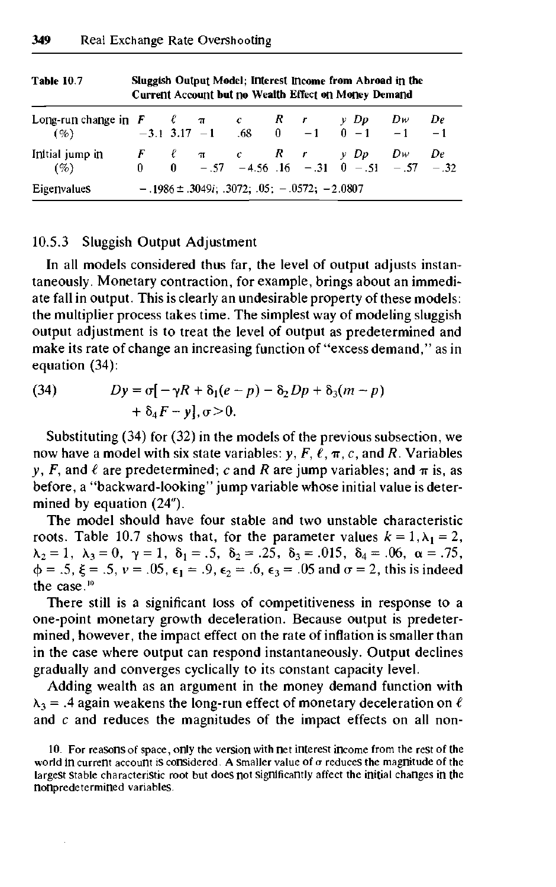**Table 10.7** Sluggish Output Model; Interest Income from Abroad in the Current Account but no Wealth Effect on Money Demand

| | $F$ | $\ell$ | $\pi$ | $c$ | $R$ | $r$ | $y$ | $Dp$ | $Dw$ | $De$ |
|---|---|---|---|---|---|---|---|---|---|---|
| Long-run change in (%) | −3.1 | 3.17 | −1 | .68 | 0 | −1 | 0 | −1 | −1 | −1 |
| Initial jump in (%) | 0 | 0 | −.57 | −4.56 | .16 | −.31 | 0 | −.51 | −.57 | −.32 |
| Eigenvalues | $-.1986 \pm .3049i$; .3072; .05; −.0572; −2.0807 | | | | | | | | | |

### 10.5.3 Sluggish Output Adjustment

In all models considered thus far, the level of output adjusts instantaneously. Monetary contraction, for example, brings about an immediate fall in output. This is clearly an undesirable property of these models: the multiplier process takes time. The simplest way of modeling sluggish output adjustment is to treat the level of output as predetermined and make its rate of change an increasing function of "excess demand," as in equation (34):

$$Dy = \sigma[-\gamma R + \delta_1(e - p) - \delta_2 Dp + \delta_3(m - p) + \delta_4 F - y], \sigma > 0. \tag{34}$$

Substituting (34) for (32) in the models of the previous subsection, we now have a model with six state variables: $y$, $F$, $\ell$, $\pi$, $c$, and $R$. Variables $y$, $F$, and $\ell$ are predetermined; $c$ and $R$ are jump variables; and $\pi$ is, as before, a "backward-looking" jump variable whose initial value is determined by equation (24").

The model should have four stable and two unstable characteristic roots. Table 10.7 shows that, for the parameter values $k = 1, \lambda_1 = 2$, $\lambda_2 = 1$, $\lambda_3 = 0$, $\gamma = 1$, $\delta_1 = .5$, $\delta_2 = .25$, $\delta_3 = .015$, $\delta_4 = .06$, $\alpha = .75$, $\phi = .5$, $\xi = .5$, $v = .05$, $\epsilon_1 = .9$, $\epsilon_2 = .6$, $\epsilon_3 = .05$ and $\sigma = 2$, this is indeed the case.[10]

There still is a significant loss of competitiveness in response to a one-point monetary growth deceleration. Because output is predetermined, however, the impact effect on the rate of inflation is smaller than in the case where output can respond instantaneously. Output declines gradually and converges cyclically to its constant capacity level.

Adding wealth as an argument in the money demand function with $\lambda_3 = .4$ again weakens the long-run effect of monetary deceleration on $\ell$ and $c$ and reduces the magnitudes of the impact effects on all non-

10. For reasons of space, only the version with net interest income from the rest of the world in current account is considered. A smaller value of $\sigma$ reduces the magnitude of the largest stable characteristic root but does not significantly affect the initial changes in the nonpredetermined variables.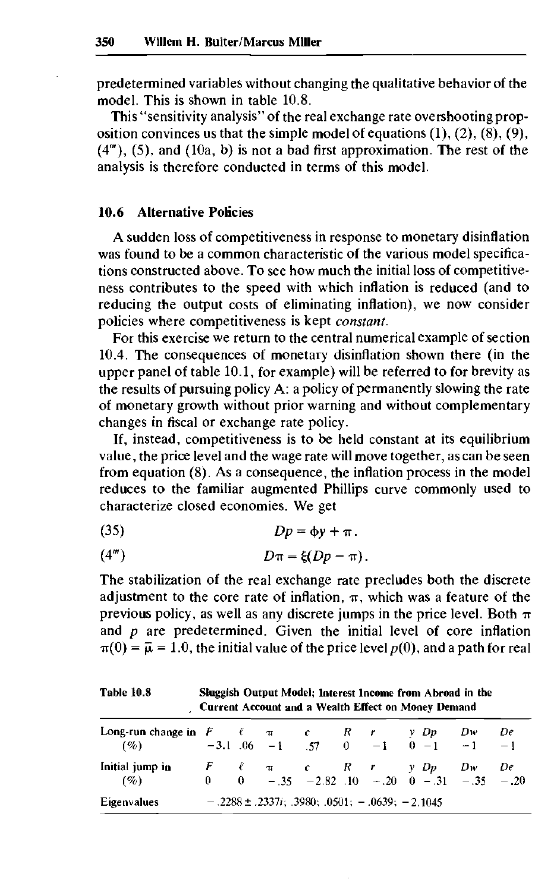predetermined variables without changing the qualitative behavior of the model. This is shown in table 10.8.

This "sensitivity analysis" of the real exchange rate overshooting proposition convinces us that the simple model of equations (1), (2), (8), (9), (4‴), (5), and (10a, b) is not a bad first approximation. The rest of the analysis is therefore conducted in terms of this model.

## 10.6 Alternative Policies

A sudden loss of competitiveness in response to monetary disinflation was found to be a common characteristic of the various model specifications constructed above. To see how much the initial loss of competitiveness contributes to the speed with which inflation is reduced (and to reducing the output costs of eliminating inflation), we now consider policies where competitiveness is kept *constant*.

For this exercise we return to the central numerical example of section 10.4. The consequences of monetary disinflation shown there (in the upper panel of table 10.1, for example) will be referred to for brevity as the results of pursuing policy A: a policy of permanently slowing the rate of monetary growth without prior warning and without complementary changes in fiscal or exchange rate policy.

If, instead, competitiveness is to be held constant at its equilibrium value, the price level and the wage rate will move together, as can be seen from equation (8). As a consequence, the inflation process in the model reduces to the familiar augmented Phillips curve commonly used to characterize closed economies. We get

$$Dp = \phi y + \pi. \tag{35}$$

$$D\pi = \xi(Dp - \pi). \tag{4‴}$$

The stabilization of the real exchange rate precludes both the discrete adjustment to the core rate of inflation, $\pi$, which was a feature of the previous policy, as well as any discrete jumps in the price level. Both $\pi$ and $p$ are predetermined. Given the initial level of core inflation $\pi(0) = \bar{\mu} = 1.0$, the initial value of the price level $p(0)$, and a path for real

**Table 10.8** Sluggish Output Model; Interest Income from Abroad in the Current Account and a Wealth Effect on Money Demand

| Long-run change in (%) | $F$ | $\ell$ | $\pi$ | $c$ | $R$ | $r$ | $y$ | $Dp$ | $Dw$ | $De$ |
|---|---|---|---|---|---|---|---|---|---|---|
| | −3.1 | .06 | −1 | .57 | 0 | −1 | 0 | −1 | −1 | −1 |
| **Initial jump in (%)** | $F$ | $\ell$ | $\pi$ | $c$ | $R$ | $r$ | $y$ | $Dp$ | $Dw$ | $De$ |
| | 0 | 0 | −.35 | −2.82 | .10 | −.20 | 0 | −.31 | −.35 | −.20 |
| Eigenvalues | $-.2288 \pm .2337i$; .3980; .0501; −.0639; −2.1045 | | | | | | | | | |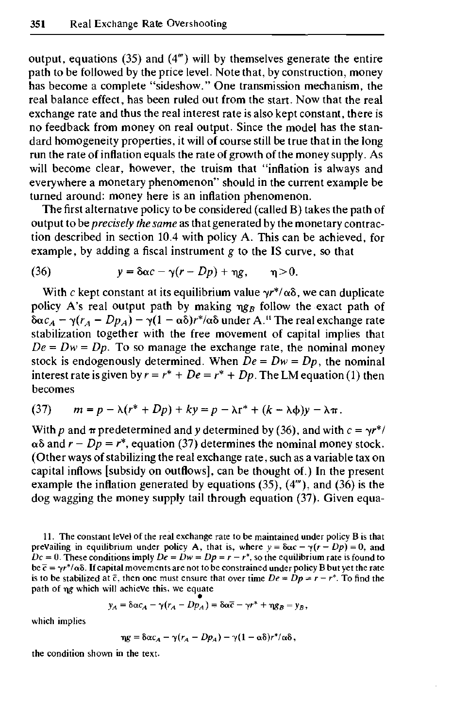output, equations (35) and (4‴) will by themselves generate the entire path to be followed by the price level. Note that, by construction, money has become a complete "sideshow." One transmission mechanism, the real balance effect, has been ruled out from the start. Now that the real exchange rate and thus the real interest rate is also kept constant, there is no feedback from money on real output. Since the model has the standard homogeneity properties, it will of course still be true that in the long run the rate of inflation equals the rate of growth of the money supply. As will become clear, however, the truism that "inflation is always and everywhere a monetary phenomenon" should in the current example be turned around: money here is an inflation phenomenon.

The first alternative policy to be considered (called B) takes the path of output to be *precisely the same* as that generated by the monetary contraction described in section 10.4 with policy A. This can be achieved, for example, by adding a fiscal instrument $g$ to the IS curve, so that

$$y = \delta\alpha c - \gamma(r - Dp) + \eta g, \qquad \eta > 0. \tag{36}$$

With $c$ kept constant at its equilibrium value $\gamma r^*/\alpha\delta$, we can duplicate policy A's real output path by making $\eta g_B$ follow the exact path of $\delta\alpha c_A - \gamma(r_A - Dp_A) - \gamma(1 - \alpha\delta)r^*/\alpha\delta$ under A.[11] The real exchange rate stabilization together with the free movement of capital implies that $De = Dw = Dp$. To so manage the exchange rate, the nominal money stock is endogenously determined. When $De = Dw = Dp$, the nominal interest rate is given by $r = r^* + De = r^* + Dp$. The LM equation (1) then becomes

$$m = p - \lambda(r^* + Dp) + ky = p - \lambda r^* + (k - \lambda\phi)y - \lambda\pi. \tag{37}$$

With $p$ and $\pi$ predetermined and $y$ determined by (36), and with $c = \gamma r^*/\alpha\delta$ and $r - Dp = r^*$, equation (37) determines the nominal money stock. (Other ways of stabilizing the real exchange rate, such as a variable tax on capital inflows [subsidy on outflows], can be thought of.) In the present example the inflation generated by equations (35), (4‴), and (36) is the dog wagging the money supply tail through equation (37). Given equa-

11. The constant level of the real exchange rate to be maintained under policy B is that prevailing in equilibrium under policy A, that is, where $y = \delta\alpha c - \gamma(r - Dp) = 0$, and $Dc = 0$. These conditions imply $De = Dw = Dp = r - r^*$, so the equilibrium rate is found to be $\bar{c} = \gamma r^*/\alpha\delta$. If capital movements are not to be constrained under policy B but yet the rate is to be stabilized at $\bar{c}$, then one must ensure that over time $De = Dp = r - r^*$. To find the path of $\eta g$ which will achieve this, we equate

$$y_A = \delta\alpha c_A - \gamma(r_A - Dp_A) = \delta\alpha\bar{c} - \gamma r^* + \eta g_B = y_B,$$

which implies

$$\eta g = \delta\alpha c_A - \gamma(r_A - Dp_A) - \gamma(1 - \alpha\delta)r^*/\alpha\delta,$$

the condition shown in the text.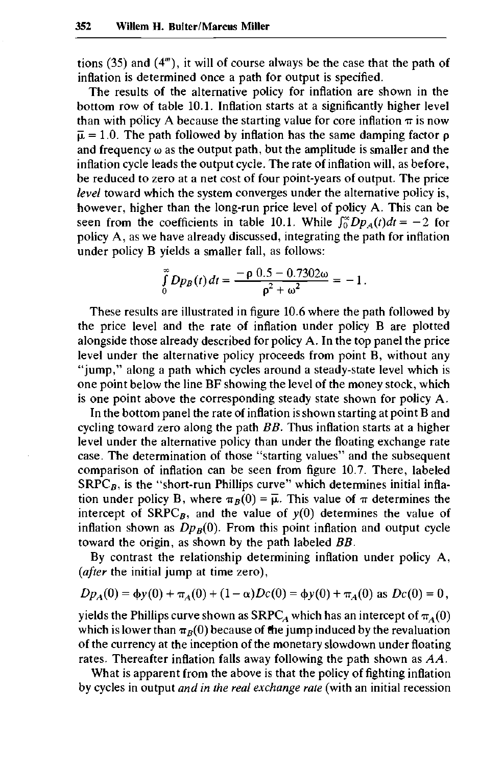tions (35) and (4'''), it will of course always be the case that the path of inflation is determined once a path for output is specified.

The results of the alternative policy for inflation are shown in the bottom row of table 10.1. Inflation starts at a significantly higher level than with policy A because the starting value for core inflation $\pi$ is now $\bar{\mu} = 1.0$. The path followed by inflation has the same damping factor $\rho$ and frequency $\omega$ as the output path, but the amplitude is smaller and the inflation cycle leads the output cycle. The rate of inflation will, as before, be reduced to zero at a net cost of four point-years of output. The price *level* toward which the system converges under the alternative policy is, however, higher than the long-run price level of policy A. This can be seen from the coefficients in table 10.1. While $\int_0^\infty Dp_A(t)dt = -2$ for policy A, as we have already discussed, integrating the path for inflation under policy B yields a smaller fall, as follows:

$$\int_0^\infty Dp_B(t)\,dt = \frac{-\rho\, 0.5 - 0.7302\omega}{\rho^2 + \omega^2} = -1 .$$

These results are illustrated in figure 10.6 where the path followed by the price level and the rate of inflation under policy B are plotted alongside those already described for policy A. In the top panel the price level under the alternative policy proceeds from point B, without any "jump," along a path which cycles around a steady-state level which is one point below the line BF showing the level of the money stock, which is one point above the corresponding steady state shown for policy A.

In the bottom panel the rate of inflation is shown starting at point B and cycling toward zero along the path *BB*. Thus inflation starts at a higher level under the alternative policy than under the floating exchange rate case. The determination of those "starting values" and the subsequent comparison of inflation can be seen from figure 10.7. There, labeled $SRPC_B$, is the "short-run Phillips curve" which determines initial inflation under policy B, where $\pi_B(0) = \bar{\mu}$. This value of $\pi$ determines the intercept of $SRPC_B$, and the value of $y(0)$ determines the value of inflation shown as $Dp_B(0)$. From this point inflation and output cycle toward the origin, as shown by the path labeled *BB*.

By contrast the relationship determining inflation under policy A, (*after* the initial jump at time zero),

$$Dp_A(0) = \phi y(0) + \pi_A(0) + (1-\alpha)Dc(0) = \phi y(0) + \pi_A(0) \text{ as } Dc(0) = 0,$$

yields the Phillips curve shown as $SRPC_A$ which has an intercept of $\pi_A(0)$ which is lower than $\pi_B(0)$ because of the jump induced by the revaluation of the currency at the inception of the monetary slowdown under floating rates. Thereafter inflation falls away following the path shown as *AA*.

What is apparent from the above is that the policy of fighting inflation by cycles in output *and in the real exchange rate* (with an initial recession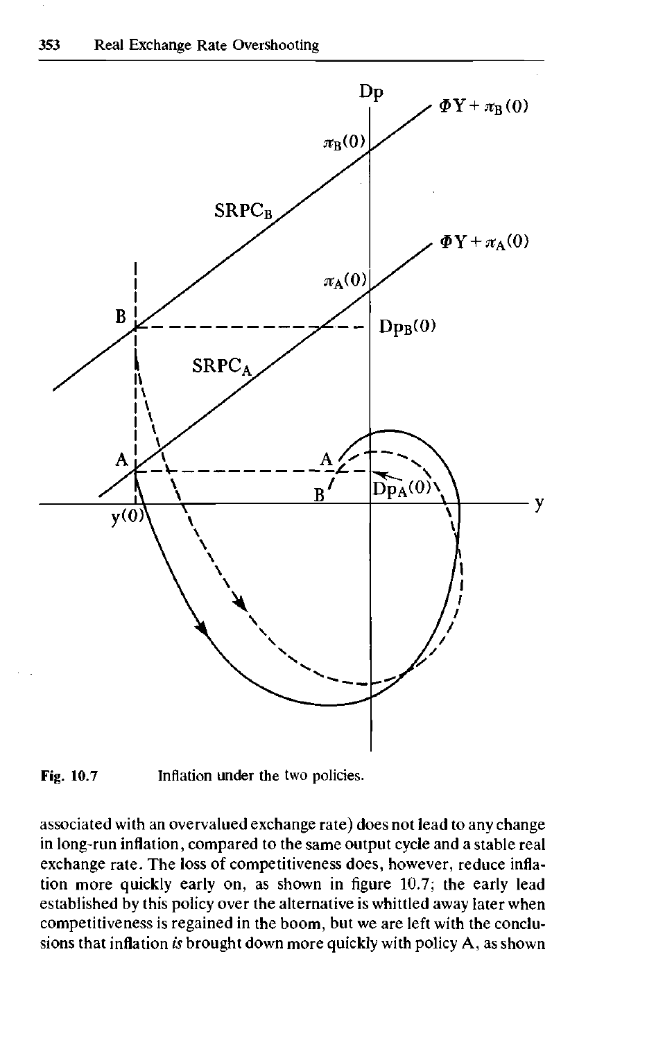Fig. 10.7 Inflation under the two policies.

associated with an overvalued exchange rate) does not lead to any change in long-run inflation, compared to the same output cycle and a stable real exchange rate. The loss of competitiveness does, however, reduce inflation more quickly early on, as shown in figure 10.7; the early lead established by this policy over the alternative is whittled away later when competitiveness is regained in the boom, but we are left with the conclusions that inflation *is* brought down more quickly with policy A, as shown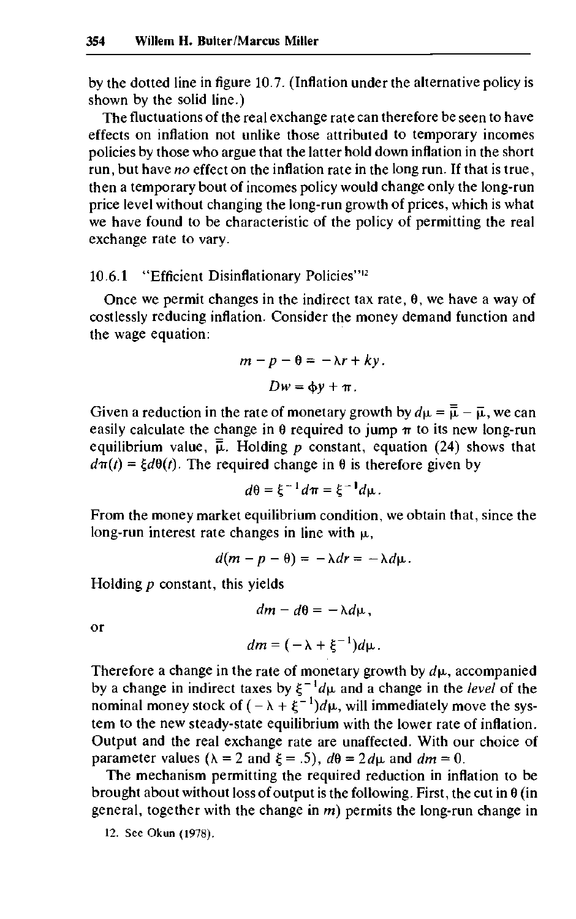by the dotted line in figure 10.7. (Inflation under the alternative policy is shown by the solid line.)

The fluctuations of the real exchange rate can therefore be seen to have effects on inflation not unlike those attributed to temporary incomes policies by those who argue that the latter hold down inflation in the short run, but have *no* effect on the inflation rate in the long run. If that is true, then a temporary bout of incomes policy would change only the long-run price level without changing the long-run growth of prices, which is what we have found to be characteristic of the policy of permitting the real exchange rate to vary.

### 10.6.1 "Efficient Disinflationary Policies"[12]

Once we permit changes in the indirect tax rate, $\theta$, we have a way of costlessly reducing inflation. Consider the money demand function and the wage equation:

$$m - p - \theta = -\lambda r + ky.$$

$$Dw = \phi y + \pi.$$

Given a reduction in the rate of monetary growth by $d\mu = \bar{\bar{\mu}} - \bar{\mu}$, we can easily calculate the change in $\theta$ required to jump $\pi$ to its new long-run equilibrium value, $\bar{\bar{\mu}}$. Holding $p$ constant, equation (24) shows that $d\pi(t) = \xi d\theta(t)$. The required change in $\theta$ is therefore given by

$$d\theta = \xi^{-1} d\pi = \xi^{-1} d\mu.$$

From the money market equilibrium condition, we obtain that, since the long-run interest rate changes in line with $\mu$,

$$d(m - p - \theta) = -\lambda dr = -\lambda d\mu.$$

Holding $p$ constant, this yields

$$dm - d\theta = -\lambda d\mu,$$

or

$$dm = (-\lambda + \xi^{-1}) d\mu.$$

Therefore a change in the rate of monetary growth by $d\mu$, accompanied by a change in indirect taxes by $\xi^{-1} d\mu$ and a change in the *level* of the nominal money stock of $(-\lambda + \xi^{-1}) d\mu$, will immediately move the system to the new steady-state equilibrium with the lower rate of inflation. Output and the real exchange rate are unaffected. With our choice of parameter values ($\lambda = 2$ and $\xi = .5$), $d\theta = 2 d\mu$ and $dm = 0$.

The mechanism permitting the required reduction in inflation to be brought about without loss of output is the following. First, the cut in $\theta$ (in general, together with the change in $m$) permits the long-run change in

12. See Okun (1978).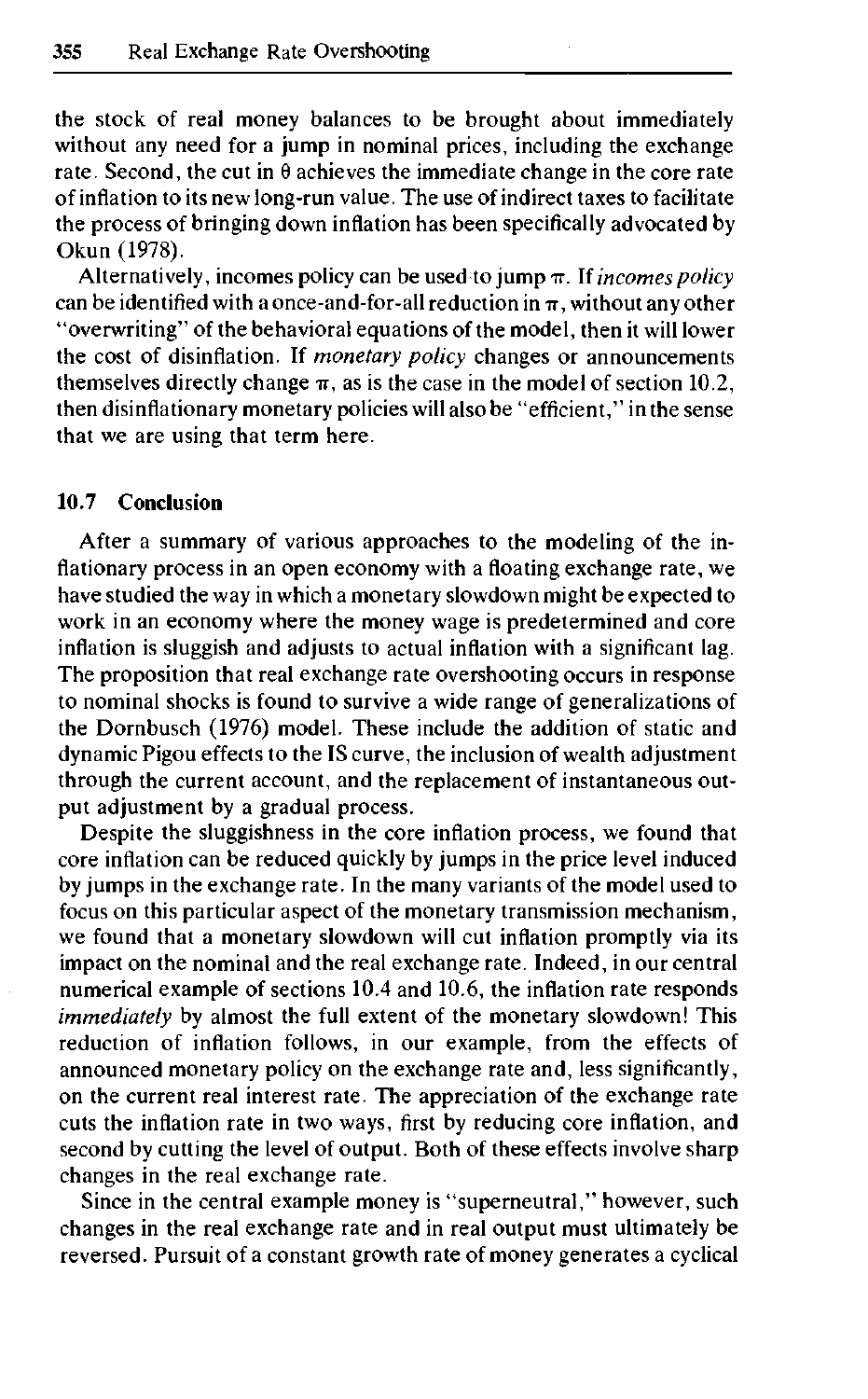the stock of real money balances to be brought about immediately without any need for a jump in nominal prices, including the exchange rate. Second, the cut in $\theta$ achieves the immediate change in the core rate of inflation to its new long-run value. The use of indirect taxes to facilitate the process of bringing down inflation has been specifically advocated by Okun (1978).

Alternatively, incomes policy can be used to jump $\pi$. If *incomes policy* can be identified with a once-and-for-all reduction in $\pi$, without any other "overwriting" of the behavioral equations of the model, then it will lower the cost of disinflation. If *monetary policy* changes or announcements themselves directly change $\pi$, as is the case in the model of section 10.2, then disinflationary monetary policies will also be "efficient," in the sense that we are using that term here.

## 10.7 Conclusion

After a summary of various approaches to the modeling of the inflationary process in an open economy with a floating exchange rate, we have studied the way in which a monetary slowdown might be expected to work in an economy where the money wage is predetermined and core inflation is sluggish and adjusts to actual inflation with a significant lag. The proposition that real exchange rate overshooting occurs in response to nominal shocks is found to survive a wide range of generalizations of the Dornbusch (1976) model. These include the addition of static and dynamic Pigou effects to the IS curve, the inclusion of wealth adjustment through the current account, and the replacement of instantaneous output adjustment by a gradual process.

Despite the sluggishness in the core inflation process, we found that core inflation can be reduced quickly by jumps in the price level induced by jumps in the exchange rate. In the many variants of the model used to focus on this particular aspect of the monetary transmission mechanism, we found that a monetary slowdown will cut inflation promptly via its impact on the nominal and the real exchange rate. Indeed, in our central numerical example of sections 10.4 and 10.6, the inflation rate responds *immediately* by almost the full extent of the monetary slowdown! This reduction of inflation follows, in our example, from the effects of announced monetary policy on the exchange rate and, less significantly, on the current real interest rate. The appreciation of the exchange rate cuts the inflation rate in two ways, first by reducing core inflation, and second by cutting the level of output. Both of these effects involve sharp changes in the real exchange rate.

Since in the central example money is "superneutral," however, such changes in the real exchange rate and in real output must ultimately be reversed. Pursuit of a constant growth rate of money generates a cyclical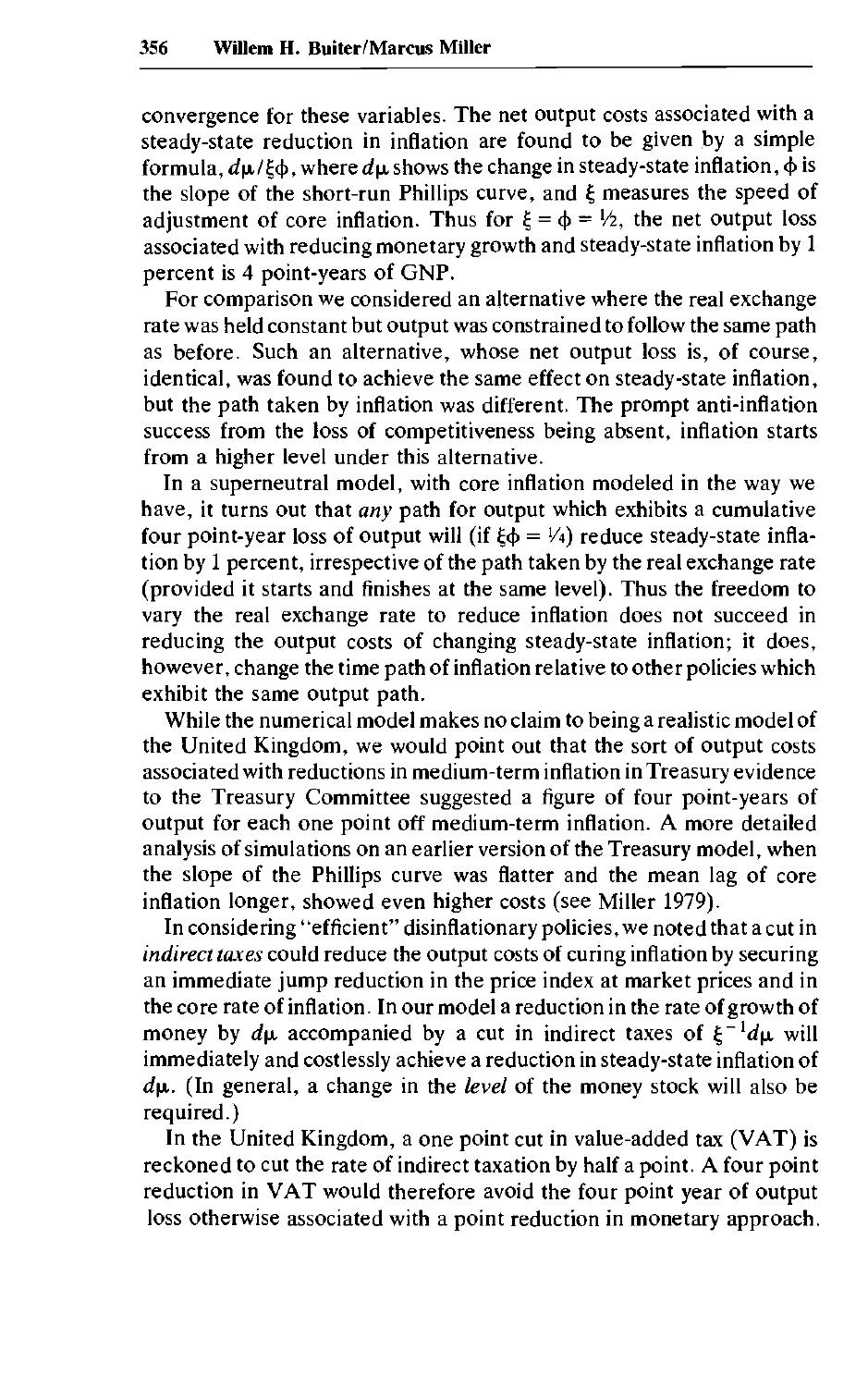convergence for these variables. The net output costs associated with a steady-state reduction in inflation are found to be given by a simple formula, $d\mu/\xi\phi$, where $d\mu$ shows the change in steady-state inflation, $\phi$ is the slope of the short-run Phillips curve, and $\xi$ measures the speed of adjustment of core inflation. Thus for $\xi = \phi = 1/2$, the net output loss associated with reducing monetary growth and steady-state inflation by 1 percent is 4 point-years of GNP.

For comparison we considered an alternative where the real exchange rate was held constant but output was constrained to follow the same path as before. Such an alternative, whose net output loss is, of course, identical, was found to achieve the same effect on steady-state inflation, but the path taken by inflation was different. The prompt anti-inflation success from the loss of competitiveness being absent, inflation starts from a higher level under this alternative.

In a superneutral model, with core inflation modeled in the way we have, it turns out that *any* path for output which exhibits a cumulative four point-year loss of output will (if $\xi\phi = 1/4$) reduce steady-state inflation by 1 percent, irrespective of the path taken by the real exchange rate (provided it starts and finishes at the same level). Thus the freedom to vary the real exchange rate to reduce inflation does not succeed in reducing the output costs of changing steady-state inflation; it does, however, change the time path of inflation relative to other policies which exhibit the same output path.

While the numerical model makes no claim to being a realistic model of the United Kingdom, we would point out that the sort of output costs associated with reductions in medium-term inflation in Treasury evidence to the Treasury Committee suggested a figure of four point-years of output for each one point off medium-term inflation. A more detailed analysis of simulations on an earlier version of the Treasury model, when the slope of the Phillips curve was flatter and the mean lag of core inflation longer, showed even higher costs (see Miller 1979).

In considering "efficient" disinflationary policies, we noted that a cut in *indirect taxes* could reduce the output costs of curing inflation by securing an immediate jump reduction in the price index at market prices and in the core rate of inflation. In our model a reduction in the rate of growth of money by $d\mu$ accompanied by a cut in indirect taxes of $\xi^{-1}d\mu$ will immediately and costlessly achieve a reduction in steady-state inflation of $d\mu$. (In general, a change in the *level* of the money stock will also be required.)

In the United Kingdom, a one point cut in value-added tax (VAT) is reckoned to cut the rate of indirect taxation by half a point. A four point reduction in VAT would therefore avoid the four point year of output loss otherwise associated with a point reduction in monetary approach.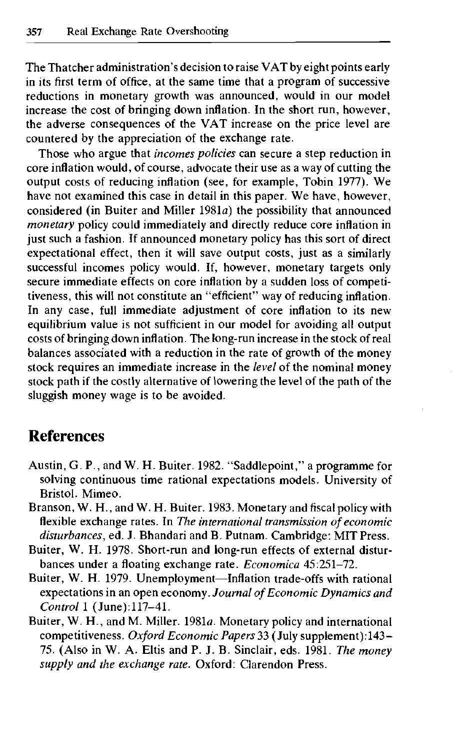The Thatcher administration's decision to raise VAT by eight points early in its first term of office, at the same time that a program of successive reductions in monetary growth was announced, would in our model increase the cost of bringing down inflation. In the short run, however, the adverse consequences of the VAT increase on the price level are countered by the appreciation of the exchange rate.

Those who argue that *incomes policies* can secure a step reduction in core inflation would, of course, advocate their use as a way of cutting the output costs of reducing inflation (see, for example, Tobin 1977). We have not examined this case in detail in this paper. We have, however, considered (in Buiter and Miller 1981*a*) the possibility that announced *monetary* policy could immediately and directly reduce core inflation in just such a fashion. If announced monetary policy has this sort of direct expectational effect, then it will save output costs, just as a similarly successful incomes policy would. If, however, monetary targets only secure immediate effects on core inflation by a sudden loss of competitiveness, this will not constitute an "efficient" way of reducing inflation. In any case, full immediate adjustment of core inflation to its new equilibrium value is not sufficient in our model for avoiding all output costs of bringing down inflation. The long-run increase in the stock of real balances associated with a reduction in the rate of growth of the money stock requires an immediate increase in the *level* of the nominal money stock path if the costly alternative of lowering the level of the path of the sluggish money wage is to be avoided.

## References

Austin, G. P., and W. H. Buiter. 1982. "Saddlepoint," a programme for solving continuous time rational expectations models. University of Bristol. Mimeo.

Branson, W. H., and W. H. Buiter. 1983. Monetary and fiscal policy with flexible exchange rates. In *The international transmission of economic disturbances*, ed. J. Bhandari and B. Putnam. Cambridge: MIT Press.

Buiter, W. H. 1978. Short-run and long-run effects of external disturbances under a floating exchange rate. *Economica* 45:251–72.

Buiter, W. H. 1979. Unemployment—Inflation trade-offs with rational expectations in an open economy. *Journal of Economic Dynamics and Control* 1 (June):117–41.

Buiter, W. H., and M. Miller. 1981*a*. Monetary policy and international competitiveness. *Oxford Economic Papers* 33 (July supplement):143–75. (Also in W. A. Eltis and P. J. B. Sinclair, eds. 1981. *The money supply and the exchange rate.* Oxford: Clarendon Press.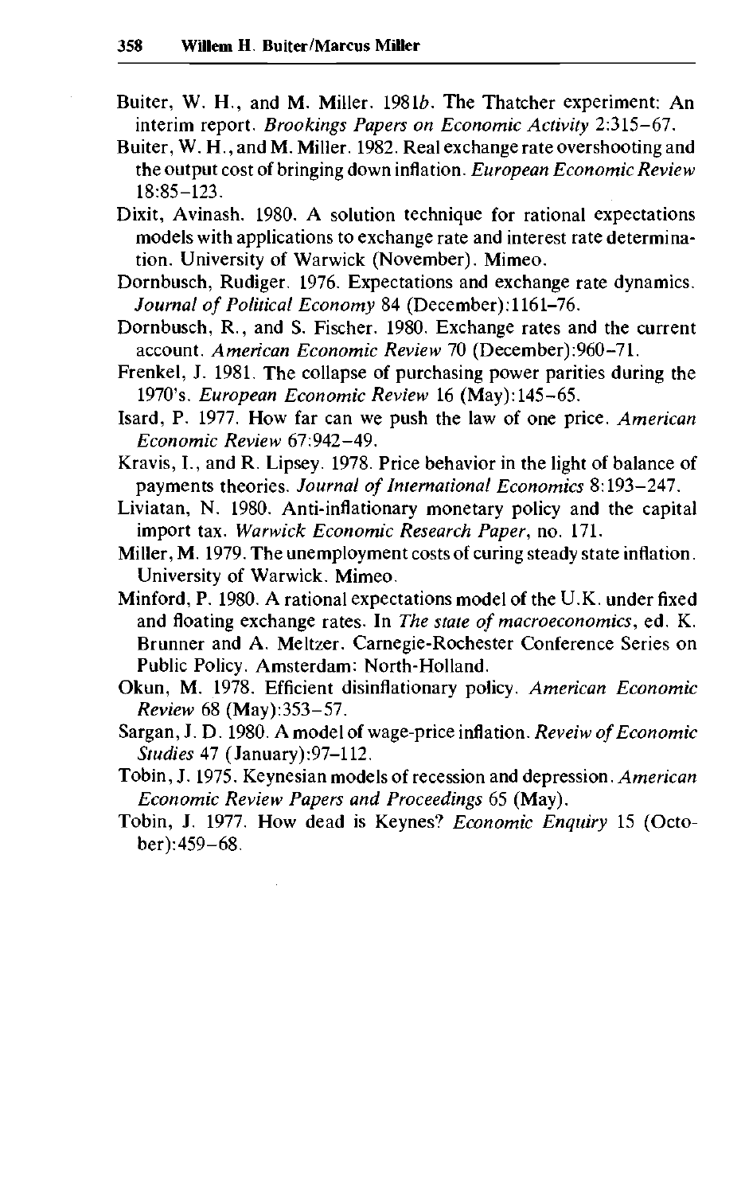Buiter, W. H., and M. Miller. 1981*b*. The Thatcher experiment: An interim report. *Brookings Papers on Economic Activity* 2:315–67.

Buiter, W. H., and M. Miller. 1982. Real exchange rate overshooting and the output cost of bringing down inflation. *European Economic Review* 18:85–123.

Dixit, Avinash. 1980. A solution technique for rational expectations models with applications to exchange rate and interest rate determination. University of Warwick (November). Mimeo.

Dornbusch, Rudiger. 1976. Expectations and exchange rate dynamics. *Journal of Political Economy* 84 (December):1161–76.

Dornbusch, R., and S. Fischer. 1980. Exchange rates and the current account. *American Economic Review* 70 (December):960–71.

Frenkel, J. 1981. The collapse of purchasing power parities during the 1970's. *European Economic Review* 16 (May):145–65.

Isard, P. 1977. How far can we push the law of one price. *American Economic Review* 67:942–49.

Kravis, I., and R. Lipsey. 1978. Price behavior in the light of balance of payments theories. *Journal of International Economics* 8:193–247.

Liviatan, N. 1980. Anti-inflationary monetary policy and the capital import tax. *Warwick Economic Research Paper*, no. 171.

Miller, M. 1979. The unemployment costs of curing steady state inflation. University of Warwick. Mimeo.

Minford, P. 1980. A rational expectations model of the U.K. under fixed and floating exchange rates. In *The state of macroeconomics*, ed. K. Brunner and A. Meltzer. Carnegie-Rochester Conference Series on Public Policy. Amsterdam: North-Holland.

Okun, M. 1978. Efficient disinflationary policy. *American Economic Review* 68 (May):353–57.

Sargan, J. D. 1980. A model of wage-price inflation. *Reveiw of Economic Studies* 47 (January):97–112.

Tobin, J. 1975. Keynesian models of recession and depression. *American Economic Review Papers and Proceedings* 65 (May).

Tobin, J. 1977. How dead is Keynes? *Economic Enquiry* 15 (October):459–68.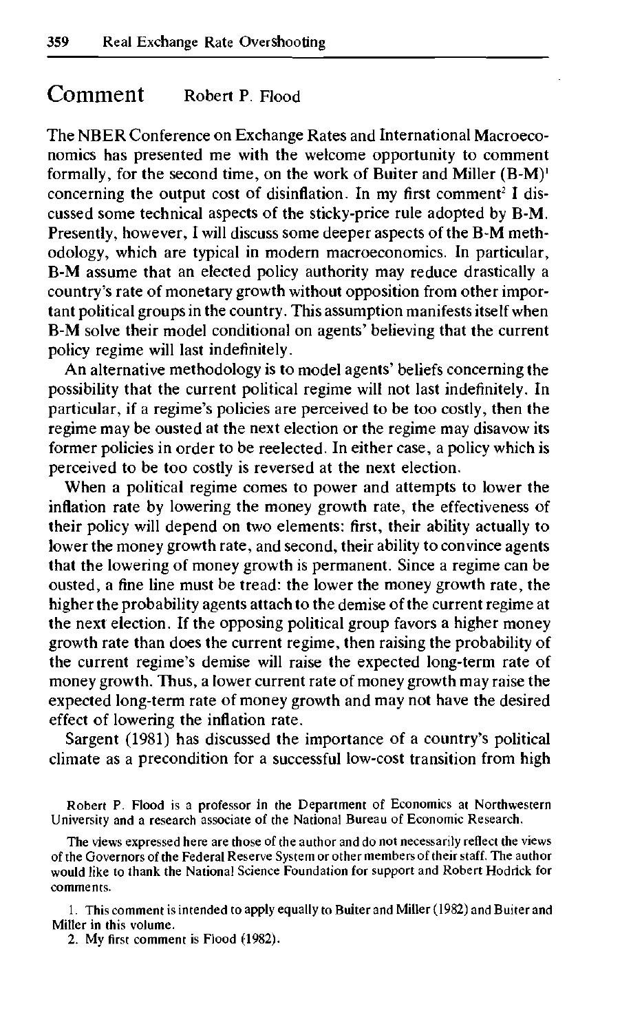## Comment Robert P. Flood

The NBER Conference on Exchange Rates and International Macroeconomics has presented me with the welcome opportunity to comment formally, for the second time, on the work of Buiter and Miller (B-M)[1] concerning the output cost of disinflation. In my first comment[2] I discussed some technical aspects of the sticky-price rule adopted by B-M. Presently, however, I will discuss some deeper aspects of the B-M methodology, which are typical in modern macroeconomics. In particular, B-M assume that an elected policy authority may reduce drastically a country's rate of monetary growth without opposition from other important political groups in the country. This assumption manifests itself when B-M solve their model conditional on agents' believing that the current policy regime will last indefinitely.

An alternative methodology is to model agents' beliefs concerning the possibility that the current political regime will not last indefinitely. In particular, if a regime's policies are perceived to be too costly, then the regime may be ousted at the next election or the regime may disavow its former policies in order to be reelected. In either case, a policy which is perceived to be too costly is reversed at the next election.

When a political regime comes to power and attempts to lower the inflation rate by lowering the money growth rate, the effectiveness of their policy will depend on two elements: first, their ability actually to lower the money growth rate, and second, their ability to convince agents that the lowering of money growth is permanent. Since a regime can be ousted, a fine line must be tread: the lower the money growth rate, the higher the probability agents attach to the demise of the current regime at the next election. If the opposing political group favors a higher money growth rate than does the current regime, then raising the probability of the current regime's demise will raise the expected long-term rate of money growth. Thus, a lower current rate of money growth may raise the expected long-term rate of money growth and may not have the desired effect of lowering the inflation rate.

Sargent (1981) has discussed the importance of a country's political climate as a precondition for a successful low-cost transition from high

Robert P. Flood is a professor in the Department of Economics at Northwestern University and a research associate of the National Bureau of Economic Research.

The views expressed here are those of the author and do not necessarily reflect the views of the Governors of the Federal Reserve System or other members of their staff. The author would like to thank the National Science Foundation for support and Robert Hodrick for comments.

1. This comment is intended to apply equally to Buiter and Miller (1982) and Buiter and Miller in this volume.

2. My first comment is Flood (1982).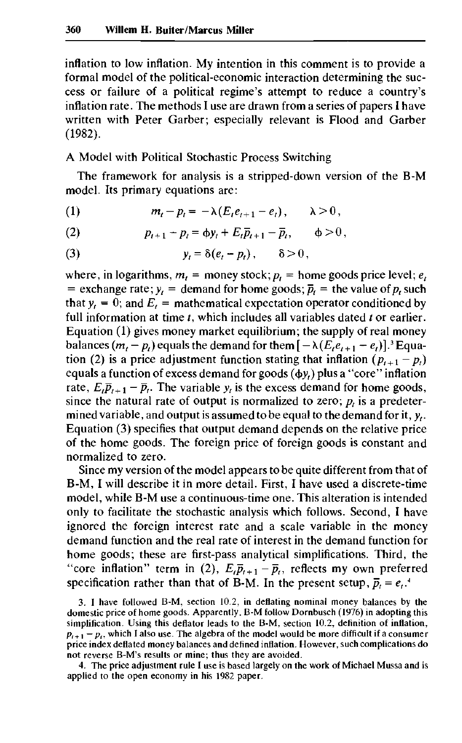inflation to low inflation. My intention in this comment is to provide a formal model of the political-economic interaction determining the success or failure of a political regime's attempt to reduce a country's inflation rate. The methods I use are drawn from a series of papers I have written with Peter Garber; especially relevant is Flood and Garber (1982).

## A Model with Political Stochastic Process Switching

The framework for analysis is a stripped-down version of the B-M model. Its primary equations are:

$$m_t - p_t = -\lambda(E_t e_{t+1} - e_t), \qquad \lambda > 0, \tag{1}$$

$$p_{t+1} - p_t = \phi y_t + E_t \bar{p}_{t+1} - \bar{p}_t, \qquad \phi > 0, \tag{2}$$

$$y_t = \delta(e_t - p_t), \qquad \delta > 0, \tag{3}$$

where, in logarithms, $m_t$ = money stock; $p_t$ = home goods price level; $e_t$ = exchange rate; $y_t$ = demand for home goods; $\bar{p}_t$ = the value of $p_t$ such that $y_t = 0$; and $E_t$ = mathematical expectation operator conditioned by full information at time $t$, which includes all variables dated $t$ or earlier. Equation (1) gives money market equilibrium; the supply of real money balances $(m_t - p_t)$ equals the demand for them $[-\lambda(E_t e_{t+1} - e_t)]$.[3] Equation (2) is a price adjustment function stating that inflation $(p_{t+1} - p_t)$ equals a function of excess demand for goods $(\phi y_t)$ plus a "core" inflation rate, $E_t \bar{p}_{t+1} - \bar{p}_t$. The variable $y_t$ is the excess demand for home goods, since the natural rate of output is normalized to zero; $p_t$ is a predetermined variable, and output is assumed to be equal to the demand for it, $y_t$. Equation (3) specifies that output demand depends on the relative price of the home goods. The foreign price of foreign goods is constant and normalized to zero.

Since my version of the model appears to be quite different from that of B-M, I will describe it in more detail. First, I have used a discrete-time model, while B-M use a continuous-time one. This alteration is intended only to facilitate the stochastic analysis which follows. Second, I have ignored the foreign interest rate and a scale variable in the money demand function and the real rate of interest in the demand function for home goods; these are first-pass analytical simplifications. Third, the "core inflation" term in (2), $E_t \bar{p}_{t+1} - \bar{p}_t$, reflects my own preferred specification rather than that of B-M. In the present setup, $\bar{p}_t = e_t$.[4]

3. I have followed B-M, section 10.2, in deflating nominal money balances by the domestic price of home goods. Apparently, B-M follow Dornbusch (1976) in adopting this simplification. Using this deflator leads to the B-M, section 10.2, definition of inflation, $p_{t+1} - p_t$, which I also use. The algebra of the model would be more difficult if a consumer price index deflated money balances and defined inflation. However, such complications do not reverse B-M's results or mine; thus they are avoided.

4. The price adjustment rule I use is based largely on the work of Michael Mussa and is applied to the open economy in his 1982 paper.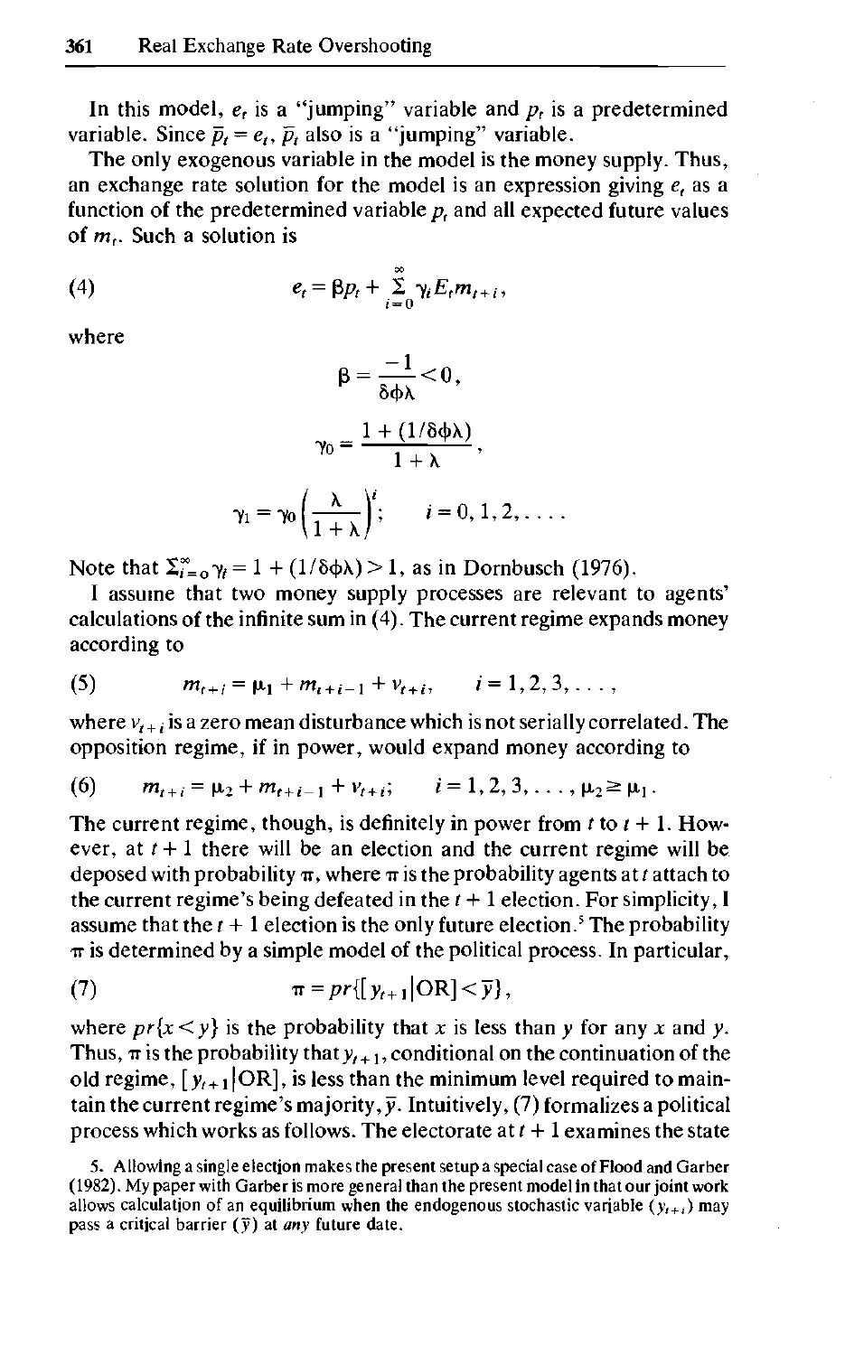In this model, $e_t$ is a "jumping" variable and $p_t$ is a predetermined variable. Since $\bar{p}_t = e_t$, $\bar{p}_t$ also is a "jumping" variable.

The only exogenous variable in the model is the money supply. Thus, an exchange rate solution for the model is an expression giving $e_t$ as a function of the predetermined variable $p_t$ and all expected future values of $m_t$. Such a solution is

$$e_t = \beta p_t + \sum_{i=0}^{\infty} \gamma_i E_t m_{t+i}, \tag{4}$$

where

$$\beta = \frac{-1}{\delta\phi\lambda} < 0,$$

$$\gamma_0 = \frac{1 + (1/\delta\phi\lambda)}{1+\lambda},$$

$$\gamma_i = \gamma_0 \left(\frac{\lambda}{1+\lambda}\right)^i; \qquad i = 0, 1, 2, \ldots.$$

Note that $\Sigma_{i=0}^{\infty} \gamma_i = 1 + (1/\delta\phi\lambda) > 1$, as in Dornbusch (1976).

I assume that two money supply processes are relevant to agents' calculations of the infinite sum in (4). The current regime expands money according to

$$m_{t+i} = \mu_1 + m_{t+i-1} + v_{t+i}, \qquad i = 1, 2, 3, \ldots, \tag{5}$$

where $v_{t+i}$ is a zero mean disturbance which is not serially correlated. The opposition regime, if in power, would expand money according to

$$m_{t+i} = \mu_2 + m_{t+i-1} + v_{t+i}; \qquad i = 1, 2, 3, \ldots, \mu_2 \geq \mu_1. \tag{6}$$

The current regime, though, is definitely in power from $t$ to $t+1$. However, at $t+1$ there will be an election and the current regime will be deposed with probability $\pi$, where $\pi$ is the probability agents at $t$ attach to the current regime's being defeated in the $t+1$ election. For simplicity, I assume that the $t+1$ election is the only future election.[5] The probability $\pi$ is determined by a simple model of the political process. In particular,

$$\pi = pr\{[y_{t+1} | \text{OR}] < \bar{y}\}, \tag{7}$$

where $pr\{x < y\}$ is the probability that $x$ is less than $y$ for any $x$ and $y$. Thus, $\pi$ is the probability that $y_{t+1}$, conditional on the continuation of the old regime, $[y_{t+1} | \text{OR}]$, is less than the minimum level required to maintain the current regime's majority, $\bar{y}$. Intuitively, (7) formalizes a political process which works as follows. The electorate at $t+1$ examines the state

5. Allowing a single election makes the present setup a special case of Flood and Garber (1982). My paper with Garber is more general than the present model in that our joint work allows calculation of an equilibrium when the endogenous stochastic variable ($y_{t+i}$) may pass a critical barrier ($\bar{y}$) at *any* future date.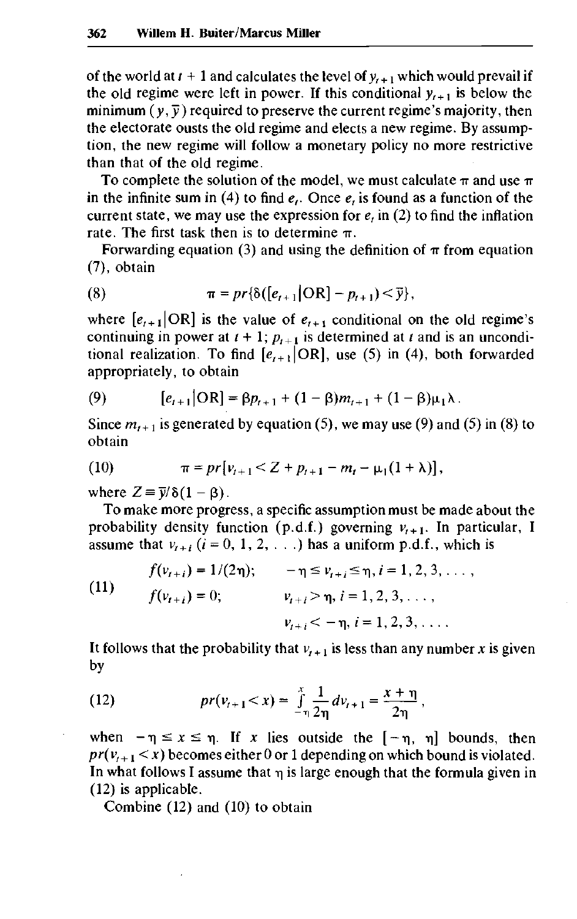of the world at $t + 1$ and calculates the level of $y_{t+1}$ which would prevail if the old regime were left in power. If this conditional $y_{t+1}$ is below the minimum $(y, \bar{y})$ required to preserve the current regime's majority, then the electorate ousts the old regime and elects a new regime. By assumption, the new regime will follow a monetary policy no more restrictive than that of the old regime.

To complete the solution of the model, we must calculate $\pi$ and use $\pi$ in the infinite sum in (4) to find $e_t$. Once $e_t$ is found as a function of the current state, we may use the expression for $e_t$ in (2) to find the inflation rate. The first task then is to determine $\pi$.

Forwarding equation (3) and using the definition of $\pi$ from equation (7), obtain

$$\pi = pr\{\delta([e_{t+1}|\text{OR}] - p_{t+1}) < \bar{y}\}, \tag{8}$$

where $[e_{t+1}|\text{OR}]$ is the value of $e_{t+1}$ conditional on the old regime's continuing in power at $t + 1$; $p_{t+1}$ is determined at $t$ and is an unconditional realization. To find $[e_{t+1}|\text{OR}]$, use (5) in (4), both forwarded appropriately, to obtain

$$[e_{t+1}|\text{OR}] = \beta p_{t+1} + (1 - \beta)m_{t+1} + (1 - \beta)\mu_1\lambda. \tag{9}$$

Since $m_{t+1}$ is generated by equation (5), we may use (9) and (5) in (8) to obtain

$$\pi = pr[v_{t+1} < Z + p_{t+1} - m_t - \mu_1(1 + \lambda)], \tag{10}$$

where $Z \equiv \bar{y}/\delta(1 - \beta)$.

To make more progress, a specific assumption must be made about the probability density function (p.d.f.) governing $v_{t+1}$. In particular, I assume that $v_{t+i}$ $(i = 0, 1, 2, \ldots)$ has a uniform p.d.f., which is

$$\begin{aligned} f(v_{t+i}) &= 1/(2\eta); \qquad && -\eta \le v_{t+i} \le \eta, i = 1, 2, 3, \ldots, \\ f(v_{t+i}) &= 0; && v_{t+i} > \eta, i = 1, 2, 3, \ldots, \\ & && v_{t+i} < -\eta, i = 1, 2, 3, \ldots. \end{aligned} \tag{11}$$

It follows that the probability that $v_{t+1}$ is less than any number $x$ is given by

$$pr(v_{t+1} < x) = \int_{-\eta}^{x} \frac{1}{2\eta} dv_{t+1} = \frac{x + \eta}{2\eta}, \tag{12}$$

when $-\eta \le x \le \eta$. If $x$ lies outside the $[-\eta, \eta]$ bounds, then $pr(v_{t+1} < x)$ becomes either 0 or 1 depending on which bound is violated. In what follows I assume that $\eta$ is large enough that the formula given in (12) is applicable.

Combine (12) and (10) to obtain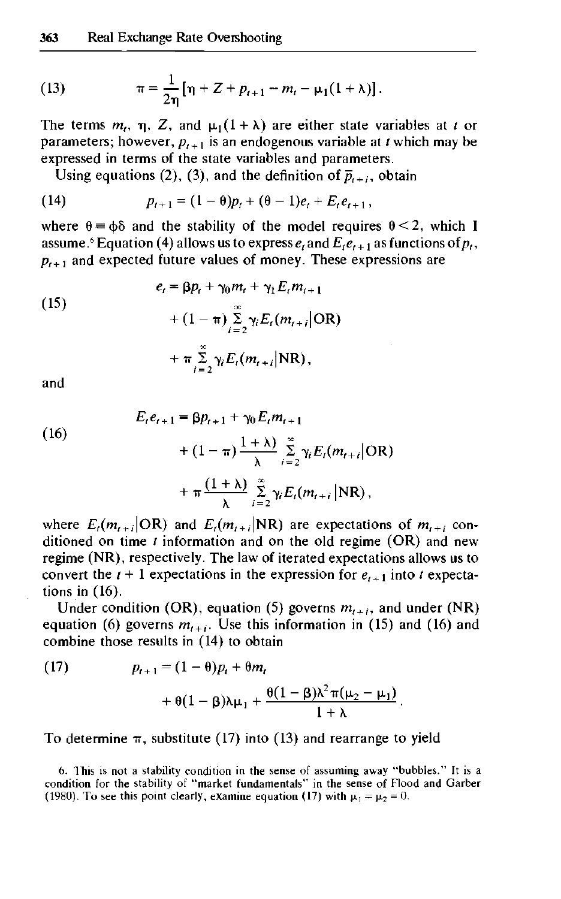$$\pi = \frac{1}{2\eta}[\eta + Z + p_{t+1} - m_t - \mu_1(1+\lambda)]. \tag{13}$$

The terms $m_t$, $\eta$, $Z$, and $\mu_1(1+\lambda)$ are either state variables at $t$ or parameters; however, $p_{t+1}$ is an endogenous variable at $t$ which may be expressed in terms of the state variables and parameters.

Using equations (2), (3), and the definition of $\bar{p}_{t+i}$, obtain

$$p_{t+1} = (1-\theta)p_t + (\theta - 1)e_t + E_t e_{t+1}, \tag{14}$$

where $\theta \equiv \phi\delta$ and the stability of the model requires $\theta < 2$, which I assume.[6] Equation (4) allows us to express $e_t$ and $E_t e_{t+1}$ as functions of $p_t$, $p_{t+1}$ and expected future values of money. These expressions are

$$\begin{aligned} e_t = {} & \beta p_t + \gamma_0 m_t + \gamma_1 E_t m_{t+1} \\ & + (1-\pi) \sum_{i=2}^{\infty} \gamma_i E_t(m_{t+i}|\text{OR}) \\ & + \pi \sum_{i=2}^{\infty} \gamma_i E_t(m_{t+i}|\text{NR}), \end{aligned} \tag{15}$$

and

$$\begin{aligned} E_t e_{t+1} = {} & \beta p_{t+1} + \gamma_0 E_t m_{t+1} \\ & + (1-\pi)\frac{1+\lambda)}{\lambda} \sum_{i=2}^{\infty} \gamma_i E_t(m_{t+i}|\text{OR}) \\ & + \pi \frac{(1+\lambda)}{\lambda} \sum_{i=2}^{\infty} \gamma_i E_t(m_{t+i}|\text{NR}), \end{aligned} \tag{16}$$

where $E_t(m_{t+i}|\text{OR})$ and $E_t(m_{t+i}|\text{NR})$ are expectations of $m_{t+i}$ conditioned on time $t$ information and on the old regime (OR) and new regime (NR), respectively. The law of iterated expectations allows us to convert the $t+1$ expectations in the expression for $e_{t+1}$ into $t$ expectations in (16).

Under condition (OR), equation (5) governs $m_{t+i}$, and under (NR) equation (6) governs $m_{t+i}$. Use this information in (15) and (16) and combine those results in (14) to obtain

$$\begin{aligned} p_{t+1} = {} & (1-\theta)p_t + \theta m_t \\ & + \theta(1-\beta)\lambda\mu_1 + \frac{\theta(1-\beta)\lambda^2\pi(\mu_2 - \mu_1)}{1+\lambda}. \end{aligned} \tag{17}$$

To determine $\pi$, substitute (17) into (13) and rearrange to yield

6. This is not a stability condition in the sense of assuming away "bubbles." It is a condition for the stability of "market fundamentals" in the sense of Flood and Garber (1980). To see this point clearly, examine equation (17) with $\mu_1 = \mu_2 = 0$.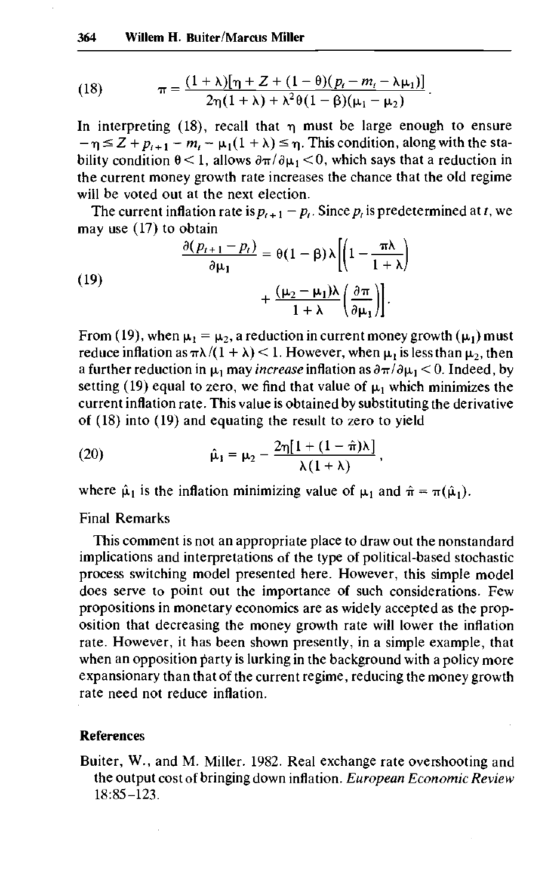$$\pi = \frac{(1 + \lambda)[\eta + Z + (1 - \theta)(p_t - m_t - \lambda\mu_1)]}{2\eta(1 + \lambda) + \lambda^2\theta(1 - \beta)(\mu_1 - \mu_2)}. \tag{18}$$

In interpreting (18), recall that $\eta$ must be large enough to ensure $-\eta \leq Z + p_{t+1} - m_t - \mu_1(1 + \lambda) \leq \eta$. This condition, along with the stability condition $\theta < 1$, allows $\partial\pi/\partial\mu_1 < 0$, which says that a reduction in the current money growth rate increases the chance that the old regime will be voted out at the next election.

The current inflation rate is $p_{t+1} - p_t$. Since $p_t$ is predetermined at $t$, we may use (17) to obtain

$$\frac{\partial(p_{t+1} - p_t)}{\partial\mu_1} = \theta(1 - \beta)\lambda\left[\left(1 - \frac{\pi\lambda}{1 + \lambda}\right) + \frac{(\mu_2 - \mu_1)\lambda}{1 + \lambda}\left(\frac{\partial\pi}{\partial\mu_1}\right)\right]. \tag{19}$$

From (19), when $\mu_1 = \mu_2$, a reduction in current money growth ($\mu_1$) must reduce inflation as $\pi\lambda/(1 + \lambda) < 1$. However, when $\mu_1$ is less than $\mu_2$, then a further reduction in $\mu_1$ may *increase* inflation as $\partial\pi/\partial\mu_1 < 0$. Indeed, by setting (19) equal to zero, we find that value of $\mu_1$ which minimizes the current inflation rate. This value is obtained by substituting the derivative of (18) into (19) and equating the result to zero to yield

$$\hat{\mu}_1 = \mu_2 - \frac{2\eta[1 + (1 - \hat{\pi})\lambda]}{\lambda(1 + \lambda)}, \tag{20}$$

where $\hat{\mu}_1$ is the inflation minimizing value of $\mu_1$ and $\hat{\pi} = \pi(\hat{\mu}_1)$.

## Final Remarks

This comment is not an appropriate place to draw out the nonstandard implications and interpretations of the type of political-based stochastic process switching model presented here. However, this simple model does serve to point out the importance of such considerations. Few propositions in monetary economics are as widely accepted as the proposition that decreasing the money growth rate will lower the inflation rate. However, it has been shown presently, in a simple example, that when an opposition party is lurking in the background with a policy more expansionary than that of the current regime, reducing the money growth rate need not reduce inflation.

## References

Buiter, W., and M. Miller. 1982. Real exchange rate overshooting and the output cost of bringing down inflation. *European Economic Review* 18:85–123.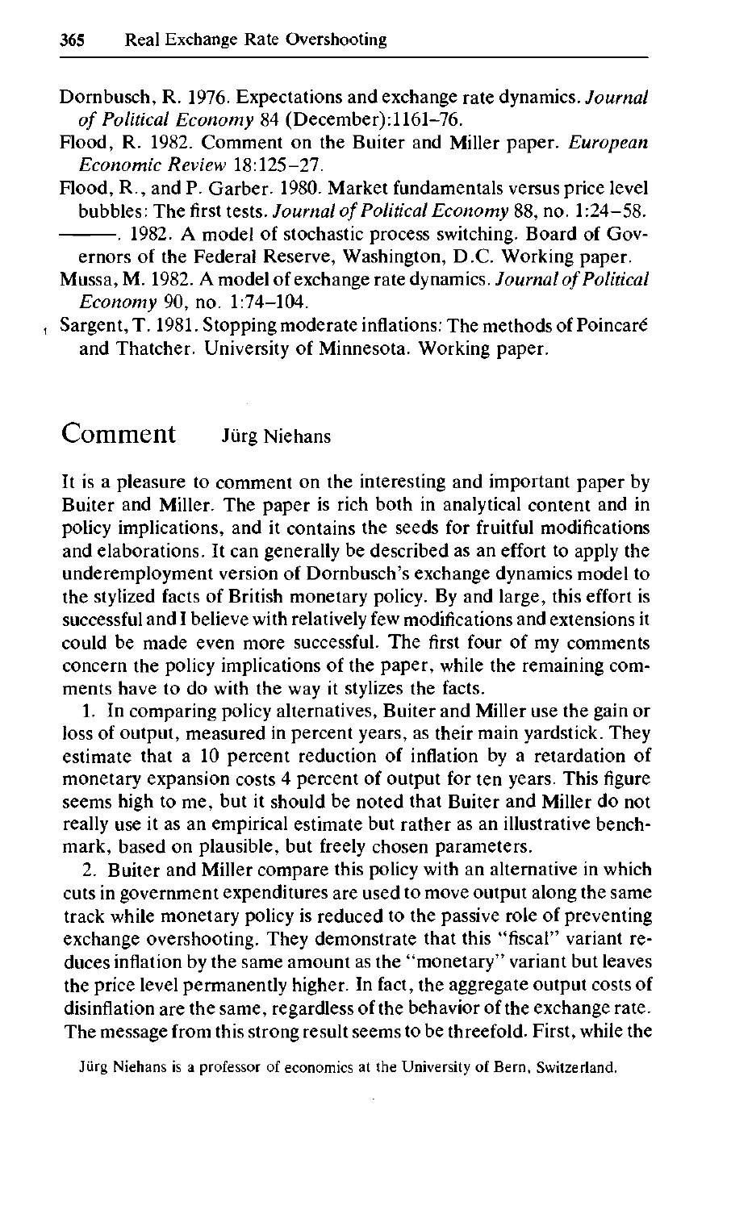Dornbusch, R. 1976. Expectations and exchange rate dynamics. *Journal of Political Economy* 84 (December):1161–76.

Flood, R. 1982. Comment on the Buiter and Miller paper. *European Economic Review* 18:125–27.

Flood, R., and P. Garber. 1980. Market fundamentals versus price level bubbles: The first tests. *Journal of Political Economy* 88, no. 1:24–58.

———. 1982. A model of stochastic process switching. Board of Governors of the Federal Reserve, Washington, D.C. Working paper.

Mussa, M. 1982. A model of exchange rate dynamics. *Journal of Political Economy* 90, no. 1:74–104.

Sargent, T. 1981. Stopping moderate inflations: The methods of Poincaré and Thatcher. University of Minnesota. Working paper.

## Comment  Jürg Niehans

It is a pleasure to comment on the interesting and important paper by Buiter and Miller. The paper is rich both in analytical content and in policy implications, and it contains the seeds for fruitful modifications and elaborations. It can generally be described as an effort to apply the underemployment version of Dornbusch's exchange dynamics model to the stylized facts of British monetary policy. By and large, this effort is successful and I believe with relatively few modifications and extensions it could be made even more successful. The first four of my comments concern the policy implications of the paper, while the remaining comments have to do with the way it stylizes the facts.

1. In comparing policy alternatives, Buiter and Miller use the gain or loss of output, measured in percent years, as their main yardstick. They estimate that a 10 percent reduction of inflation by a retardation of monetary expansion costs 4 percent of output for ten years. This figure seems high to me, but it should be noted that Buiter and Miller do not really use it as an empirical estimate but rather as an illustrative benchmark, based on plausible, but freely chosen parameters.

2. Buiter and Miller compare this policy with an alternative in which cuts in government expenditures are used to move output along the same track while monetary policy is reduced to the passive role of preventing exchange overshooting. They demonstrate that this "fiscal" variant reduces inflation by the same amount as the "monetary" variant but leaves the price level permanently higher. In fact, the aggregate output costs of disinflation are the same, regardless of the behavior of the exchange rate. The message from this strong result seems to be threefold. First, while the

Jürg Niehans is a professor of economics at the University of Bern, Switzerland.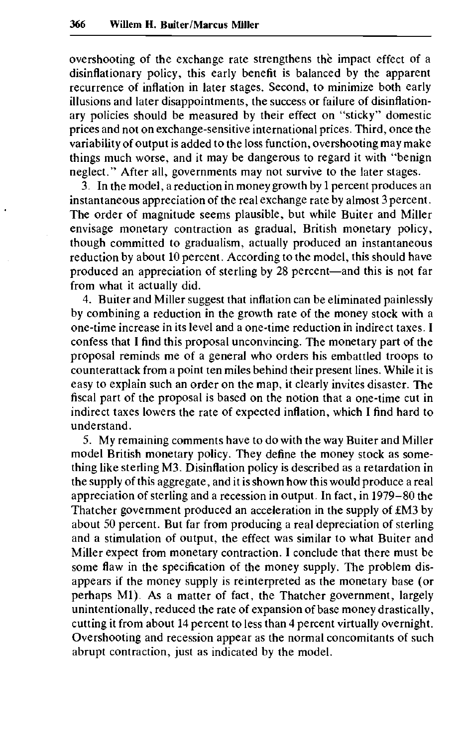overshooting of the exchange rate strengthens the impact effect of a disinflationary policy, this early benefit is balanced by the apparent recurrence of inflation in later stages. Second, to minimize both early illusions and later disappointments, the success or failure of disinflationary policies should be measured by their effect on "sticky" domestic prices and not on exchange-sensitive international prices. Third, once the variability of output is added to the loss function, overshooting may make things much worse, and it may be dangerous to regard it with "benign neglect." After all, governments may not survive to the later stages.

3. In the model, a reduction in money growth by 1 percent produces an instantaneous appreciation of the real exchange rate by almost 3 percent. The order of magnitude seems plausible, but while Buiter and Miller envisage monetary contraction as gradual, British monetary policy, though committed to gradualism, actually produced an instantaneous reduction by about 10 percent. According to the model, this should have produced an appreciation of sterling by 28 percent—and this is not far from what it actually did.

4. Buiter and Miller suggest that inflation can be eliminated painlessly by combining a reduction in the growth rate of the money stock with a one-time increase in its level and a one-time reduction in indirect taxes. I confess that I find this proposal unconvincing. The monetary part of the proposal reminds me of a general who orders his embattled troops to counterattack from a point ten miles behind their present lines. While it is easy to explain such an order on the map, it clearly invites disaster. The fiscal part of the proposal is based on the notion that a one-time cut in indirect taxes lowers the rate of expected inflation, which I find hard to understand.

5. My remaining comments have to do with the way Buiter and Miller model British monetary policy. They define the money stock as something like sterling M3. Disinflation policy is described as a retardation in the supply of this aggregate, and it is shown how this would produce a real appreciation of sterling and a recession in output. In fact, in 1979–80 the Thatcher government produced an acceleration in the supply of £M3 by about 50 percent. But far from producing a real depreciation of sterling and a stimulation of output, the effect was similar to what Buiter and Miller expect from monetary contraction. I conclude that there must be some flaw in the specification of the money supply. The problem disappears if the money supply is reinterpreted as the monetary base (or perhaps M1). As a matter of fact, the Thatcher government, largely unintentionally, reduced the rate of expansion of base money drastically, cutting it from about 14 percent to less than 4 percent virtually overnight. Overshooting and recession appear as the normal concomitants of such abrupt contraction, just as indicated by the model.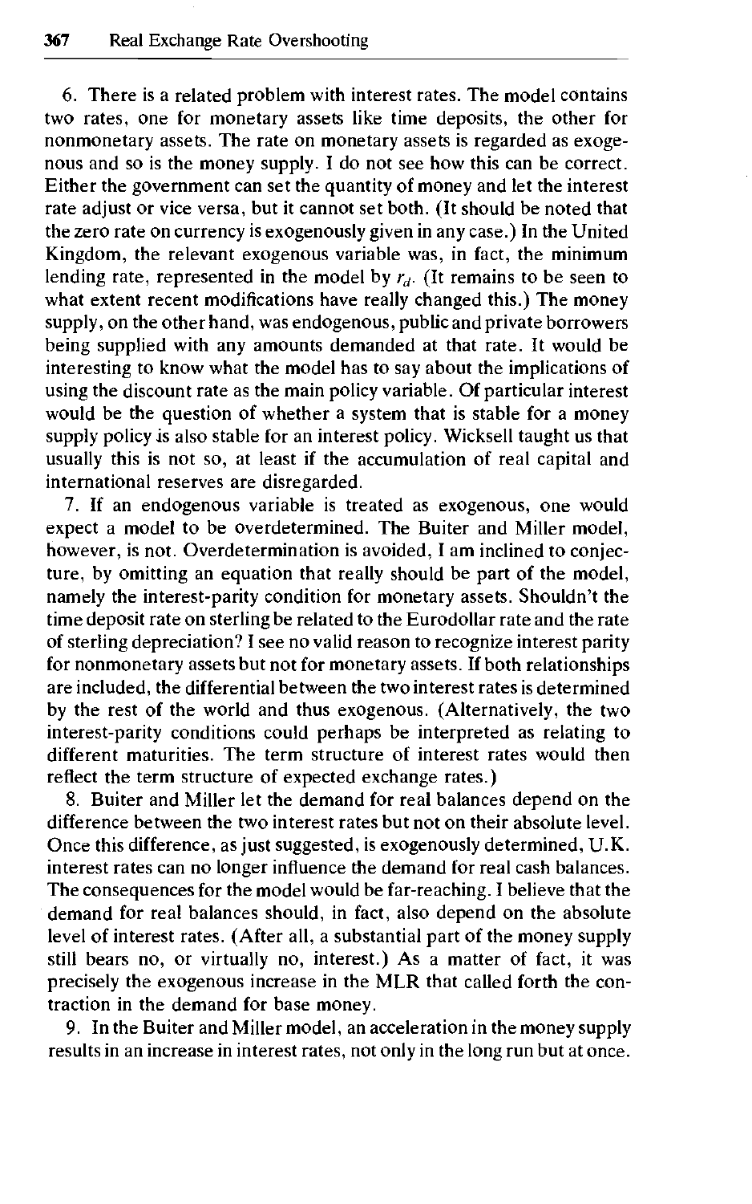6. There is a related problem with interest rates. The model contains two rates, one for monetary assets like time deposits, the other for nonmonetary assets. The rate on monetary assets is regarded as exogenous and so is the money supply. I do not see how this can be correct. Either the government can set the quantity of money and let the interest rate adjust or vice versa, but it cannot set both. (It should be noted that the zero rate on currency is exogenously given in any case.) In the United Kingdom, the relevant exogenous variable was, in fact, the minimum lending rate, represented in the model by $r_d$. (It remains to be seen to what extent recent modifications have really changed this.) The money supply, on the other hand, was endogenous, public and private borrowers being supplied with any amounts demanded at that rate. It would be interesting to know what the model has to say about the implications of using the discount rate as the main policy variable. Of particular interest would be the question of whether a system that is stable for a money supply policy is also stable for an interest policy. Wicksell taught us that usually this is not so, at least if the accumulation of real capital and international reserves are disregarded.

7. If an endogenous variable is treated as exogenous, one would expect a model to be overdetermined. The Buiter and Miller model, however, is not. Overdetermination is avoided, I am inclined to conjecture, by omitting an equation that really should be part of the model, namely the interest-parity condition for monetary assets. Shouldn't the time deposit rate on sterling be related to the Eurodollar rate and the rate of sterling depreciation? I see no valid reason to recognize interest parity for nonmonetary assets but not for monetary assets. If both relationships are included, the differential between the two interest rates is determined by the rest of the world and thus exogenous. (Alternatively, the two interest-parity conditions could perhaps be interpreted as relating to different maturities. The term structure of interest rates would then reflect the term structure of expected exchange rates.)

8. Buiter and Miller let the demand for real balances depend on the difference between the two interest rates but not on their absolute level. Once this difference, as just suggested, is exogenously determined, U.K. interest rates can no longer influence the demand for real cash balances. The consequences for the model would be far-reaching. I believe that the demand for real balances should, in fact, also depend on the absolute level of interest rates. (After all, a substantial part of the money supply still bears no, or virtually no, interest.) As a matter of fact, it was precisely the exogenous increase in the MLR that called forth the contraction in the demand for base money.

9. In the Buiter and Miller model, an acceleration in the money supply results in an increase in interest rates, not only in the long run but at once.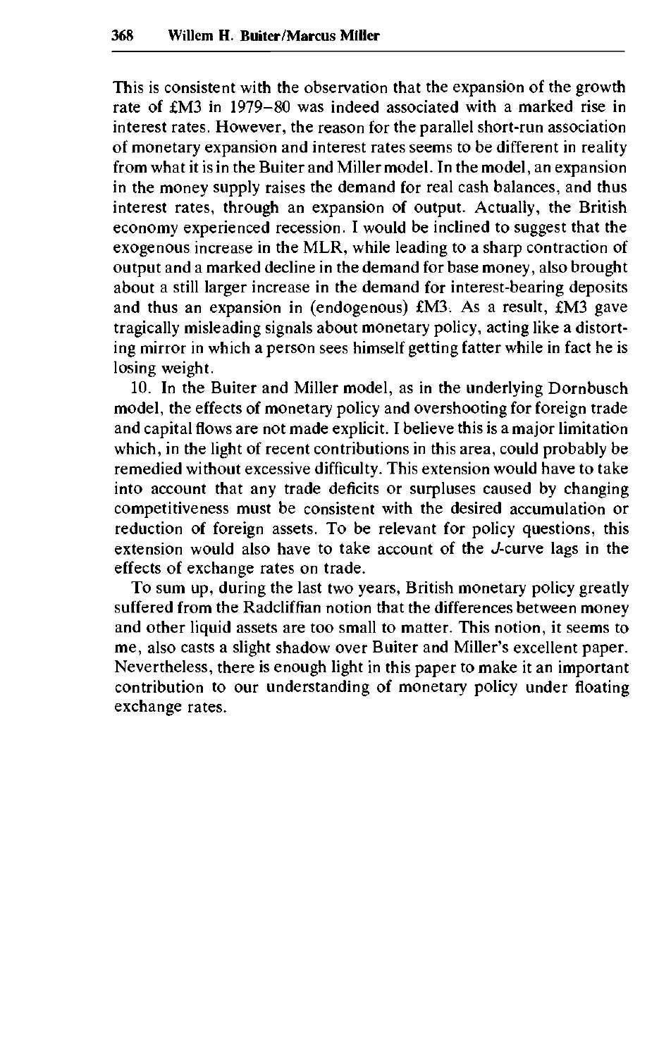This is consistent with the observation that the expansion of the growth rate of £M3 in 1979–80 was indeed associated with a marked rise in interest rates. However, the reason for the parallel short-run association of monetary expansion and interest rates seems to be different in reality from what it is in the Buiter and Miller model. In the model, an expansion in the money supply raises the demand for real cash balances, and thus interest rates, through an expansion of output. Actually, the British economy experienced recession. I would be inclined to suggest that the exogenous increase in the MLR, while leading to a sharp contraction of output and a marked decline in the demand for base money, also brought about a still larger increase in the demand for interest-bearing deposits and thus an expansion in (endogenous) £M3. As a result, £M3 gave tragically misleading signals about monetary policy, acting like a distorting mirror in which a person sees himself getting fatter while in fact he is losing weight.

10. In the Buiter and Miller model, as in the underlying Dornbusch model, the effects of monetary policy and overshooting for foreign trade and capital flows are not made explicit. I believe this is a major limitation which, in the light of recent contributions in this area, could probably be remedied without excessive difficulty. This extension would have to take into account that any trade deficits or surpluses caused by changing competitiveness must be consistent with the desired accumulation or reduction of foreign assets. To be relevant for policy questions, this extension would also have to take account of the *J*-curve lags in the effects of exchange rates on trade.

To sum up, during the last two years, British monetary policy greatly suffered from the Radcliffian notion that the differences between money and other liquid assets are too small to matter. This notion, it seems to me, also casts a slight shadow over Buiter and Miller's excellent paper. Nevertheless, there is enough light in this paper to make it an important contribution to our understanding of monetary policy under floating exchange rates.